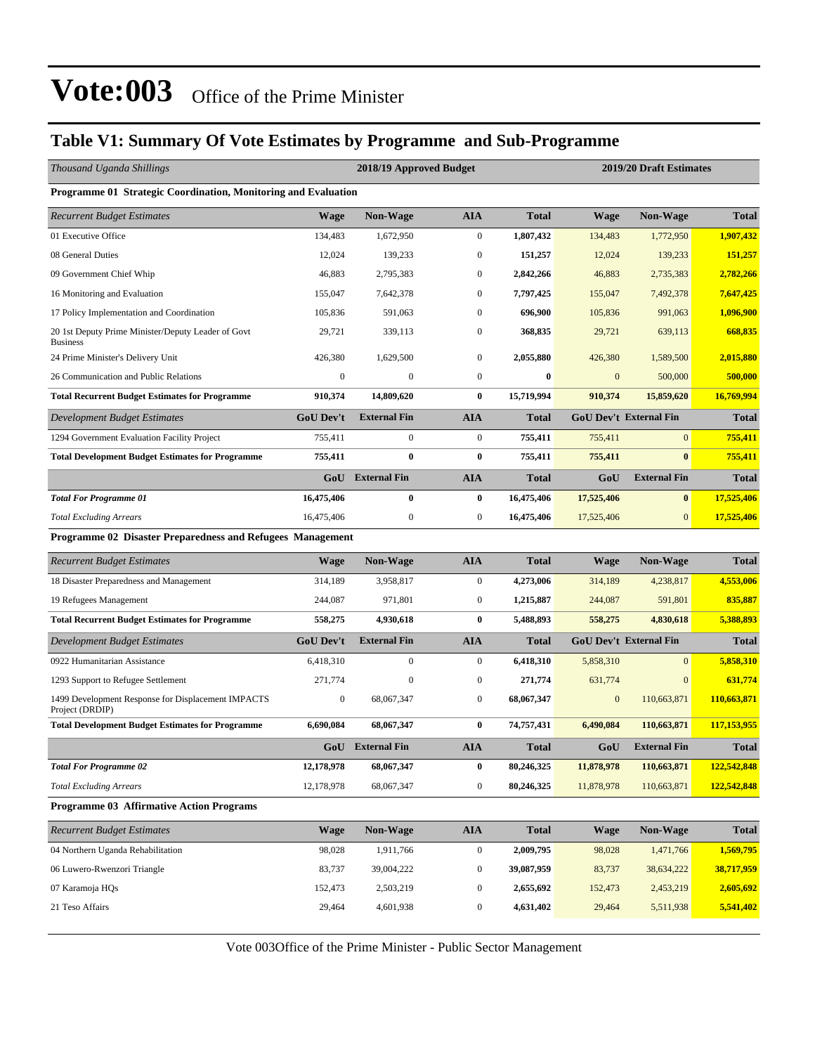# Vote:003 Office of the Prime Minister

## Table V1: Summary Of Vote Estimates by Programme and Sub-Programme

| *Thousand Uganda Shillings* | 2018/19 Approved Budget | | | | 2019/20 Draft Estimates | | |
|---|---|---|---|---|---|---|---|
| **Programme 01 Strategic Coordination, Monitoring and Evaluation** | | | | | | | |
| *Recurrent Budget Estimates* | **Wage** | **Non-Wage** | **AIA** | **Total** | **Wage** | **Non-Wage** | **Total** |
| 01 Executive Office | 134,483 | 1,672,950 | 0 | **1,807,432** | 134,483 | 1,772,950 | **1,907,432** |
| 08 General Duties | 12,024 | 139,233 | 0 | **151,257** | 12,024 | 139,233 | **151,257** |
| 09 Government Chief Whip | 46,883 | 2,795,383 | 0 | **2,842,266** | 46,883 | 2,735,383 | **2,782,266** |
| 16 Monitoring and Evaluation | 155,047 | 7,642,378 | 0 | **7,797,425** | 155,047 | 7,492,378 | **7,647,425** |
| 17 Policy Implementation and Coordination | 105,836 | 591,063 | 0 | **696,900** | 105,836 | 991,063 | **1,096,900** |
| 20 1st Deputy Prime Minister/Deputy Leader of Govt Business | 29,721 | 339,113 | 0 | **368,835** | 29,721 | 639,113 | **668,835** |
| 24 Prime Minister's Delivery Unit | 426,380 | 1,629,500 | 0 | **2,055,880** | 426,380 | 1,589,500 | **2,015,880** |
| 26 Communication and Public Relations | 0 | 0 | 0 | **0** | 0 | 500,000 | **500,000** |
| **Total Recurrent Budget Estimates for Programme** | **910,374** | **14,809,620** | **0** | **15,719,994** | **910,374** | **15,859,620** | **16,769,994** |
| *Development Budget Estimates* | **GoU Dev't** | **External Fin** | **AIA** | **Total** | **GoU Dev't** | **External Fin** | **Total** |
| 1294 Government Evaluation Facility Project | 755,411 | 0 | 0 | **755,411** | 755,411 | 0 | **755,411** |
| **Total Development Budget Estimates for Programme** | **755,411** | **0** | **0** | **755,411** | **755,411** | **0** | **755,411** |
| | **GoU** | **External Fin** | **AIA** | **Total** | **GoU** | **External Fin** | **Total** |
| ***Total For Programme 01*** | **16,475,406** | **0** | **0** | **16,475,406** | **17,525,406** | **0** | **17,525,406** |
| *Total Excluding Arrears* | 16,475,406 | 0 | 0 | **16,475,406** | 17,525,406 | 0 | **17,525,406** |
| **Programme 02 Disaster Preparedness and Refugees Management** | | | | | | | |
| *Recurrent Budget Estimates* | **Wage** | **Non-Wage** | **AIA** | **Total** | **Wage** | **Non-Wage** | **Total** |
| 18 Disaster Preparedness and Management | 314,189 | 3,958,817 | 0 | **4,273,006** | 314,189 | 4,238,817 | **4,553,006** |
| 19 Refugees Management | 244,087 | 971,801 | 0 | **1,215,887** | 244,087 | 591,801 | **835,887** |
| **Total Recurrent Budget Estimates for Programme** | **558,275** | **4,930,618** | **0** | **5,488,893** | **558,275** | **4,830,618** | **5,388,893** |
| *Development Budget Estimates* | **GoU Dev't** | **External Fin** | **AIA** | **Total** | **GoU Dev't** | **External Fin** | **Total** |
| 0922 Humanitarian Assistance | 6,418,310 | 0 | 0 | **6,418,310** | 5,858,310 | 0 | **5,858,310** |
| 1293 Support to Refugee Settlement | 271,774 | 0 | 0 | **271,774** | 631,774 | 0 | **631,774** |
| 1499 Development Response for Displacement IMPACTS Project (DRDIP) | 0 | 68,067,347 | 0 | **68,067,347** | 0 | 110,663,871 | **110,663,871** |
| **Total Development Budget Estimates for Programme** | **6,690,084** | **68,067,347** | **0** | **74,757,431** | **6,490,084** | **110,663,871** | **117,153,955** |
| | **GoU** | **External Fin** | **AIA** | **Total** | **GoU** | **External Fin** | **Total** |
| ***Total For Programme 02*** | **12,178,978** | **68,067,347** | **0** | **80,246,325** | **11,878,978** | **110,663,871** | **122,542,848** |
| *Total Excluding Arrears* | 12,178,978 | 68,067,347 | 0 | **80,246,325** | 11,878,978 | 110,663,871 | **122,542,848** |
| **Programme 03 Affirmative Action Programs** | | | | | | | |
| *Recurrent Budget Estimates* | **Wage** | **Non-Wage** | **AIA** | **Total** | **Wage** | **Non-Wage** | **Total** |
| 04 Northern Uganda Rehabilitation | 98,028 | 1,911,766 | 0 | **2,009,795** | 98,028 | 1,471,766 | **1,569,795** |
| 06 Luwero-Rwenzori Triangle | 83,737 | 39,004,222 | 0 | **39,087,959** | 83,737 | 38,634,222 | **38,717,959** |
| 07 Karamoja HQs | 152,473 | 2,503,219 | 0 | **2,655,692** | 152,473 | 2,453,219 | **2,605,692** |
| 21 Teso Affairs | 29,464 | 4,601,938 | 0 | **4,631,402** | 29,464 | 5,511,938 | **5,541,402** |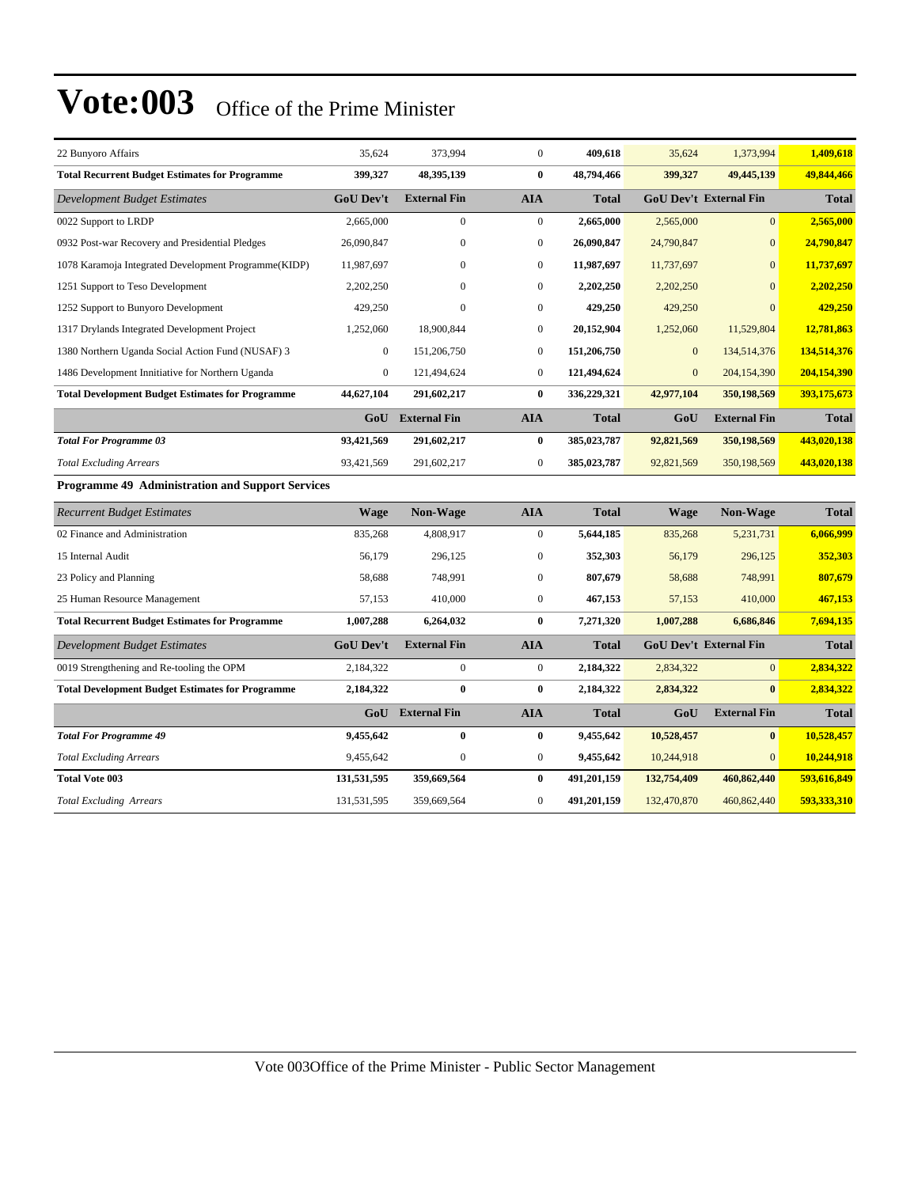# Vote:003 Office of the Prime Minister

| 22 Bunyoro Affairs | 35,624 | 373,994 | 0 | **409,618** | 35,624 | 1,373,994 | **1,409,618** |
|---|---|---|---|---|---|---|---|
| **Total Recurrent Budget Estimates for Programme** | **399,327** | **48,395,139** | **0** | **48,794,466** | **399,327** | **49,445,139** | **49,844,466** |
| *Development Budget Estimates* | **GoU Dev't** | **External Fin** | **AIA** | **Total** | **GoU Dev't** | **External Fin** | **Total** |
| 0022 Support to LRDP | 2,665,000 | 0 | 0 | **2,665,000** | 2,565,000 | 0 | **2,565,000** |
| 0932 Post-war Recovery and Presidential Pledges | 26,090,847 | 0 | 0 | **26,090,847** | 24,790,847 | 0 | **24,790,847** |
| 1078 Karamoja Integrated Development Programme(KIDP) | 11,987,697 | 0 | 0 | **11,987,697** | 11,737,697 | 0 | **11,737,697** |
| 1251 Support to Teso Development | 2,202,250 | 0 | 0 | **2,202,250** | 2,202,250 | 0 | **2,202,250** |
| 1252 Support to Bunyoro Development | 429,250 | 0 | 0 | **429,250** | 429,250 | 0 | **429,250** |
| 1317 Drylands Integrated Development Project | 1,252,060 | 18,900,844 | 0 | **20,152,904** | 1,252,060 | 11,529,804 | **12,781,863** |
| 1380 Northern Uganda Social Action Fund (NUSAF) 3 | 0 | 151,206,750 | 0 | **151,206,750** | 0 | 134,514,376 | **134,514,376** |
| 1486 Development Innitiative for Northern Uganda | 0 | 121,494,624 | 0 | **121,494,624** | 0 | 204,154,390 | **204,154,390** |
| **Total Development Budget Estimates for Programme** | **44,627,104** | **291,602,217** | **0** | **336,229,321** | **42,977,104** | **350,198,569** | **393,175,673** |
| | **GoU** | **External Fin** | **AIA** | **Total** | **GoU** | **External Fin** | **Total** |
| ***Total For Programme 03*** | **93,421,569** | **291,602,217** | **0** | **385,023,787** | **92,821,569** | **350,198,569** | **443,020,138** |
| *Total Excluding Arrears* | 93,421,569 | 291,602,217 | 0 | 385,023,787 | 92,821,569 | 350,198,569 | **443,020,138** |

**Programme 49 Administration and Support Services**

| *Recurrent Budget Estimates* | **Wage** | **Non-Wage** | **AIA** | **Total** | **Wage** | **Non-Wage** | **Total** |
|---|---|---|---|---|---|---|---|
| 02 Finance and Administration | 835,268 | 4,808,917 | 0 | **5,644,185** | 835,268 | 5,231,731 | **6,066,999** |
| 15 Internal Audit | 56,179 | 296,125 | 0 | **352,303** | 56,179 | 296,125 | **352,303** |
| 23 Policy and Planning | 58,688 | 748,991 | 0 | **807,679** | 58,688 | 748,991 | **807,679** |
| 25 Human Resource Management | 57,153 | 410,000 | 0 | **467,153** | 57,153 | 410,000 | **467,153** |
| **Total Recurrent Budget Estimates for Programme** | **1,007,288** | **6,264,032** | **0** | **7,271,320** | **1,007,288** | **6,686,846** | **7,694,135** |
| *Development Budget Estimates* | **GoU Dev't** | **External Fin** | **AIA** | **Total** | **GoU Dev't** | **External Fin** | **Total** |
| 0019 Strengthening and Re-tooling the OPM | 2,184,322 | 0 | 0 | **2,184,322** | 2,834,322 | 0 | **2,834,322** |
| **Total Development Budget Estimates for Programme** | **2,184,322** | **0** | **0** | **2,184,322** | **2,834,322** | **0** | **2,834,322** |
| | **GoU** | **External Fin** | **AIA** | **Total** | **GoU** | **External Fin** | **Total** |
| ***Total For Programme 49*** | **9,455,642** | **0** | **0** | **9,455,642** | **10,528,457** | **0** | **10,528,457** |
| *Total Excluding Arrears* | 9,455,642 | 0 | 0 | **9,455,642** | 10,244,918 | 0 | **10,244,918** |
| **Total Vote 003** | **131,531,595** | **359,669,564** | **0** | **491,201,159** | **132,754,409** | **460,862,440** | **593,616,849** |
| *Total Excluding Arrears* | 131,531,595 | 359,669,564 | 0 | **491,201,159** | 132,470,870 | 460,862,440 | **593,333,310** |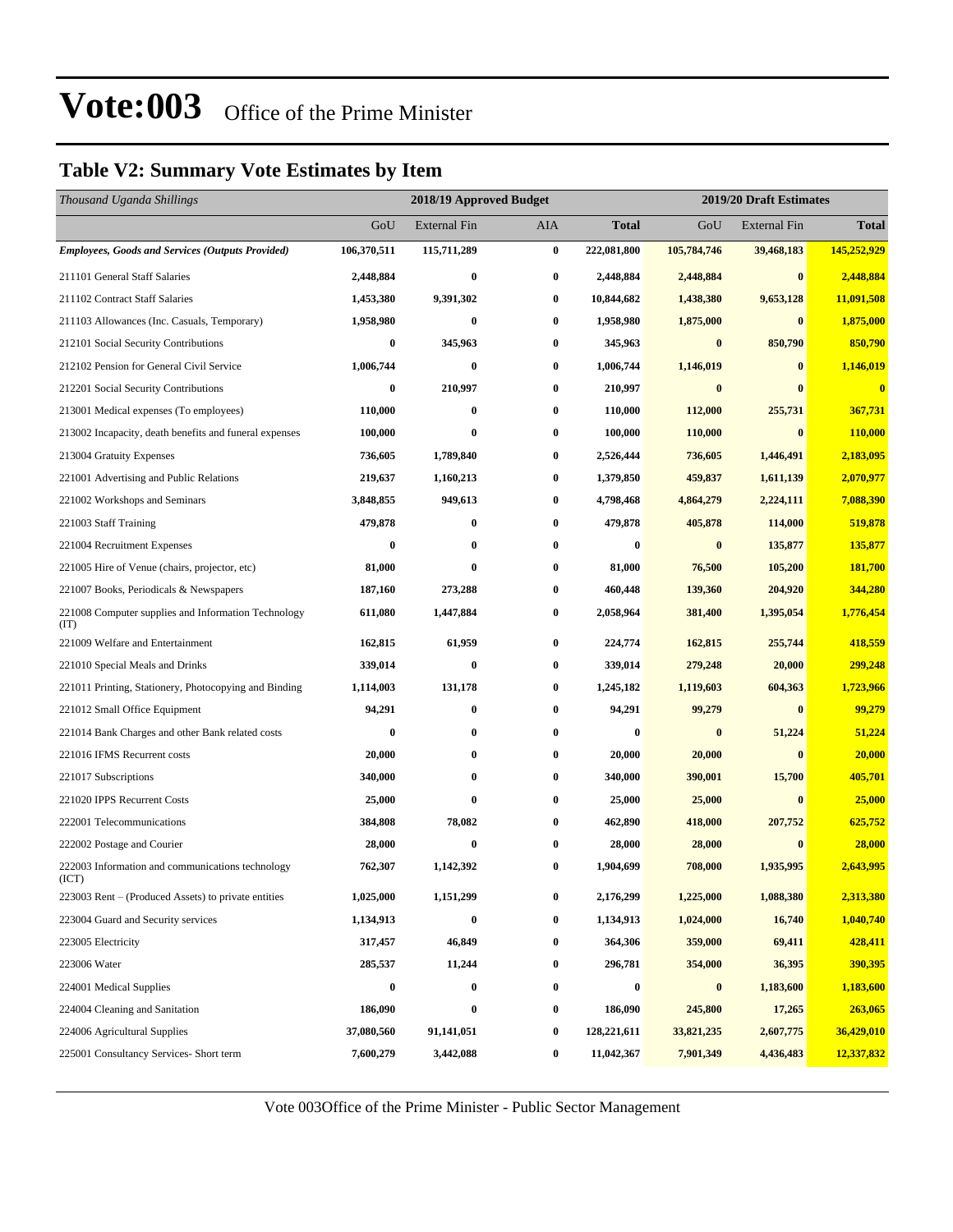# Vote:003 Office of the Prime Minister

## Table V2: Summary Vote Estimates by Item

| *Thousand Uganda Shillings* | 2018/19 Approved Budget | | | | 2019/20 Draft Estimates | | |
|---|---|---|---|---|---|---|---|
| | GoU | External Fin | AIA | **Total** | GoU | External Fin | **Total** |
| ***Employees, Goods and Services (Outputs Provided)*** | **106,370,511** | **115,711,289** | **0** | **222,081,800** | **105,784,746** | **39,468,183** | **145,252,929** |
| 211101 General Staff Salaries | **2,448,884** | **0** | **0** | **2,448,884** | **2,448,884** | **0** | **2,448,884** |
| 211102 Contract Staff Salaries | **1,453,380** | **9,391,302** | **0** | **10,844,682** | **1,438,380** | **9,653,128** | **11,091,508** |
| 211103 Allowances (Inc. Casuals, Temporary) | **1,958,980** | **0** | **0** | **1,958,980** | **1,875,000** | **0** | **1,875,000** |
| 212101 Social Security Contributions | **0** | **345,963** | **0** | **345,963** | **0** | **850,790** | **850,790** |
| 212102 Pension for General Civil Service | **1,006,744** | **0** | **0** | **1,006,744** | **1,146,019** | **0** | **1,146,019** |
| 212201 Social Security Contributions | **0** | **210,997** | **0** | **210,997** | **0** | **0** | **0** |
| 213001 Medical expenses (To employees) | **110,000** | **0** | **0** | **110,000** | **112,000** | **255,731** | **367,731** |
| 213002 Incapacity, death benefits and funeral expenses | **100,000** | **0** | **0** | **100,000** | **110,000** | **0** | **110,000** |
| 213004 Gratuity Expenses | **736,605** | **1,789,840** | **0** | **2,526,444** | **736,605** | **1,446,491** | **2,183,095** |
| 221001 Advertising and Public Relations | **219,637** | **1,160,213** | **0** | **1,379,850** | **459,837** | **1,611,139** | **2,070,977** |
| 221002 Workshops and Seminars | **3,848,855** | **949,613** | **0** | **4,798,468** | **4,864,279** | **2,224,111** | **7,088,390** |
| 221003 Staff Training | **479,878** | **0** | **0** | **479,878** | **405,878** | **114,000** | **519,878** |
| 221004 Recruitment Expenses | **0** | **0** | **0** | **0** | **0** | **135,877** | **135,877** |
| 221005 Hire of Venue (chairs, projector, etc) | **81,000** | **0** | **0** | **81,000** | **76,500** | **105,200** | **181,700** |
| 221007 Books, Periodicals & Newspapers | **187,160** | **273,288** | **0** | **460,448** | **139,360** | **204,920** | **344,280** |
| 221008 Computer supplies and Information Technology (IT) | **611,080** | **1,447,884** | **0** | **2,058,964** | **381,400** | **1,395,054** | **1,776,454** |
| 221009 Welfare and Entertainment | **162,815** | **61,959** | **0** | **224,774** | **162,815** | **255,744** | **418,559** |
| 221010 Special Meals and Drinks | **339,014** | **0** | **0** | **339,014** | **279,248** | **20,000** | **299,248** |
| 221011 Printing, Stationery, Photocopying and Binding | **1,114,003** | **131,178** | **0** | **1,245,182** | **1,119,603** | **604,363** | **1,723,966** |
| 221012 Small Office Equipment | **94,291** | **0** | **0** | **94,291** | **99,279** | **0** | **99,279** |
| 221014 Bank Charges and other Bank related costs | **0** | **0** | **0** | **0** | **0** | **51,224** | **51,224** |
| 221016 IFMS Recurrent costs | **20,000** | **0** | **0** | **20,000** | **20,000** | **0** | **20,000** |
| 221017 Subscriptions | **340,000** | **0** | **0** | **340,000** | **390,001** | **15,700** | **405,701** |
| 221020 IPPS Recurrent Costs | **25,000** | **0** | **0** | **25,000** | **25,000** | **0** | **25,000** |
| 222001 Telecommunications | **384,808** | **78,082** | **0** | **462,890** | **418,000** | **207,752** | **625,752** |
| 222002 Postage and Courier | **28,000** | **0** | **0** | **28,000** | **28,000** | **0** | **28,000** |
| 222003 Information and communications technology (ICT) | **762,307** | **1,142,392** | **0** | **1,904,699** | **708,000** | **1,935,995** | **2,643,995** |
| 223003 Rent – (Produced Assets) to private entities | **1,025,000** | **1,151,299** | **0** | **2,176,299** | **1,225,000** | **1,088,380** | **2,313,380** |
| 223004 Guard and Security services | **1,134,913** | **0** | **0** | **1,134,913** | **1,024,000** | **16,740** | **1,040,740** |
| 223005 Electricity | **317,457** | **46,849** | **0** | **364,306** | **359,000** | **69,411** | **428,411** |
| 223006 Water | **285,537** | **11,244** | **0** | **296,781** | **354,000** | **36,395** | **390,395** |
| 224001 Medical Supplies | **0** | **0** | **0** | **0** | **0** | **1,183,600** | **1,183,600** |
| 224004 Cleaning and Sanitation | **186,090** | **0** | **0** | **186,090** | **245,800** | **17,265** | **263,065** |
| 224006 Agricultural Supplies | **37,080,560** | **91,141,051** | **0** | **128,221,611** | **33,821,235** | **2,607,775** | **36,429,010** |
| 225001 Consultancy Services- Short term | **7,600,279** | **3,442,088** | **0** | **11,042,367** | **7,901,349** | **4,436,483** | **12,337,832** |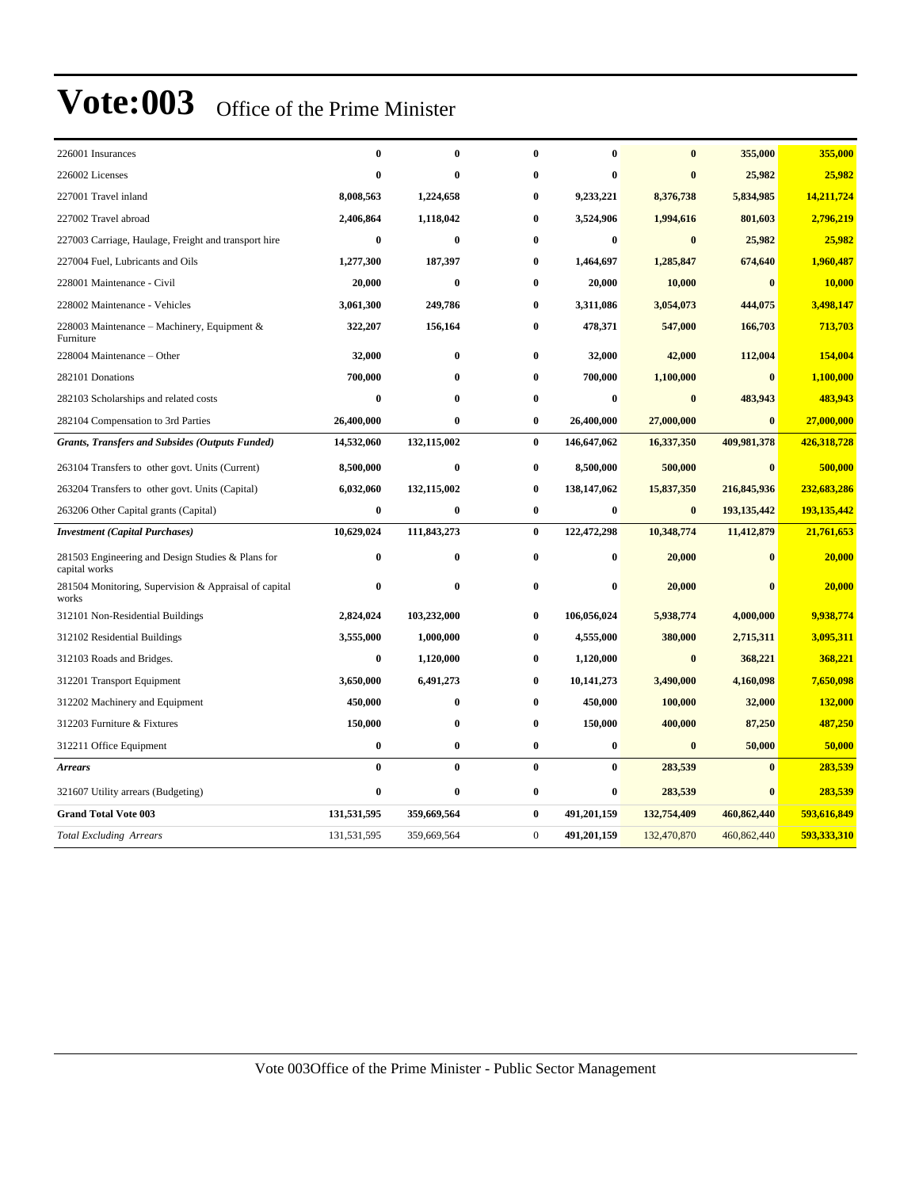# Vote:003 Office of the Prime Minister

| | | | | | | | |
|---|---|---|---|---|---|---|---|
| 226001 Insurances | **0** | **0** | **0** | **0** | **0** | **355,000** | **355,000** |
| 226002 Licenses | **0** | **0** | **0** | **0** | **0** | **25,982** | **25,982** |
| 227001 Travel inland | **8,008,563** | **1,224,658** | **0** | **9,233,221** | **8,376,738** | **5,834,985** | **14,211,724** |
| 227002 Travel abroad | **2,406,864** | **1,118,042** | **0** | **3,524,906** | **1,994,616** | **801,603** | **2,796,219** |
| 227003 Carriage, Haulage, Freight and transport hire | **0** | **0** | **0** | **0** | **0** | **25,982** | **25,982** |
| 227004 Fuel, Lubricants and Oils | **1,277,300** | **187,397** | **0** | **1,464,697** | **1,285,847** | **674,640** | **1,960,487** |
| 228001 Maintenance - Civil | **20,000** | **0** | **0** | **20,000** | **10,000** | **0** | **10,000** |
| 228002 Maintenance - Vehicles | **3,061,300** | **249,786** | **0** | **3,311,086** | **3,054,073** | **444,075** | **3,498,147** |
| 228003 Maintenance – Machinery, Equipment & Furniture | **322,207** | **156,164** | **0** | **478,371** | **547,000** | **166,703** | **713,703** |
| 228004 Maintenance – Other | **32,000** | **0** | **0** | **32,000** | **42,000** | **112,004** | **154,004** |
| 282101 Donations | **700,000** | **0** | **0** | **700,000** | **1,100,000** | **0** | **1,100,000** |
| 282103 Scholarships and related costs | **0** | **0** | **0** | **0** | **0** | **483,943** | **483,943** |
| 282104 Compensation to 3rd Parties | **26,400,000** | **0** | **0** | **26,400,000** | **27,000,000** | **0** | **27,000,000** |
| ***Grants, Transfers and Subsides (Outputs Funded)*** | **14,532,060** | **132,115,002** | **0** | **146,647,062** | **16,337,350** | **409,981,378** | **426,318,728** |
| 263104 Transfers to other govt. Units (Current) | **8,500,000** | **0** | **0** | **8,500,000** | **500,000** | **0** | **500,000** |
| 263204 Transfers to other govt. Units (Capital) | **6,032,060** | **132,115,002** | **0** | **138,147,062** | **15,837,350** | **216,845,936** | **232,683,286** |
| 263206 Other Capital grants (Capital) | **0** | **0** | **0** | **0** | **0** | **193,135,442** | **193,135,442** |
| ***Investment (Capital Purchases)*** | **10,629,024** | **111,843,273** | **0** | **122,472,298** | **10,348,774** | **11,412,879** | **21,761,653** |
| 281503 Engineering and Design Studies & Plans for capital works | **0** | **0** | **0** | **0** | **20,000** | **0** | **20,000** |
| 281504 Monitoring, Supervision & Appraisal of capital works | **0** | **0** | **0** | **0** | **20,000** | **0** | **20,000** |
| 312101 Non-Residential Buildings | **2,824,024** | **103,232,000** | **0** | **106,056,024** | **5,938,774** | **4,000,000** | **9,938,774** |
| 312102 Residential Buildings | **3,555,000** | **1,000,000** | **0** | **4,555,000** | **380,000** | **2,715,311** | **3,095,311** |
| 312103 Roads and Bridges. | **0** | **1,120,000** | **0** | **1,120,000** | **0** | **368,221** | **368,221** |
| 312201 Transport Equipment | **3,650,000** | **6,491,273** | **0** | **10,141,273** | **3,490,000** | **4,160,098** | **7,650,098** |
| 312202 Machinery and Equipment | **450,000** | **0** | **0** | **450,000** | **100,000** | **32,000** | **132,000** |
| 312203 Furniture & Fixtures | **150,000** | **0** | **0** | **150,000** | **400,000** | **87,250** | **487,250** |
| 312211 Office Equipment | **0** | **0** | **0** | **0** | **0** | **50,000** | **50,000** |
| ***Arrears*** | **0** | **0** | **0** | **0** | **283,539** | **0** | **283,539** |
| 321607 Utility arrears (Budgeting) | **0** | **0** | **0** | **0** | **283,539** | **0** | **283,539** |
| **Grand Total Vote 003** | **131,531,595** | **359,669,564** | **0** | **491,201,159** | **132,754,409** | **460,862,440** | **593,616,849** |
| *Total Excluding Arrears* | 131,531,595 | 359,669,564 | 0 | **491,201,159** | 132,470,870 | 460,862,440 | **593,333,310** |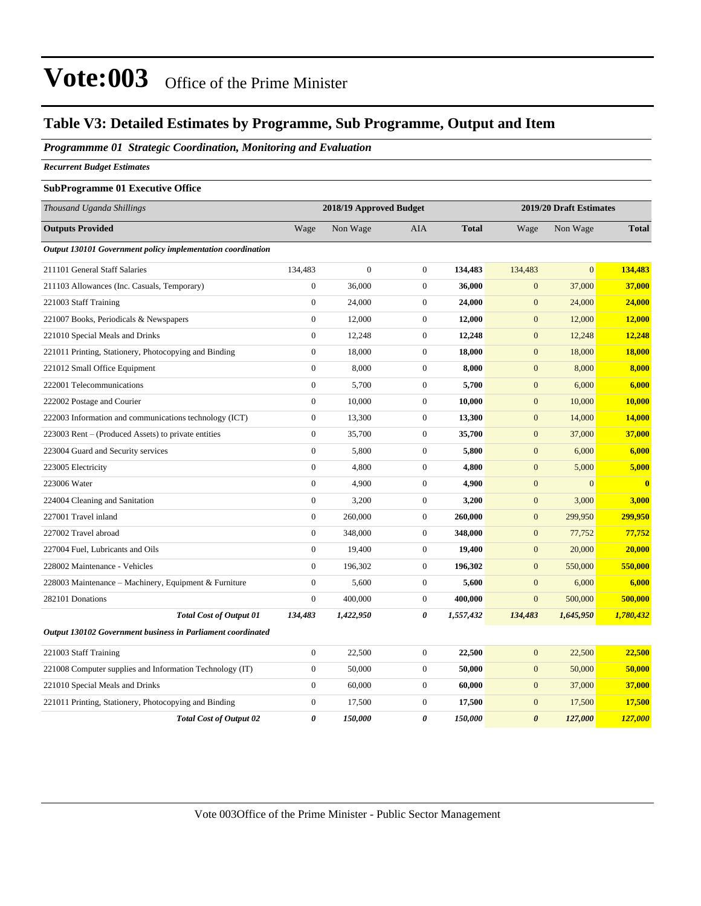# Vote:003 Office of the Prime Minister

## Table V3: Detailed Estimates by Programme, Sub Programme, Output and Item

### *Programmme 01 Strategic Coordination, Monitoring and Evaluation*

***Recurrent Budget Estimates***

**SubProgramme 01 Executive Office**

| *Thousand Uganda Shillings* | 2018/19 Approved Budget | | | | 2019/20 Draft Estimates | | |
|---|---|---|---|---|---|---|---|
| **Outputs Provided** | Wage | Non Wage | AIA | **Total** | Wage | Non Wage | **Total** |
| ***Output 130101 Government policy implementation coordination*** | | | | | | | |
| 211101 General Staff Salaries | 134,483 | 0 | 0 | **134,483** | 134,483 | 0 | **134,483** |
| 211103 Allowances (Inc. Casuals, Temporary) | 0 | 36,000 | 0 | **36,000** | 0 | 37,000 | **37,000** |
| 221003 Staff Training | 0 | 24,000 | 0 | **24,000** | 0 | 24,000 | **24,000** |
| 221007 Books, Periodicals & Newspapers | 0 | 12,000 | 0 | **12,000** | 0 | 12,000 | **12,000** |
| 221010 Special Meals and Drinks | 0 | 12,248 | 0 | **12,248** | 0 | 12,248 | **12,248** |
| 221011 Printing, Stationery, Photocopying and Binding | 0 | 18,000 | 0 | **18,000** | 0 | 18,000 | **18,000** |
| 221012 Small Office Equipment | 0 | 8,000 | 0 | **8,000** | 0 | 8,000 | **8,000** |
| 222001 Telecommunications | 0 | 5,700 | 0 | **5,700** | 0 | 6,000 | **6,000** |
| 222002 Postage and Courier | 0 | 10,000 | 0 | **10,000** | 0 | 10,000 | **10,000** |
| 222003 Information and communications technology (ICT) | 0 | 13,300 | 0 | **13,300** | 0 | 14,000 | **14,000** |
| 223003 Rent – (Produced Assets) to private entities | 0 | 35,700 | 0 | **35,700** | 0 | 37,000 | **37,000** |
| 223004 Guard and Security services | 0 | 5,800 | 0 | **5,800** | 0 | 6,000 | **6,000** |
| 223005 Electricity | 0 | 4,800 | 0 | **4,800** | 0 | 5,000 | **5,000** |
| 223006 Water | 0 | 4,900 | 0 | **4,900** | 0 | 0 | **0** |
| 224004 Cleaning and Sanitation | 0 | 3,200 | 0 | **3,200** | 0 | 3,000 | **3,000** |
| 227001 Travel inland | 0 | 260,000 | 0 | **260,000** | 0 | 299,950 | **299,950** |
| 227002 Travel abroad | 0 | 348,000 | 0 | **348,000** | 0 | 77,752 | **77,752** |
| 227004 Fuel, Lubricants and Oils | 0 | 19,400 | 0 | **19,400** | 0 | 20,000 | **20,000** |
| 228002 Maintenance - Vehicles | 0 | 196,302 | 0 | **196,302** | 0 | 550,000 | **550,000** |
| 228003 Maintenance – Machinery, Equipment & Furniture | 0 | 5,600 | 0 | **5,600** | 0 | 6,000 | **6,000** |
| 282101 Donations | 0 | 400,000 | 0 | **400,000** | 0 | 500,000 | **500,000** |
| ***Total Cost of Output 01*** | ***134,483*** | ***1,422,950*** | ***0*** | ***1,557,432*** | ***134,483*** | ***1,645,950*** | ***1,780,432*** |
| ***Output 130102 Government business in Parliament coordinated*** | | | | | | | |
| 221003 Staff Training | 0 | 22,500 | 0 | **22,500** | 0 | 22,500 | **22,500** |
| 221008 Computer supplies and Information Technology (IT) | 0 | 50,000 | 0 | **50,000** | 0 | 50,000 | **50,000** |
| 221010 Special Meals and Drinks | 0 | 60,000 | 0 | **60,000** | 0 | 37,000 | **37,000** |
| 221011 Printing, Stationery, Photocopying and Binding | 0 | 17,500 | 0 | **17,500** | 0 | 17,500 | **17,500** |
| ***Total Cost of Output 02*** | ***0*** | ***150,000*** | ***0*** | ***150,000*** | ***0*** | ***127,000*** | ***127,000*** |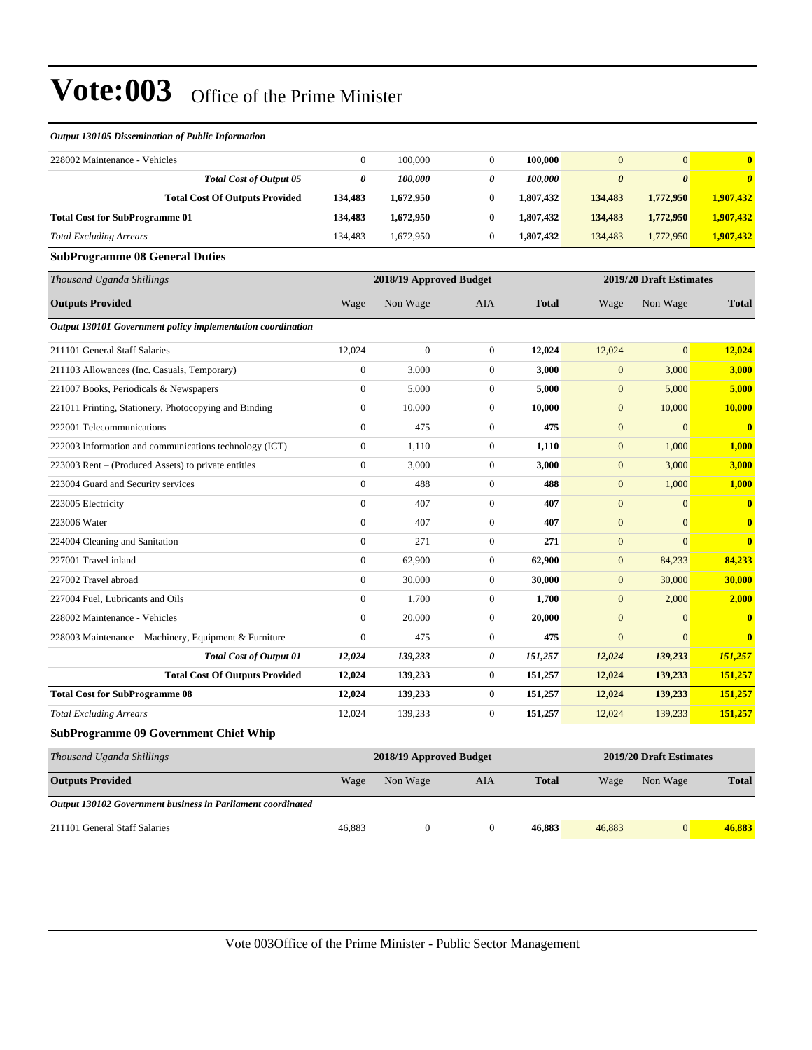# Vote:003 Office of the Prime Minister

*Output 130105 Dissemination of Public Information*

| | | | | | | | |
|---|---|---|---|---|---|---|---|
| 228002 Maintenance - Vehicles | 0 | 100,000 | 0 | **100,000** | 0 | 0 | **0** |
| ***Total Cost of Output 05*** | ***0*** | ***100,000*** | ***0*** | ***100,000*** | ***0*** | ***0*** | ***0*** |
| **Total Cost Of Outputs Provided** | **134,483** | **1,672,950** | **0** | **1,807,432** | **134,483** | **1,772,950** | **1,907,432** |
| **Total Cost for SubProgramme 01** | **134,483** | **1,672,950** | **0** | **1,807,432** | **134,483** | **1,772,950** | **1,907,432** |
| *Total Excluding Arrears* | 134,483 | 1,672,950 | 0 | **1,807,432** | 134,483 | 1,772,950 | **1,907,432** |

### SubProgramme 08 General Duties

| *Thousand Uganda Shillings* | 2018/19 Approved Budget | | | | 2019/20 Draft Estimates | | |
|---|---|---|---|---|---|---|---|
| **Outputs Provided** | Wage | Non Wage | AIA | **Total** | Wage | Non Wage | **Total** |
| ***Output 130101 Government policy implementation coordination*** | | | | | | | |
| 211101 General Staff Salaries | 12,024 | 0 | 0 | **12,024** | 12,024 | 0 | **12,024** |
| 211103 Allowances (Inc. Casuals, Temporary) | 0 | 3,000 | 0 | **3,000** | 0 | 3,000 | **3,000** |
| 221007 Books, Periodicals & Newspapers | 0 | 5,000 | 0 | **5,000** | 0 | 5,000 | **5,000** |
| 221011 Printing, Stationery, Photocopying and Binding | 0 | 10,000 | 0 | **10,000** | 0 | 10,000 | **10,000** |
| 222001 Telecommunications | 0 | 475 | 0 | **475** | 0 | 0 | **0** |
| 222003 Information and communications technology (ICT) | 0 | 1,110 | 0 | **1,110** | 0 | 1,000 | **1,000** |
| 223003 Rent – (Produced Assets) to private entities | 0 | 3,000 | 0 | **3,000** | 0 | 3,000 | **3,000** |
| 223004 Guard and Security services | 0 | 488 | 0 | **488** | 0 | 1,000 | **1,000** |
| 223005 Electricity | 0 | 407 | 0 | **407** | 0 | 0 | **0** |
| 223006 Water | 0 | 407 | 0 | **407** | 0 | 0 | **0** |
| 224004 Cleaning and Sanitation | 0 | 271 | 0 | **271** | 0 | 0 | **0** |
| 227001 Travel inland | 0 | 62,900 | 0 | **62,900** | 0 | 84,233 | **84,233** |
| 227002 Travel abroad | 0 | 30,000 | 0 | **30,000** | 0 | 30,000 | **30,000** |
| 227004 Fuel, Lubricants and Oils | 0 | 1,700 | 0 | **1,700** | 0 | 2,000 | **2,000** |
| 228002 Maintenance - Vehicles | 0 | 20,000 | 0 | **20,000** | 0 | 0 | **0** |
| 228003 Maintenance – Machinery, Equipment & Furniture | 0 | 475 | 0 | **475** | 0 | 0 | **0** |
| ***Total Cost of Output 01*** | ***12,024*** | ***139,233*** | ***0*** | ***151,257*** | ***12,024*** | ***139,233*** | ***151,257*** |
| **Total Cost Of Outputs Provided** | **12,024** | **139,233** | **0** | **151,257** | **12,024** | **139,233** | **151,257** |
| **Total Cost for SubProgramme 08** | **12,024** | **139,233** | **0** | **151,257** | **12,024** | **139,233** | **151,257** |
| *Total Excluding Arrears* | 12,024 | 139,233 | 0 | **151,257** | 12,024 | 139,233 | **151,257** |

### SubProgramme 09 Government Chief Whip

| *Thousand Uganda Shillings* | 2018/19 Approved Budget | | | | 2019/20 Draft Estimates | | |
|---|---|---|---|---|---|---|---|
| **Outputs Provided** | Wage | Non Wage | AIA | **Total** | Wage | Non Wage | **Total** |
| ***Output 130102 Government business in Parliament coordinated*** | | | | | | | |
| 211101 General Staff Salaries | 46,883 | 0 | 0 | **46,883** | 46,883 | 0 | **46,883** |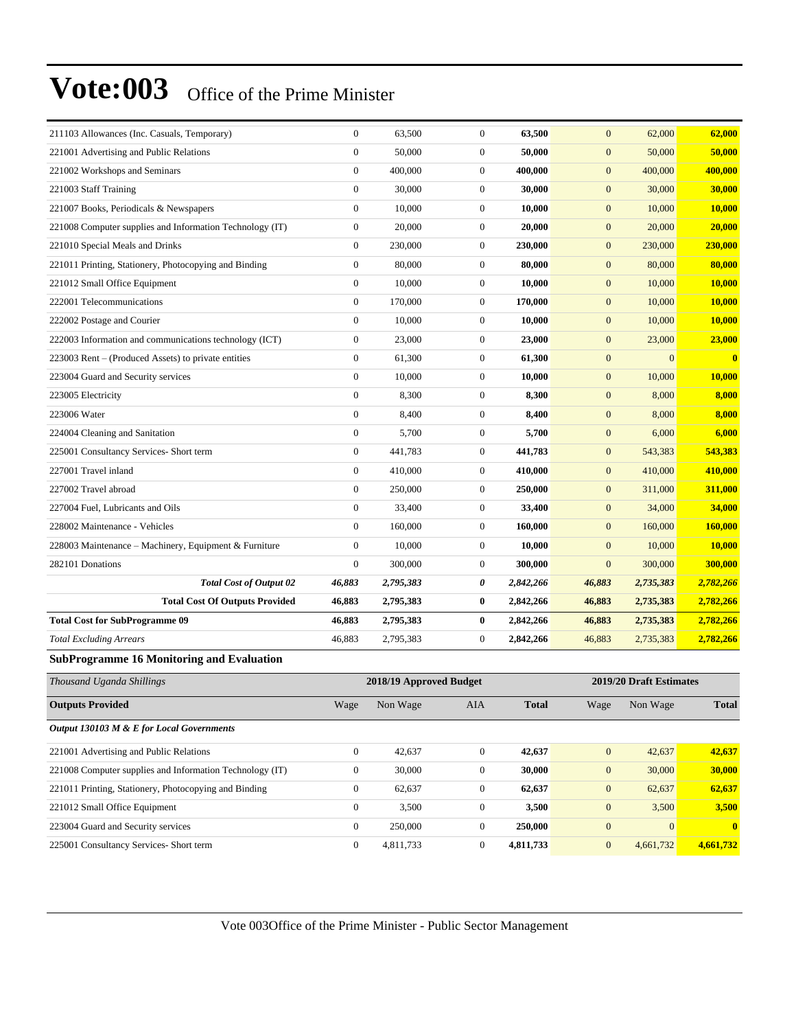| | | | | | | | |
|---|---|---|---|---|---|---|---|
| 211103 Allowances (Inc. Casuals, Temporary) | 0 | 63,500 | 0 | **63,500** | 0 | 62,000 | **62,000** |
| 221001 Advertising and Public Relations | 0 | 50,000 | 0 | **50,000** | 0 | 50,000 | **50,000** |
| 221002 Workshops and Seminars | 0 | 400,000 | 0 | **400,000** | 0 | 400,000 | **400,000** |
| 221003 Staff Training | 0 | 30,000 | 0 | **30,000** | 0 | 30,000 | **30,000** |
| 221007 Books, Periodicals & Newspapers | 0 | 10,000 | 0 | **10,000** | 0 | 10,000 | **10,000** |
| 221008 Computer supplies and Information Technology (IT) | 0 | 20,000 | 0 | **20,000** | 0 | 20,000 | **20,000** |
| 221010 Special Meals and Drinks | 0 | 230,000 | 0 | **230,000** | 0 | 230,000 | **230,000** |
| 221011 Printing, Stationery, Photocopying and Binding | 0 | 80,000 | 0 | **80,000** | 0 | 80,000 | **80,000** |
| 221012 Small Office Equipment | 0 | 10,000 | 0 | **10,000** | 0 | 10,000 | **10,000** |
| 222001 Telecommunications | 0 | 170,000 | 0 | **170,000** | 0 | 10,000 | **10,000** |
| 222002 Postage and Courier | 0 | 10,000 | 0 | **10,000** | 0 | 10,000 | **10,000** |
| 222003 Information and communications technology (ICT) | 0 | 23,000 | 0 | **23,000** | 0 | 23,000 | **23,000** |
| 223003 Rent – (Produced Assets) to private entities | 0 | 61,300 | 0 | **61,300** | 0 | 0 | **0** |
| 223004 Guard and Security services | 0 | 10,000 | 0 | **10,000** | 0 | 10,000 | **10,000** |
| 223005 Electricity | 0 | 8,300 | 0 | **8,300** | 0 | 8,000 | **8,000** |
| 223006 Water | 0 | 8,400 | 0 | **8,400** | 0 | 8,000 | **8,000** |
| 224004 Cleaning and Sanitation | 0 | 5,700 | 0 | **5,700** | 0 | 6,000 | **6,000** |
| 225001 Consultancy Services- Short term | 0 | 441,783 | 0 | **441,783** | 0 | 543,383 | **543,383** |
| 227001 Travel inland | 0 | 410,000 | 0 | **410,000** | 0 | 410,000 | **410,000** |
| 227002 Travel abroad | 0 | 250,000 | 0 | **250,000** | 0 | 311,000 | **311,000** |
| 227004 Fuel, Lubricants and Oils | 0 | 33,400 | 0 | **33,400** | 0 | 34,000 | **34,000** |
| 228002 Maintenance - Vehicles | 0 | 160,000 | 0 | **160,000** | 0 | 160,000 | **160,000** |
| 228003 Maintenance – Machinery, Equipment & Furniture | 0 | 10,000 | 0 | **10,000** | 0 | 10,000 | **10,000** |
| 282101 Donations | 0 | 300,000 | 0 | **300,000** | 0 | 300,000 | **300,000** |
| ***Total Cost of Output 02*** | ***46,883*** | ***2,795,383*** | ***0*** | ***2,842,266*** | ***46,883*** | ***2,735,383*** | ***2,782,266*** |
| **Total Cost Of Outputs Provided** | **46,883** | **2,795,383** | **0** | **2,842,266** | **46,883** | **2,735,383** | **2,782,266** |
| **Total Cost for SubProgramme 09** | **46,883** | **2,795,383** | **0** | **2,842,266** | **46,883** | **2,735,383** | **2,782,266** |
| *Total Excluding Arrears* | 46,883 | 2,795,383 | 0 | **2,842,266** | 46,883 | 2,735,383 | **2,782,266** |

### SubProgramme 16 Monitoring and Evaluation

| *Thousand Uganda Shillings* | 2018/19 Approved Budget | | | | 2019/20 Draft Estimates | | |
|---|---|---|---|---|---|---|---|
| **Outputs Provided** | Wage | Non Wage | AIA | **Total** | Wage | Non Wage | **Total** |
| ***Output 130103 M & E for Local Governments*** | | | | | | | |
| 221001 Advertising and Public Relations | 0 | 42,637 | 0 | **42,637** | 0 | 42,637 | **42,637** |
| 221008 Computer supplies and Information Technology (IT) | 0 | 30,000 | 0 | **30,000** | 0 | 30,000 | **30,000** |
| 221011 Printing, Stationery, Photocopying and Binding | 0 | 62,637 | 0 | **62,637** | 0 | 62,637 | **62,637** |
| 221012 Small Office Equipment | 0 | 3,500 | 0 | **3,500** | 0 | 3,500 | **3,500** |
| 223004 Guard and Security services | 0 | 250,000 | 0 | **250,000** | 0 | 0 | **0** |
| 225001 Consultancy Services- Short term | 0 | 4,811,733 | 0 | **4,811,733** | 0 | 4,661,732 | **4,661,732** |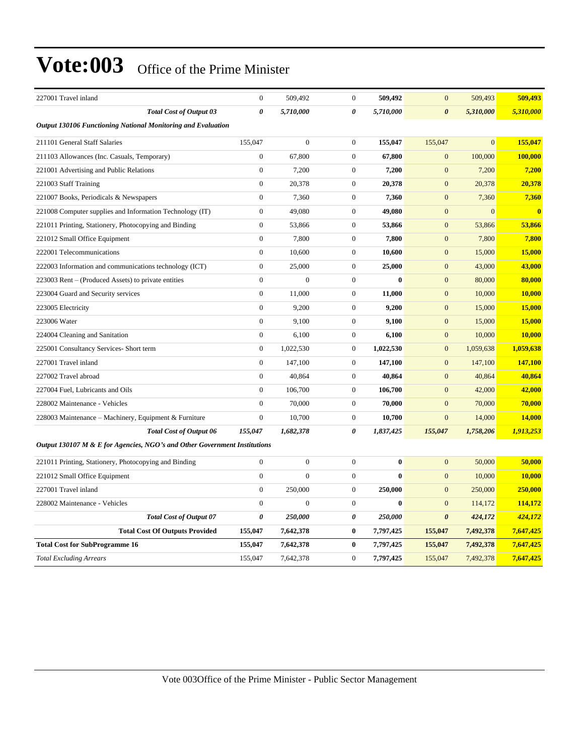# Vote:003 Office of the Prime Minister

| | | | | | | | |
|---|---|---|---|---|---|---|---|
| 227001 Travel inland | 0 | 509,492 | 0 | **509,492** | 0 | 509,493 | **509,493** |
| ***Total Cost of Output 03*** | ***0*** | ***5,710,000*** | ***0*** | ***5,710,000*** | ***0*** | ***5,310,000*** | ***5,310,000*** |
| ***Output 130106 Functioning National Monitoring and Evaluation*** | | | | | | | |
| 211101 General Staff Salaries | 155,047 | 0 | 0 | **155,047** | 155,047 | 0 | **155,047** |
| 211103 Allowances (Inc. Casuals, Temporary) | 0 | 67,800 | 0 | **67,800** | 0 | 100,000 | **100,000** |
| 221001 Advertising and Public Relations | 0 | 7,200 | 0 | **7,200** | 0 | 7,200 | **7,200** |
| 221003 Staff Training | 0 | 20,378 | 0 | **20,378** | 0 | 20,378 | **20,378** |
| 221007 Books, Periodicals & Newspapers | 0 | 7,360 | 0 | **7,360** | 0 | 7,360 | **7,360** |
| 221008 Computer supplies and Information Technology (IT) | 0 | 49,080 | 0 | **49,080** | 0 | 0 | **0** |
| 221011 Printing, Stationery, Photocopying and Binding | 0 | 53,866 | 0 | **53,866** | 0 | 53,866 | **53,866** |
| 221012 Small Office Equipment | 0 | 7,800 | 0 | **7,800** | 0 | 7,800 | **7,800** |
| 222001 Telecommunications | 0 | 10,600 | 0 | **10,600** | 0 | 15,000 | **15,000** |
| 222003 Information and communications technology (ICT) | 0 | 25,000 | 0 | **25,000** | 0 | 43,000 | **43,000** |
| 223003 Rent – (Produced Assets) to private entities | 0 | 0 | 0 | **0** | 0 | 80,000 | **80,000** |
| 223004 Guard and Security services | 0 | 11,000 | 0 | **11,000** | 0 | 10,000 | **10,000** |
| 223005 Electricity | 0 | 9,200 | 0 | **9,200** | 0 | 15,000 | **15,000** |
| 223006 Water | 0 | 9,100 | 0 | **9,100** | 0 | 15,000 | **15,000** |
| 224004 Cleaning and Sanitation | 0 | 6,100 | 0 | **6,100** | 0 | 10,000 | **10,000** |
| 225001 Consultancy Services- Short term | 0 | 1,022,530 | 0 | **1,022,530** | 0 | 1,059,638 | **1,059,638** |
| 227001 Travel inland | 0 | 147,100 | 0 | **147,100** | 0 | 147,100 | **147,100** |
| 227002 Travel abroad | 0 | 40,864 | 0 | **40,864** | 0 | 40,864 | **40,864** |
| 227004 Fuel, Lubricants and Oils | 0 | 106,700 | 0 | **106,700** | 0 | 42,000 | **42,000** |
| 228002 Maintenance - Vehicles | 0 | 70,000 | 0 | **70,000** | 0 | 70,000 | **70,000** |
| 228003 Maintenance – Machinery, Equipment & Furniture | 0 | 10,700 | 0 | **10,700** | 0 | 14,000 | **14,000** |
| ***Total Cost of Output 06*** | ***155,047*** | ***1,682,378*** | ***0*** | ***1,837,425*** | ***155,047*** | ***1,758,206*** | ***1,913,253*** |
| ***Output 130107 M & E for Agencies, NGO's and Other Government Institutions*** | | | | | | | |
| 221011 Printing, Stationery, Photocopying and Binding | 0 | 0 | 0 | **0** | 0 | 50,000 | **50,000** |
| 221012 Small Office Equipment | 0 | 0 | 0 | **0** | 0 | 10,000 | **10,000** |
| 227001 Travel inland | 0 | 250,000 | 0 | **250,000** | 0 | 250,000 | **250,000** |
| 228002 Maintenance - Vehicles | 0 | 0 | 0 | **0** | 0 | 114,172 | **114,172** |
| ***Total Cost of Output 07*** | ***0*** | ***250,000*** | ***0*** | ***250,000*** | ***0*** | ***424,172*** | ***424,172*** |
| **Total Cost Of Outputs Provided** | **155,047** | **7,642,378** | **0** | **7,797,425** | **155,047** | **7,492,378** | **7,647,425** |
| **Total Cost for SubProgramme 16** | **155,047** | **7,642,378** | **0** | **7,797,425** | **155,047** | **7,492,378** | **7,647,425** |
| *Total Excluding Arrears* | 155,047 | 7,642,378 | 0 | **7,797,425** | 155,047 | 7,492,378 | **7,647,425** |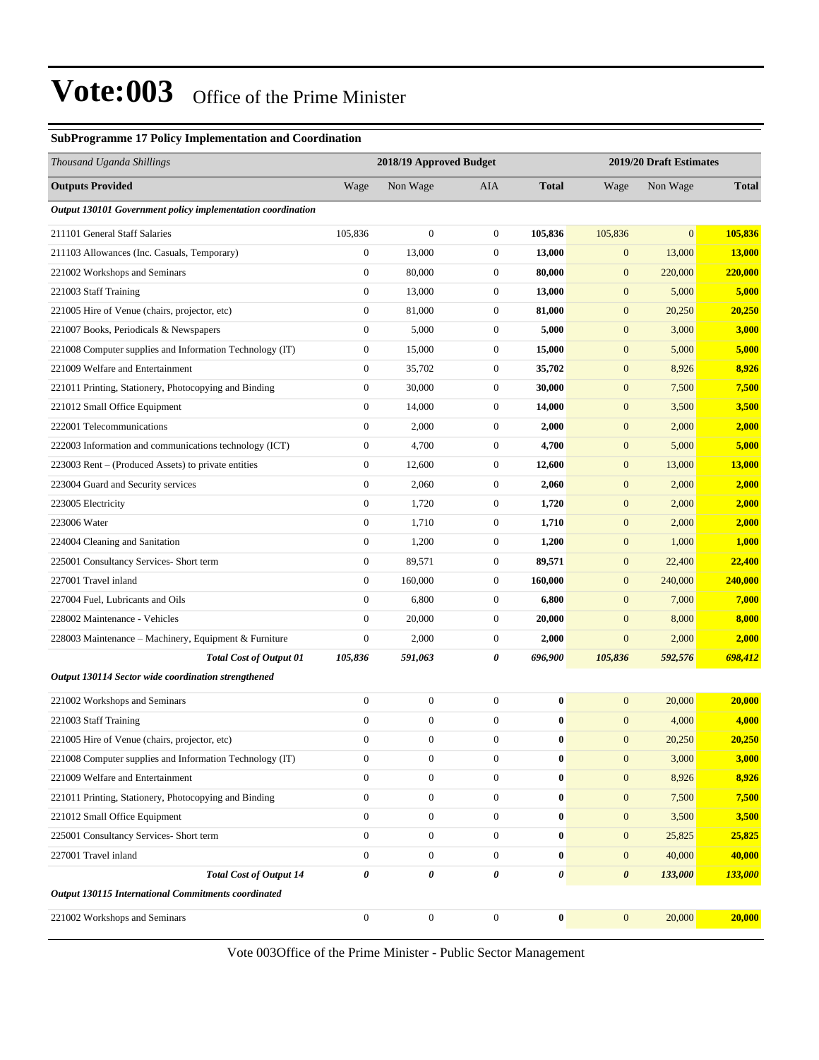# Vote:003 Office of the Prime Minister

### SubProgramme 17 Policy Implementation and Coordination

| *Thousand Uganda Shillings* | 2018/19 Approved Budget | | | | 2019/20 Draft Estimates | | |
|---|---|---|---|---|---|---|---|
| **Outputs Provided** | Wage | Non Wage | AIA | **Total** | Wage | Non Wage | **Total** |
| ***Output 130101 Government policy implementation coordination*** | | | | | | | |
| 211101 General Staff Salaries | 105,836 | 0 | 0 | **105,836** | 105,836 | 0 | **105,836** |
| 211103 Allowances (Inc. Casuals, Temporary) | 0 | 13,000 | 0 | **13,000** | 0 | 13,000 | **13,000** |
| 221002 Workshops and Seminars | 0 | 80,000 | 0 | **80,000** | 0 | 220,000 | **220,000** |
| 221003 Staff Training | 0 | 13,000 | 0 | **13,000** | 0 | 5,000 | **5,000** |
| 221005 Hire of Venue (chairs, projector, etc) | 0 | 81,000 | 0 | **81,000** | 0 | 20,250 | **20,250** |
| 221007 Books, Periodicals & Newspapers | 0 | 5,000 | 0 | **5,000** | 0 | 3,000 | **3,000** |
| 221008 Computer supplies and Information Technology (IT) | 0 | 15,000 | 0 | **15,000** | 0 | 5,000 | **5,000** |
| 221009 Welfare and Entertainment | 0 | 35,702 | 0 | **35,702** | 0 | 8,926 | **8,926** |
| 221011 Printing, Stationery, Photocopying and Binding | 0 | 30,000 | 0 | **30,000** | 0 | 7,500 | **7,500** |
| 221012 Small Office Equipment | 0 | 14,000 | 0 | **14,000** | 0 | 3,500 | **3,500** |
| 222001 Telecommunications | 0 | 2,000 | 0 | **2,000** | 0 | 2,000 | **2,000** |
| 222003 Information and communications technology (ICT) | 0 | 4,700 | 0 | **4,700** | 0 | 5,000 | **5,000** |
| 223003 Rent – (Produced Assets) to private entities | 0 | 12,600 | 0 | **12,600** | 0 | 13,000 | **13,000** |
| 223004 Guard and Security services | 0 | 2,060 | 0 | **2,060** | 0 | 2,000 | **2,000** |
| 223005 Electricity | 0 | 1,720 | 0 | **1,720** | 0 | 2,000 | **2,000** |
| 223006 Water | 0 | 1,710 | 0 | **1,710** | 0 | 2,000 | **2,000** |
| 224004 Cleaning and Sanitation | 0 | 1,200 | 0 | **1,200** | 0 | 1,000 | **1,000** |
| 225001 Consultancy Services- Short term | 0 | 89,571 | 0 | **89,571** | 0 | 22,400 | **22,400** |
| 227001 Travel inland | 0 | 160,000 | 0 | **160,000** | 0 | 240,000 | **240,000** |
| 227004 Fuel, Lubricants and Oils | 0 | 6,800 | 0 | **6,800** | 0 | 7,000 | **7,000** |
| 228002 Maintenance - Vehicles | 0 | 20,000 | 0 | **20,000** | 0 | 8,000 | **8,000** |
| 228003 Maintenance – Machinery, Equipment & Furniture | 0 | 2,000 | 0 | **2,000** | 0 | 2,000 | **2,000** |
| ***Total Cost of Output 01*** | ***105,836*** | ***591,063*** | ***0*** | ***696,900*** | ***105,836*** | ***592,576*** | ***698,412*** |
| ***Output 130114 Sector wide coordination strengthened*** | | | | | | | |
| 221002 Workshops and Seminars | 0 | 0 | 0 | **0** | 0 | 20,000 | **20,000** |
| 221003 Staff Training | 0 | 0 | 0 | **0** | 0 | 4,000 | **4,000** |
| 221005 Hire of Venue (chairs, projector, etc) | 0 | 0 | 0 | **0** | 0 | 20,250 | **20,250** |
| 221008 Computer supplies and Information Technology (IT) | 0 | 0 | 0 | **0** | 0 | 3,000 | **3,000** |
| 221009 Welfare and Entertainment | 0 | 0 | 0 | **0** | 0 | 8,926 | **8,926** |
| 221011 Printing, Stationery, Photocopying and Binding | 0 | 0 | 0 | **0** | 0 | 7,500 | **7,500** |
| 221012 Small Office Equipment | 0 | 0 | 0 | **0** | 0 | 3,500 | **3,500** |
| 225001 Consultancy Services- Short term | 0 | 0 | 0 | **0** | 0 | 25,825 | **25,825** |
| 227001 Travel inland | 0 | 0 | 0 | **0** | 0 | 40,000 | **40,000** |
| ***Total Cost of Output 14*** | ***0*** | ***0*** | ***0*** | ***0*** | ***0*** | ***133,000*** | ***133,000*** |
| ***Output 130115 International Commitments coordinated*** | | | | | | | |
| 221002 Workshops and Seminars | 0 | 0 | 0 | **0** | 0 | 20,000 | **20,000** |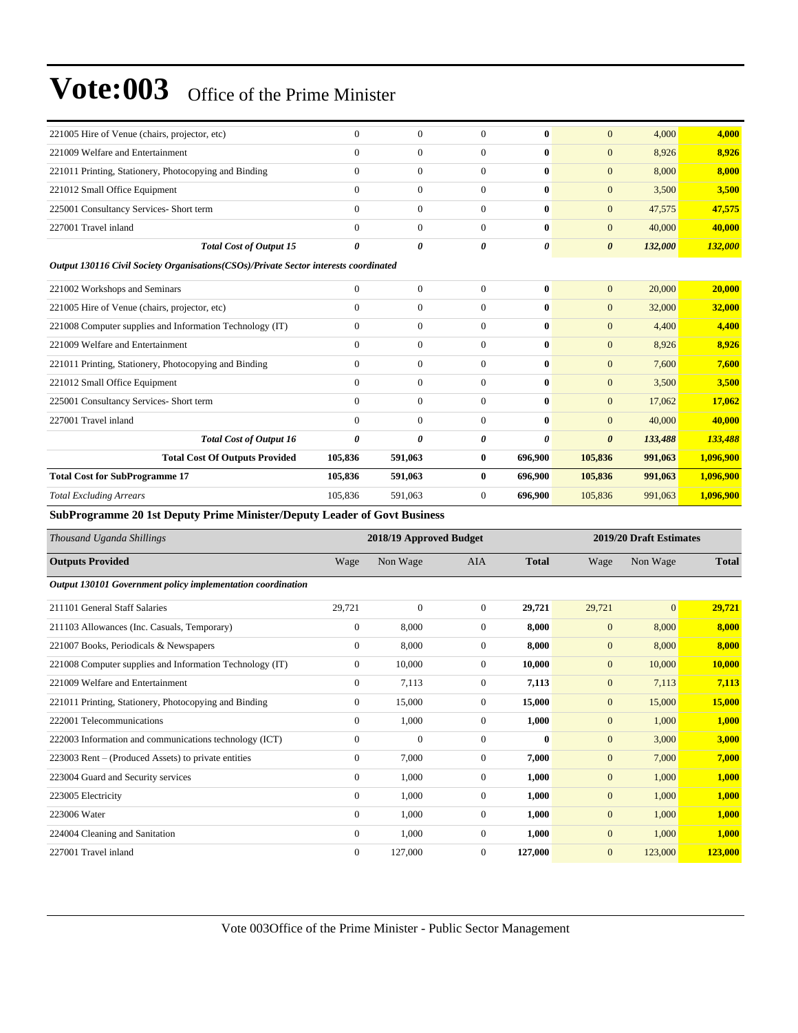# Vote:003 Office of the Prime Minister

| | | | | | | | |
|---|---|---|---|---|---|---|---|
| 221005 Hire of Venue (chairs, projector, etc) | 0 | 0 | 0 | **0** | 0 | 4,000 | **4,000** |
| 221009 Welfare and Entertainment | 0 | 0 | 0 | **0** | 0 | 8,926 | **8,926** |
| 221011 Printing, Stationery, Photocopying and Binding | 0 | 0 | 0 | **0** | 0 | 8,000 | **8,000** |
| 221012 Small Office Equipment | 0 | 0 | 0 | **0** | 0 | 3,500 | **3,500** |
| 225001 Consultancy Services- Short term | 0 | 0 | 0 | **0** | 0 | 47,575 | **47,575** |
| 227001 Travel inland | 0 | 0 | 0 | **0** | 0 | 40,000 | **40,000** |
| ***Total Cost of Output 15*** | ***0*** | ***0*** | ***0*** | ***0*** | ***0*** | ***132,000*** | ***132,000*** |
| ***Output 130116 Civil Society Organisations(CSOs)/Private Sector interests coordinated*** | | | | | | | |
| 221002 Workshops and Seminars | 0 | 0 | 0 | **0** | 0 | 20,000 | **20,000** |
| 221005 Hire of Venue (chairs, projector, etc) | 0 | 0 | 0 | **0** | 0 | 32,000 | **32,000** |
| 221008 Computer supplies and Information Technology (IT) | 0 | 0 | 0 | **0** | 0 | 4,400 | **4,400** |
| 221009 Welfare and Entertainment | 0 | 0 | 0 | **0** | 0 | 8,926 | **8,926** |
| 221011 Printing, Stationery, Photocopying and Binding | 0 | 0 | 0 | **0** | 0 | 7,600 | **7,600** |
| 221012 Small Office Equipment | 0 | 0 | 0 | **0** | 0 | 3,500 | **3,500** |
| 225001 Consultancy Services- Short term | 0 | 0 | 0 | **0** | 0 | 17,062 | **17,062** |
| 227001 Travel inland | 0 | 0 | 0 | **0** | 0 | 40,000 | **40,000** |
| ***Total Cost of Output 16*** | ***0*** | ***0*** | ***0*** | ***0*** | ***0*** | ***133,488*** | ***133,488*** |
| **Total Cost Of Outputs Provided** | **105,836** | **591,063** | **0** | **696,900** | **105,836** | **991,063** | **1,096,900** |
| **Total Cost for SubProgramme 17** | **105,836** | **591,063** | **0** | **696,900** | **105,836** | **991,063** | **1,096,900** |
| *Total Excluding Arrears* | 105,836 | 591,063 | 0 | **696,900** | 105,836 | 991,063 | **1,096,900** |

**SubProgramme 20 1st Deputy Prime Minister/Deputy Leader of Govt Business**

| *Thousand Uganda Shillings* | 2018/19 Approved Budget | | | | 2019/20 Draft Estimates | | |
|---|---|---|---|---|---|---|---|
| **Outputs Provided** | Wage | Non Wage | AIA | **Total** | Wage | Non Wage | **Total** |
| ***Output 130101 Government policy implementation coordination*** | | | | | | | |
| 211101 General Staff Salaries | 29,721 | 0 | 0 | **29,721** | 29,721 | 0 | **29,721** |
| 211103 Allowances (Inc. Casuals, Temporary) | 0 | 8,000 | 0 | **8,000** | 0 | 8,000 | **8,000** |
| 221007 Books, Periodicals & Newspapers | 0 | 8,000 | 0 | **8,000** | 0 | 8,000 | **8,000** |
| 221008 Computer supplies and Information Technology (IT) | 0 | 10,000 | 0 | **10,000** | 0 | 10,000 | **10,000** |
| 221009 Welfare and Entertainment | 0 | 7,113 | 0 | **7,113** | 0 | 7,113 | **7,113** |
| 221011 Printing, Stationery, Photocopying and Binding | 0 | 15,000 | 0 | **15,000** | 0 | 15,000 | **15,000** |
| 222001 Telecommunications | 0 | 1,000 | 0 | **1,000** | 0 | 1,000 | **1,000** |
| 222003 Information and communications technology (ICT) | 0 | 0 | 0 | **0** | 0 | 3,000 | **3,000** |
| 223003 Rent – (Produced Assets) to private entities | 0 | 7,000 | 0 | **7,000** | 0 | 7,000 | **7,000** |
| 223004 Guard and Security services | 0 | 1,000 | 0 | **1,000** | 0 | 1,000 | **1,000** |
| 223005 Electricity | 0 | 1,000 | 0 | **1,000** | 0 | 1,000 | **1,000** |
| 223006 Water | 0 | 1,000 | 0 | **1,000** | 0 | 1,000 | **1,000** |
| 224004 Cleaning and Sanitation | 0 | 1,000 | 0 | **1,000** | 0 | 1,000 | **1,000** |
| 227001 Travel inland | 0 | 127,000 | 0 | **127,000** | 0 | 123,000 | **123,000** |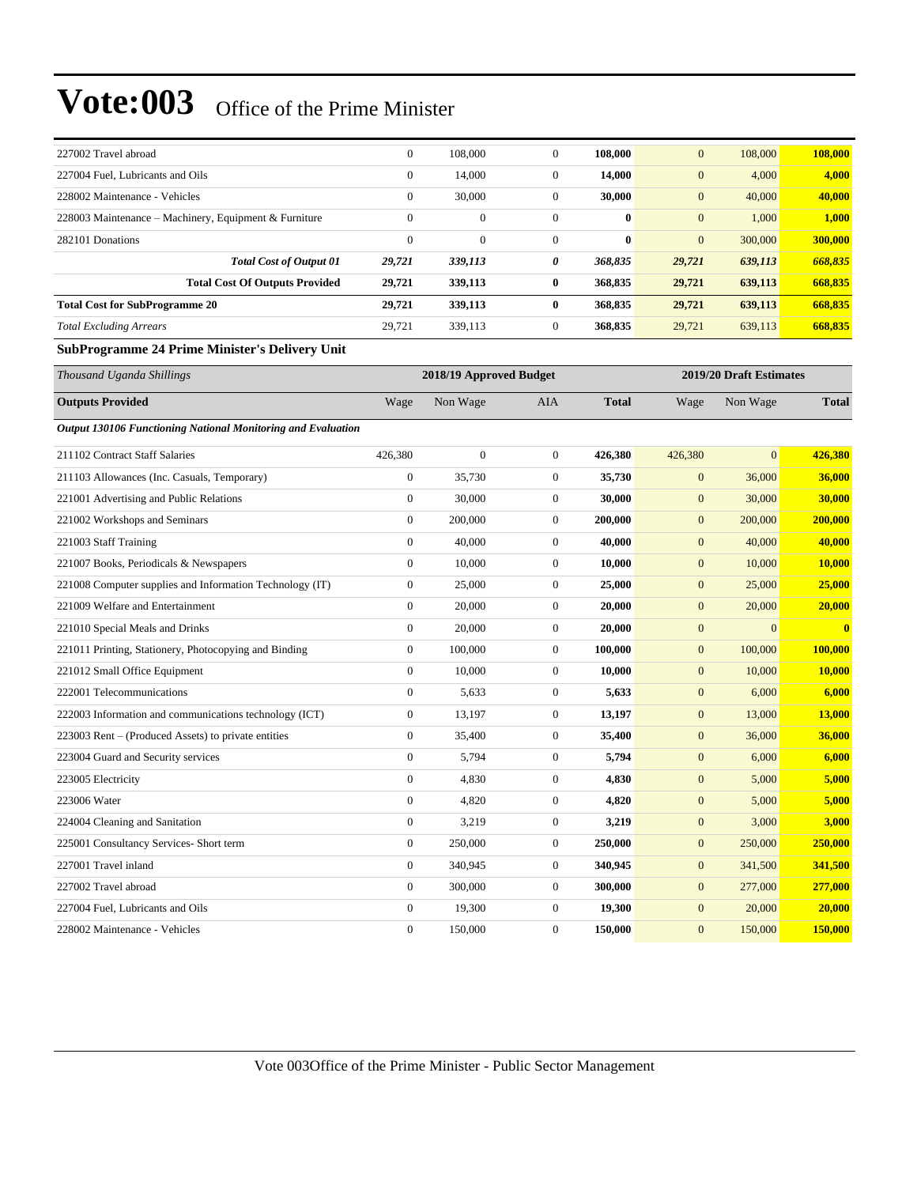| | | | | | | | |
|---|---|---|---|---|---|---|---|
| 227002 Travel abroad | 0 | 108,000 | 0 | **108,000** | 0 | 108,000 | **108,000** |
| 227004 Fuel, Lubricants and Oils | 0 | 14,000 | 0 | **14,000** | 0 | 4,000 | **4,000** |
| 228002 Maintenance - Vehicles | 0 | 30,000 | 0 | **30,000** | 0 | 40,000 | **40,000** |
| 228003 Maintenance – Machinery, Equipment & Furniture | 0 | 0 | 0 | **0** | 0 | 1,000 | **1,000** |
| 282101 Donations | 0 | 0 | 0 | **0** | 0 | 300,000 | **300,000** |
| ***Total Cost of Output 01*** | ***29,721*** | ***339,113*** | ***0*** | ***368,835*** | ***29,721*** | ***639,113*** | ***668,835*** |
| **Total Cost Of Outputs Provided** | **29,721** | **339,113** | **0** | **368,835** | **29,721** | **639,113** | **668,835** |
| **Total Cost for SubProgramme 20** | **29,721** | **339,113** | **0** | **368,835** | **29,721** | **639,113** | **668,835** |
| *Total Excluding Arrears* | 29,721 | 339,113 | 0 | **368,835** | 29,721 | 639,113 | **668,835** |

**SubProgramme 24 Prime Minister's Delivery Unit**

| *Thousand Uganda Shillings* | 2018/19 Approved Budget | | | | 2019/20 Draft Estimates | | |
|---|---|---|---|---|---|---|---|
| **Outputs Provided** | Wage | Non Wage | AIA | **Total** | Wage | Non Wage | **Total** |
| ***Output 130106 Functioning National Monitoring and Evaluation*** | | | | | | | |
| 211102 Contract Staff Salaries | 426,380 | 0 | 0 | **426,380** | 426,380 | 0 | **426,380** |
| 211103 Allowances (Inc. Casuals, Temporary) | 0 | 35,730 | 0 | **35,730** | 0 | 36,000 | **36,000** |
| 221001 Advertising and Public Relations | 0 | 30,000 | 0 | **30,000** | 0 | 30,000 | **30,000** |
| 221002 Workshops and Seminars | 0 | 200,000 | 0 | **200,000** | 0 | 200,000 | **200,000** |
| 221003 Staff Training | 0 | 40,000 | 0 | **40,000** | 0 | 40,000 | **40,000** |
| 221007 Books, Periodicals & Newspapers | 0 | 10,000 | 0 | **10,000** | 0 | 10,000 | **10,000** |
| 221008 Computer supplies and Information Technology (IT) | 0 | 25,000 | 0 | **25,000** | 0 | 25,000 | **25,000** |
| 221009 Welfare and Entertainment | 0 | 20,000 | 0 | **20,000** | 0 | 20,000 | **20,000** |
| 221010 Special Meals and Drinks | 0 | 20,000 | 0 | **20,000** | 0 | 0 | **0** |
| 221011 Printing, Stationery, Photocopying and Binding | 0 | 100,000 | 0 | **100,000** | 0 | 100,000 | **100,000** |
| 221012 Small Office Equipment | 0 | 10,000 | 0 | **10,000** | 0 | 10,000 | **10,000** |
| 222001 Telecommunications | 0 | 5,633 | 0 | **5,633** | 0 | 6,000 | **6,000** |
| 222003 Information and communications technology (ICT) | 0 | 13,197 | 0 | **13,197** | 0 | 13,000 | **13,000** |
| 223003 Rent – (Produced Assets) to private entities | 0 | 35,400 | 0 | **35,400** | 0 | 36,000 | **36,000** |
| 223004 Guard and Security services | 0 | 5,794 | 0 | **5,794** | 0 | 6,000 | **6,000** |
| 223005 Electricity | 0 | 4,830 | 0 | **4,830** | 0 | 5,000 | **5,000** |
| 223006 Water | 0 | 4,820 | 0 | **4,820** | 0 | 5,000 | **5,000** |
| 224004 Cleaning and Sanitation | 0 | 3,219 | 0 | **3,219** | 0 | 3,000 | **3,000** |
| 225001 Consultancy Services- Short term | 0 | 250,000 | 0 | **250,000** | 0 | 250,000 | **250,000** |
| 227001 Travel inland | 0 | 340,945 | 0 | **340,945** | 0 | 341,500 | **341,500** |
| 227002 Travel abroad | 0 | 300,000 | 0 | **300,000** | 0 | 277,000 | **277,000** |
| 227004 Fuel, Lubricants and Oils | 0 | 19,300 | 0 | **19,300** | 0 | 20,000 | **20,000** |
| 228002 Maintenance - Vehicles | 0 | 150,000 | 0 | **150,000** | 0 | 150,000 | **150,000** |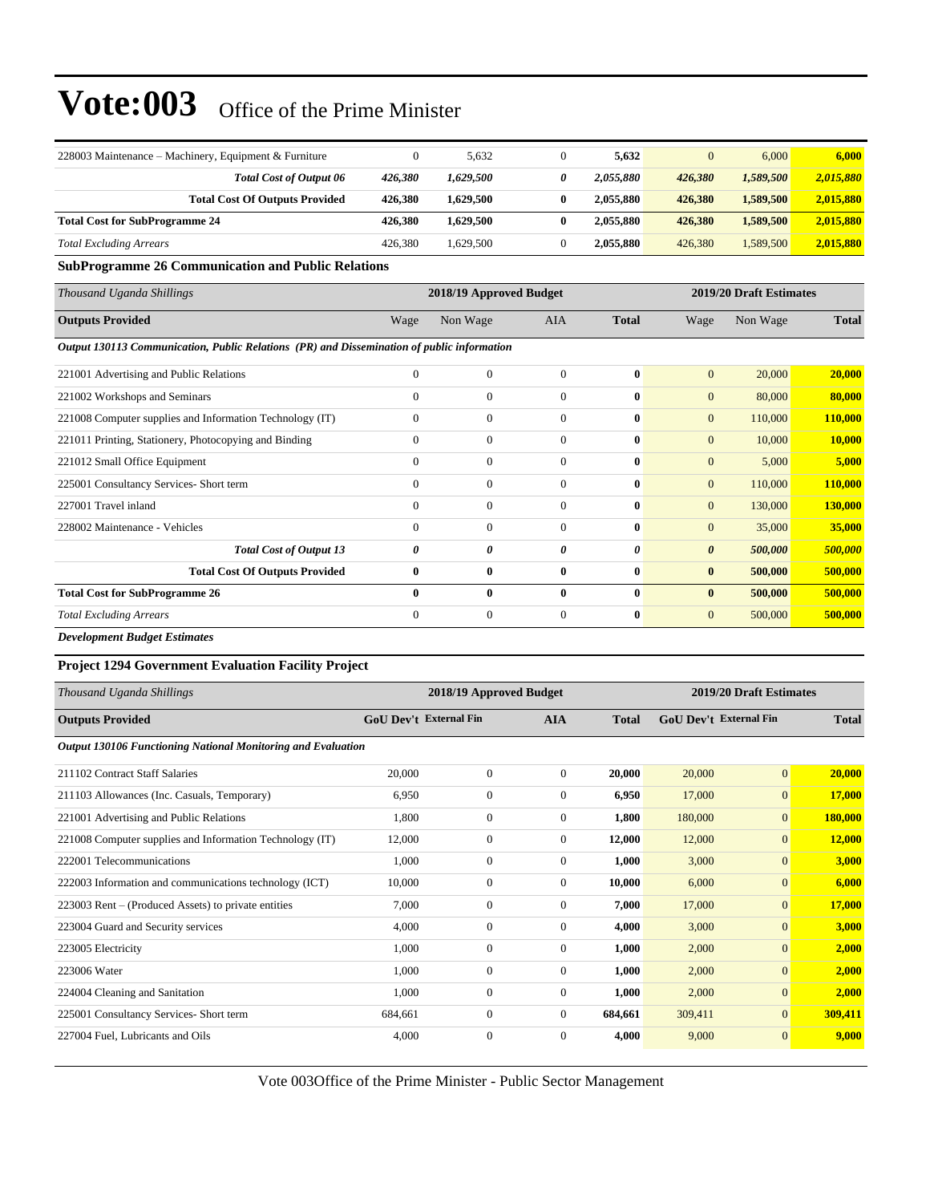| | | | | | | | |
|---|---|---|---|---|---|---|---|
| 228003 Maintenance – Machinery, Equipment & Furniture | 0 | 5,632 | 0 | **5,632** | 0 | 6,000 | **6,000** |
| ***Total Cost of Output 06*** | ***426,380*** | ***1,629,500*** | ***0*** | ***2,055,880*** | ***426,380*** | ***1,589,500*** | ***2,015,880*** |
| **Total Cost Of Outputs Provided** | **426,380** | **1,629,500** | **0** | **2,055,880** | **426,380** | **1,589,500** | **2,015,880** |
| **Total Cost for SubProgramme 24** | **426,380** | **1,629,500** | **0** | **2,055,880** | **426,380** | **1,589,500** | **2,015,880** |
| *Total Excluding Arrears* | 426,380 | 1,629,500 | 0 | **2,055,880** | 426,380 | 1,589,500 | **2,015,880** |

**SubProgramme 26 Communication and Public Relations**

| *Thousand Uganda Shillings* | 2018/19 Approved Budget | | | | 2019/20 Draft Estimates | | |
|---|---|---|---|---|---|---|---|
| **Outputs Provided** | Wage | Non Wage | AIA | **Total** | Wage | Non Wage | **Total** |
| ***Output 130113 Communication, Public Relations (PR) and Dissemination of public information*** | | | | | | | |
| 221001 Advertising and Public Relations | 0 | 0 | 0 | **0** | 0 | 20,000 | **20,000** |
| 221002 Workshops and Seminars | 0 | 0 | 0 | **0** | 0 | 80,000 | **80,000** |
| 221008 Computer supplies and Information Technology (IT) | 0 | 0 | 0 | **0** | 0 | 110,000 | **110,000** |
| 221011 Printing, Stationery, Photocopying and Binding | 0 | 0 | 0 | **0** | 0 | 10,000 | **10,000** |
| 221012 Small Office Equipment | 0 | 0 | 0 | **0** | 0 | 5,000 | **5,000** |
| 225001 Consultancy Services- Short term | 0 | 0 | 0 | **0** | 0 | 110,000 | **110,000** |
| 227001 Travel inland | 0 | 0 | 0 | **0** | 0 | 130,000 | **130,000** |
| 228002 Maintenance - Vehicles | 0 | 0 | 0 | **0** | 0 | 35,000 | **35,000** |
| ***Total Cost of Output 13*** | ***0*** | ***0*** | ***0*** | ***0*** | ***0*** | ***500,000*** | ***500,000*** |
| **Total Cost Of Outputs Provided** | **0** | **0** | **0** | **0** | **0** | **500,000** | **500,000** |
| **Total Cost for SubProgramme 26** | **0** | **0** | **0** | **0** | **0** | **500,000** | **500,000** |
| *Total Excluding Arrears* | 0 | 0 | 0 | **0** | 0 | 500,000 | **500,000** |

***Development Budget Estimates***

**Project 1294 Government Evaluation Facility Project**

| *Thousand Uganda Shillings* | 2018/19 Approved Budget | | | | 2019/20 Draft Estimates | | |
|---|---|---|---|---|---|---|---|
| **Outputs Provided** | **GoU Dev't** | **External Fin** | **AIA** | **Total** | **GoU Dev't** | **External Fin** | **Total** |
| ***Output 130106 Functioning National Monitoring and Evaluation*** | | | | | | | |
| 211102 Contract Staff Salaries | 20,000 | 0 | 0 | **20,000** | 20,000 | 0 | **20,000** |
| 211103 Allowances (Inc. Casuals, Temporary) | 6,950 | 0 | 0 | **6,950** | 17,000 | 0 | **17,000** |
| 221001 Advertising and Public Relations | 1,800 | 0 | 0 | **1,800** | 180,000 | 0 | **180,000** |
| 221008 Computer supplies and Information Technology (IT) | 12,000 | 0 | 0 | **12,000** | 12,000 | 0 | **12,000** |
| 222001 Telecommunications | 1,000 | 0 | 0 | **1,000** | 3,000 | 0 | **3,000** |
| 222003 Information and communications technology (ICT) | 10,000 | 0 | 0 | **10,000** | 6,000 | 0 | **6,000** |
| 223003 Rent – (Produced Assets) to private entities | 7,000 | 0 | 0 | **7,000** | 17,000 | 0 | **17,000** |
| 223004 Guard and Security services | 4,000 | 0 | 0 | **4,000** | 3,000 | 0 | **3,000** |
| 223005 Electricity | 1,000 | 0 | 0 | **1,000** | 2,000 | 0 | **2,000** |
| 223006 Water | 1,000 | 0 | 0 | **1,000** | 2,000 | 0 | **2,000** |
| 224004 Cleaning and Sanitation | 1,000 | 0 | 0 | **1,000** | 2,000 | 0 | **2,000** |
| 225001 Consultancy Services- Short term | 684,661 | 0 | 0 | **684,661** | 309,411 | 0 | **309,411** |
| 227004 Fuel, Lubricants and Oils | 4,000 | 0 | 0 | **4,000** | 9,000 | 0 | **9,000** |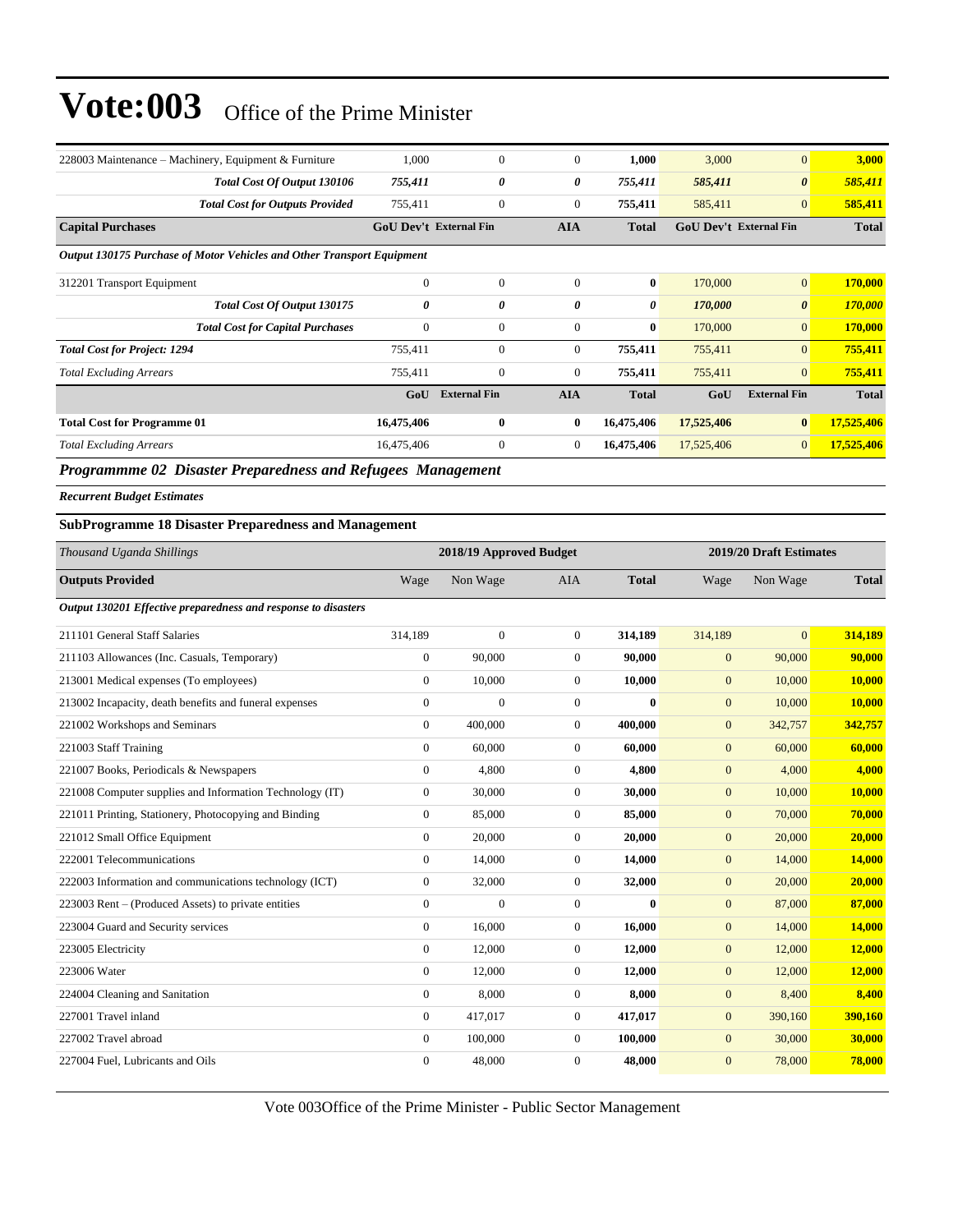# Vote:003 Office of the Prime Minister

| | | | | | | | |
|---|---|---|---|---|---|---|---|
| 228003 Maintenance – Machinery, Equipment & Furniture | 1,000 | 0 | 0 | **1,000** | 3,000 | 0 | **3,000** |
| ***Total Cost Of Output 130106*** | ***755,411*** | ***0*** | ***0*** | ***755,411*** | ***585,411*** | ***0*** | ***585,411*** |
| ***Total Cost for Outputs Provided*** | 755,411 | 0 | 0 | **755,411** | 585,411 | 0 | **585,411** |
| **Capital Purchases** | **GoU Dev't** | **External Fin** | **AIA** | **Total** | **GoU Dev't** | **External Fin** | **Total** |
| ***Output 130175 Purchase of Motor Vehicles and Other Transport Equipment*** | | | | | | | |
| 312201 Transport Equipment | 0 | 0 | 0 | **0** | 170,000 | 0 | **170,000** |
| ***Total Cost Of Output 130175*** | ***0*** | ***0*** | ***0*** | ***0*** | ***170,000*** | ***0*** | ***170,000*** |
| ***Total Cost for Capital Purchases*** | 0 | 0 | 0 | **0** | 170,000 | 0 | **170,000** |
| ***Total Cost for Project: 1294*** | 755,411 | 0 | 0 | **755,411** | 755,411 | 0 | **755,411** |
| *Total Excluding Arrears* | 755,411 | 0 | 0 | **755,411** | 755,411 | 0 | **755,411** |
| | **GoU** | **External Fin** | **AIA** | **Total** | **GoU** | **External Fin** | **Total** |
| **Total Cost for Programme 01** | **16,475,406** | **0** | **0** | **16,475,406** | **17,525,406** | **0** | **17,525,406** |
| *Total Excluding Arrears* | 16,475,406 | 0 | 0 | **16,475,406** | 17,525,406 | 0 | **17,525,406** |

## *Programmme 02 Disaster Preparedness and Refugees Management*

***Recurrent Budget Estimates***

### SubProgramme 18 Disaster Preparedness and Management

| *Thousand Uganda Shillings* | 2018/19 Approved Budget | | | | 2019/20 Draft Estimates | | |
|---|---|---|---|---|---|---|---|
| **Outputs Provided** | Wage | Non Wage | AIA | **Total** | Wage | Non Wage | **Total** |
| ***Output 130201 Effective preparedness and response to disasters*** | | | | | | | |
| 211101 General Staff Salaries | 314,189 | 0 | 0 | **314,189** | 314,189 | 0 | **314,189** |
| 211103 Allowances (Inc. Casuals, Temporary) | 0 | 90,000 | 0 | **90,000** | 0 | 90,000 | **90,000** |
| 213001 Medical expenses (To employees) | 0 | 10,000 | 0 | **10,000** | 0 | 10,000 | **10,000** |
| 213002 Incapacity, death benefits and funeral expenses | 0 | 0 | 0 | **0** | 0 | 10,000 | **10,000** |
| 221002 Workshops and Seminars | 0 | 400,000 | 0 | **400,000** | 0 | 342,757 | **342,757** |
| 221003 Staff Training | 0 | 60,000 | 0 | **60,000** | 0 | 60,000 | **60,000** |
| 221007 Books, Periodicals & Newspapers | 0 | 4,800 | 0 | **4,800** | 0 | 4,000 | **4,000** |
| 221008 Computer supplies and Information Technology (IT) | 0 | 30,000 | 0 | **30,000** | 0 | 10,000 | **10,000** |
| 221011 Printing, Stationery, Photocopying and Binding | 0 | 85,000 | 0 | **85,000** | 0 | 70,000 | **70,000** |
| 221012 Small Office Equipment | 0 | 20,000 | 0 | **20,000** | 0 | 20,000 | **20,000** |
| 222001 Telecommunications | 0 | 14,000 | 0 | **14,000** | 0 | 14,000 | **14,000** |
| 222003 Information and communications technology (ICT) | 0 | 32,000 | 0 | **32,000** | 0 | 20,000 | **20,000** |
| 223003 Rent – (Produced Assets) to private entities | 0 | 0 | 0 | **0** | 0 | 87,000 | **87,000** |
| 223004 Guard and Security services | 0 | 16,000 | 0 | **16,000** | 0 | 14,000 | **14,000** |
| 223005 Electricity | 0 | 12,000 | 0 | **12,000** | 0 | 12,000 | **12,000** |
| 223006 Water | 0 | 12,000 | 0 | **12,000** | 0 | 12,000 | **12,000** |
| 224004 Cleaning and Sanitation | 0 | 8,000 | 0 | **8,000** | 0 | 8,400 | **8,400** |
| 227001 Travel inland | 0 | 417,017 | 0 | **417,017** | 0 | 390,160 | **390,160** |
| 227002 Travel abroad | 0 | 100,000 | 0 | **100,000** | 0 | 30,000 | **30,000** |
| 227004 Fuel, Lubricants and Oils | 0 | 48,000 | 0 | **48,000** | 0 | 78,000 | **78,000** |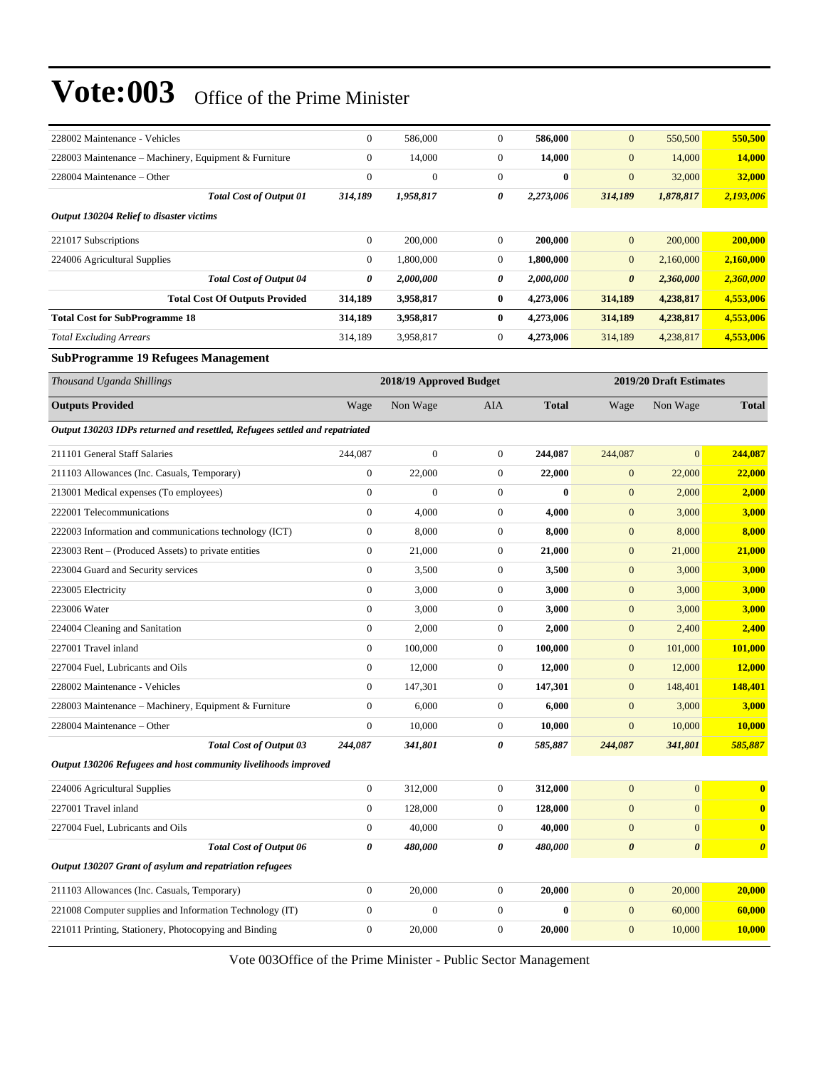# Vote:003 Office of the Prime Minister

| | | | | | | | |
|---|---|---|---|---|---|---|---|
| 228002 Maintenance - Vehicles | 0 | 586,000 | 0 | **586,000** | 0 | 550,500 | **550,500** |
| 228003 Maintenance – Machinery, Equipment & Furniture | 0 | 14,000 | 0 | **14,000** | 0 | 14,000 | **14,000** |
| 228004 Maintenance – Other | 0 | 0 | 0 | **0** | 0 | 32,000 | **32,000** |
| ***Total Cost of Output 01*** | ***314,189*** | ***1,958,817*** | ***0*** | ***2,273,006*** | ***314,189*** | ***1,878,817*** | ***2,193,006*** |
| ***Output 130204 Relief to disaster victims*** | | | | | | | |
| 221017 Subscriptions | 0 | 200,000 | 0 | **200,000** | 0 | 200,000 | **200,000** |
| 224006 Agricultural Supplies | 0 | 1,800,000 | 0 | **1,800,000** | 0 | 2,160,000 | **2,160,000** |
| ***Total Cost of Output 04*** | ***0*** | ***2,000,000*** | ***0*** | ***2,000,000*** | ***0*** | ***2,360,000*** | ***2,360,000*** |
| **Total Cost Of Outputs Provided** | **314,189** | **3,958,817** | **0** | **4,273,006** | **314,189** | **4,238,817** | **4,553,006** |
| **Total Cost for SubProgramme 18** | **314,189** | **3,958,817** | **0** | **4,273,006** | **314,189** | **4,238,817** | **4,553,006** |
| *Total Excluding Arrears* | 314,189 | 3,958,817 | 0 | **4,273,006** | 314,189 | 4,238,817 | **4,553,006** |

**SubProgramme 19 Refugees Management**

| *Thousand Uganda Shillings* | 2018/19 Approved Budget | | | | 2019/20 Draft Estimates | | |
|---|---|---|---|---|---|---|---|
| **Outputs Provided** | Wage | Non Wage | AIA | **Total** | Wage | Non Wage | **Total** |
| ***Output 130203 IDPs returned and resettled, Refugees settled and repatriated*** | | | | | | | |
| 211101 General Staff Salaries | 244,087 | 0 | 0 | **244,087** | 244,087 | 0 | **244,087** |
| 211103 Allowances (Inc. Casuals, Temporary) | 0 | 22,000 | 0 | **22,000** | 0 | 22,000 | **22,000** |
| 213001 Medical expenses (To employees) | 0 | 0 | 0 | **0** | 0 | 2,000 | **2,000** |
| 222001 Telecommunications | 0 | 4,000 | 0 | **4,000** | 0 | 3,000 | **3,000** |
| 222003 Information and communications technology (ICT) | 0 | 8,000 | 0 | **8,000** | 0 | 8,000 | **8,000** |
| 223003 Rent – (Produced Assets) to private entities | 0 | 21,000 | 0 | **21,000** | 0 | 21,000 | **21,000** |
| 223004 Guard and Security services | 0 | 3,500 | 0 | **3,500** | 0 | 3,000 | **3,000** |
| 223005 Electricity | 0 | 3,000 | 0 | **3,000** | 0 | 3,000 | **3,000** |
| 223006 Water | 0 | 3,000 | 0 | **3,000** | 0 | 3,000 | **3,000** |
| 224004 Cleaning and Sanitation | 0 | 2,000 | 0 | **2,000** | 0 | 2,400 | **2,400** |
| 227001 Travel inland | 0 | 100,000 | 0 | **100,000** | 0 | 101,000 | **101,000** |
| 227004 Fuel, Lubricants and Oils | 0 | 12,000 | 0 | **12,000** | 0 | 12,000 | **12,000** |
| 228002 Maintenance - Vehicles | 0 | 147,301 | 0 | **147,301** | 0 | 148,401 | **148,401** |
| 228003 Maintenance – Machinery, Equipment & Furniture | 0 | 6,000 | 0 | **6,000** | 0 | 3,000 | **3,000** |
| 228004 Maintenance – Other | 0 | 10,000 | 0 | **10,000** | 0 | 10,000 | **10,000** |
| ***Total Cost of Output 03*** | ***244,087*** | ***341,801*** | ***0*** | ***585,887*** | ***244,087*** | ***341,801*** | ***585,887*** |
| ***Output 130206 Refugees and host community livelihoods improved*** | | | | | | | |
| 224006 Agricultural Supplies | 0 | 312,000 | 0 | **312,000** | 0 | 0 | **0** |
| 227001 Travel inland | 0 | 128,000 | 0 | **128,000** | 0 | 0 | **0** |
| 227004 Fuel, Lubricants and Oils | 0 | 40,000 | 0 | **40,000** | 0 | 0 | **0** |
| ***Total Cost of Output 06*** | ***0*** | ***480,000*** | ***0*** | ***480,000*** | ***0*** | ***0*** | ***0*** |
| ***Output 130207 Grant of asylum and repatriation refugees*** | | | | | | | |
| 211103 Allowances (Inc. Casuals, Temporary) | 0 | 20,000 | 0 | **20,000** | 0 | 20,000 | **20,000** |
| 221008 Computer supplies and Information Technology (IT) | 0 | 0 | 0 | **0** | 0 | 60,000 | **60,000** |
| 221011 Printing, Stationery, Photocopying and Binding | 0 | 20,000 | 0 | **20,000** | 0 | 10,000 | **10,000** |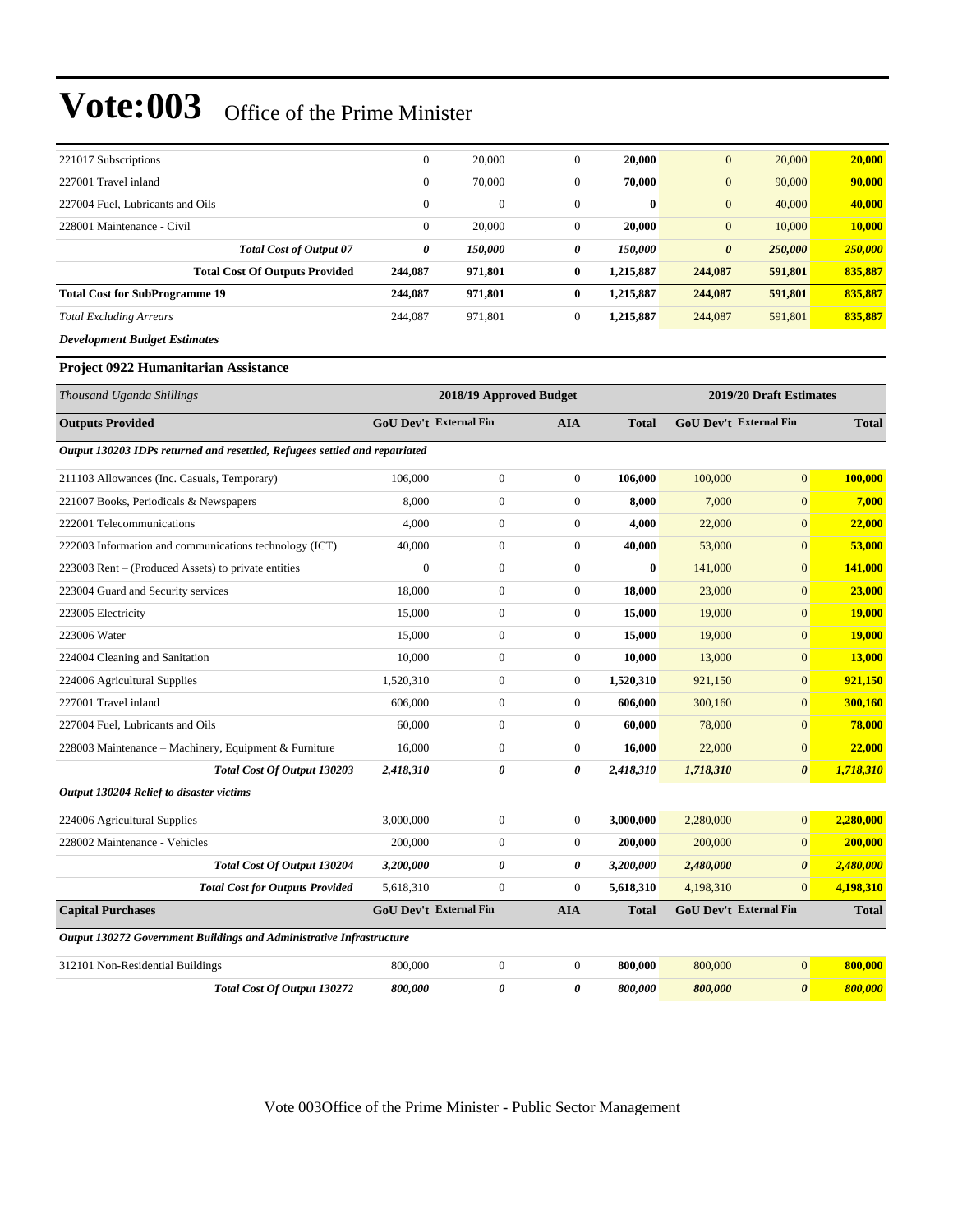# Vote:003 Office of the Prime Minister

| | | | | | | | |
|---|---|---|---|---|---|---|---|
| 221017 Subscriptions | 0 | 20,000 | 0 | **20,000** | 0 | 20,000 | **20,000** |
| 227001 Travel inland | 0 | 70,000 | 0 | **70,000** | 0 | 90,000 | **90,000** |
| 227004 Fuel, Lubricants and Oils | 0 | 0 | 0 | **0** | 0 | 40,000 | **40,000** |
| 228001 Maintenance - Civil | 0 | 20,000 | 0 | **20,000** | 0 | 10,000 | **10,000** |
| ***Total Cost of Output 07*** | ***0*** | ***150,000*** | ***0*** | ***150,000*** | ***0*** | ***250,000*** | ***250,000*** |
| **Total Cost Of Outputs Provided** | **244,087** | **971,801** | **0** | **1,215,887** | **244,087** | **591,801** | **835,887** |
| **Total Cost for SubProgramme 19** | **244,087** | **971,801** | **0** | **1,215,887** | **244,087** | **591,801** | **835,887** |
| *Total Excluding Arrears* | 244,087 | 971,801 | 0 | **1,215,887** | 244,087 | 591,801 | **835,887** |

***Development Budget Estimates***

**Project 0922 Humanitarian Assistance**

| *Thousand Uganda Shillings* | 2018/19 Approved Budget | | | | 2019/20 Draft Estimates | | |
|---|---|---|---|---|---|---|---|
| **Outputs Provided** | **GoU Dev't** | **External Fin** | **AIA** | **Total** | **GoU Dev't** | **External Fin** | **Total** |
| ***Output 130203 IDPs returned and resettled, Refugees settled and repatriated*** | | | | | | | |
| 211103 Allowances (Inc. Casuals, Temporary) | 106,000 | 0 | 0 | **106,000** | 100,000 | 0 | **100,000** |
| 221007 Books, Periodicals & Newspapers | 8,000 | 0 | 0 | **8,000** | 7,000 | 0 | **7,000** |
| 222001 Telecommunications | 4,000 | 0 | 0 | **4,000** | 22,000 | 0 | **22,000** |
| 222003 Information and communications technology (ICT) | 40,000 | 0 | 0 | **40,000** | 53,000 | 0 | **53,000** |
| 223003 Rent – (Produced Assets) to private entities | 0 | 0 | 0 | **0** | 141,000 | 0 | **141,000** |
| 223004 Guard and Security services | 18,000 | 0 | 0 | **18,000** | 23,000 | 0 | **23,000** |
| 223005 Electricity | 15,000 | 0 | 0 | **15,000** | 19,000 | 0 | **19,000** |
| 223006 Water | 15,000 | 0 | 0 | **15,000** | 19,000 | 0 | **19,000** |
| 224004 Cleaning and Sanitation | 10,000 | 0 | 0 | **10,000** | 13,000 | 0 | **13,000** |
| 224006 Agricultural Supplies | 1,520,310 | 0 | 0 | **1,520,310** | 921,150 | 0 | **921,150** |
| 227001 Travel inland | 606,000 | 0 | 0 | **606,000** | 300,160 | 0 | **300,160** |
| 227004 Fuel, Lubricants and Oils | 60,000 | 0 | 0 | **60,000** | 78,000 | 0 | **78,000** |
| 228003 Maintenance – Machinery, Equipment & Furniture | 16,000 | 0 | 0 | **16,000** | 22,000 | 0 | **22,000** |
| ***Total Cost Of Output 130203*** | ***2,418,310*** | ***0*** | ***0*** | ***2,418,310*** | ***1,718,310*** | ***0*** | ***1,718,310*** |
| ***Output 130204 Relief to disaster victims*** | | | | | | | |
| 224006 Agricultural Supplies | 3,000,000 | 0 | 0 | **3,000,000** | 2,280,000 | 0 | **2,280,000** |
| 228002 Maintenance - Vehicles | 200,000 | 0 | 0 | **200,000** | 200,000 | 0 | **200,000** |
| ***Total Cost Of Output 130204*** | ***3,200,000*** | ***0*** | ***0*** | ***3,200,000*** | ***2,480,000*** | ***0*** | ***2,480,000*** |
| ***Total Cost for Outputs Provided*** | 5,618,310 | 0 | 0 | **5,618,310** | 4,198,310 | 0 | **4,198,310** |
| **Capital Purchases** | **GoU Dev't** | **External Fin** | **AIA** | **Total** | **GoU Dev't** | **External Fin** | **Total** |
| ***Output 130272 Government Buildings and Administrative Infrastructure*** | | | | | | | |
| 312101 Non-Residential Buildings | 800,000 | 0 | 0 | **800,000** | 800,000 | 0 | **800,000** |
| ***Total Cost Of Output 130272*** | ***800,000*** | ***0*** | ***0*** | ***800,000*** | ***800,000*** | ***0*** | ***800,000*** |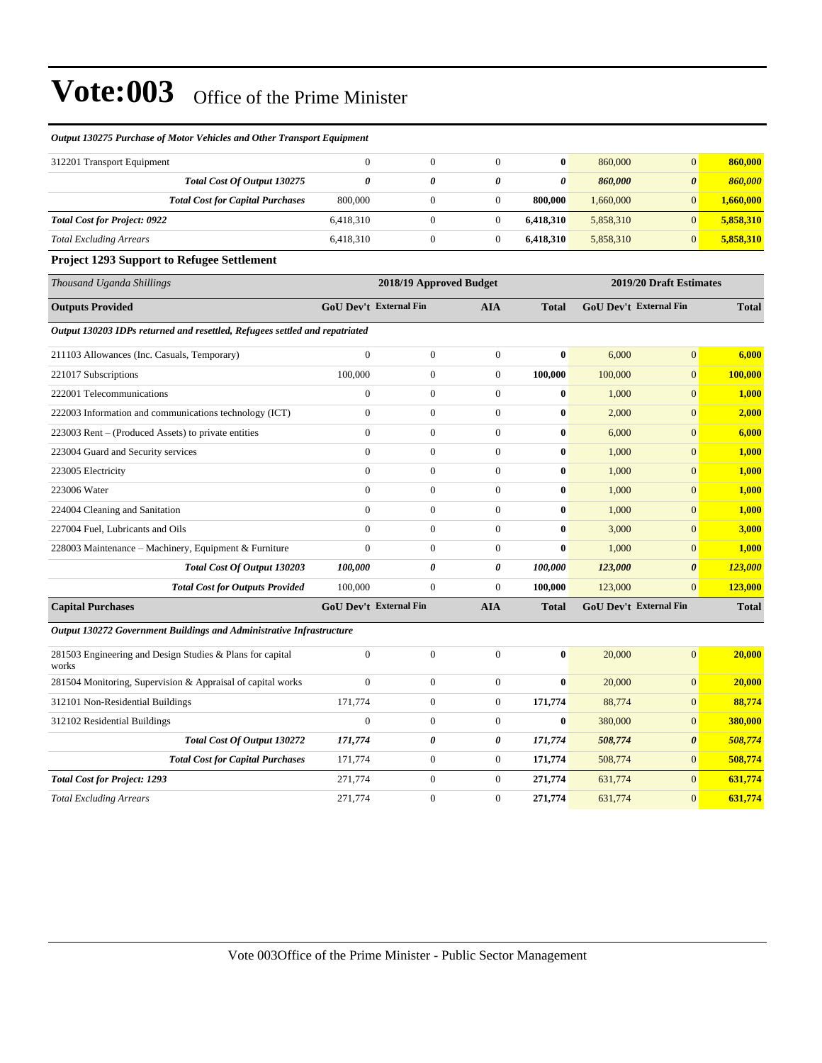# Vote:003 Office of the Prime Minister

*Output 130275 Purchase of Motor Vehicles and Other Transport Equipment*

| | | | | | | | |
|---|---|---|---|---|---|---|---|
| 312201 Transport Equipment | 0 | 0 | 0 | **0** | 860,000 | 0 | **860,000** |
| ***Total Cost Of Output 130275*** | ***0*** | ***0*** | ***0*** | ***0*** | ***860,000*** | ***0*** | ***860,000*** |
| ***Total Cost for Capital Purchases*** | 800,000 | 0 | 0 | **800,000** | 1,660,000 | 0 | **1,660,000** |
| ***Total Cost for Project: 0922*** | 6,418,310 | 0 | 0 | **6,418,310** | 5,858,310 | 0 | **5,858,310** |
| *Total Excluding Arrears* | 6,418,310 | 0 | 0 | **6,418,310** | 5,858,310 | 0 | **5,858,310** |

### Project 1293 Support to Refugee Settlement

| *Thousand Uganda Shillings* | 2018/19 Approved Budget | | | | 2019/20 Draft Estimates | | |
|---|---|---|---|---|---|---|---|
| **Outputs Provided** | **GoU Dev't** | **External Fin** | **AIA** | **Total** | **GoU Dev't** | **External Fin** | **Total** |
| ***Output 130203 IDPs returned and resettled, Refugees settled and repatriated*** | | | | | | | |
| 211103 Allowances (Inc. Casuals, Temporary) | 0 | 0 | 0 | **0** | 6,000 | 0 | **6,000** |
| 221017 Subscriptions | 100,000 | 0 | 0 | **100,000** | 100,000 | 0 | **100,000** |
| 222001 Telecommunications | 0 | 0 | 0 | **0** | 1,000 | 0 | **1,000** |
| 222003 Information and communications technology (ICT) | 0 | 0 | 0 | **0** | 2,000 | 0 | **2,000** |
| 223003 Rent – (Produced Assets) to private entities | 0 | 0 | 0 | **0** | 6,000 | 0 | **6,000** |
| 223004 Guard and Security services | 0 | 0 | 0 | **0** | 1,000 | 0 | **1,000** |
| 223005 Electricity | 0 | 0 | 0 | **0** | 1,000 | 0 | **1,000** |
| 223006 Water | 0 | 0 | 0 | **0** | 1,000 | 0 | **1,000** |
| 224004 Cleaning and Sanitation | 0 | 0 | 0 | **0** | 1,000 | 0 | **1,000** |
| 227004 Fuel, Lubricants and Oils | 0 | 0 | 0 | **0** | 3,000 | 0 | **3,000** |
| 228003 Maintenance – Machinery, Equipment & Furniture | 0 | 0 | 0 | **0** | 1,000 | 0 | **1,000** |
| ***Total Cost Of Output 130203*** | ***100,000*** | ***0*** | ***0*** | ***100,000*** | ***123,000*** | ***0*** | ***123,000*** |
| ***Total Cost for Outputs Provided*** | 100,000 | 0 | 0 | **100,000** | 123,000 | 0 | **123,000** |
| **Capital Purchases** | **GoU Dev't** | **External Fin** | **AIA** | **Total** | **GoU Dev't** | **External Fin** | **Total** |
| ***Output 130272 Government Buildings and Administrative Infrastructure*** | | | | | | | |
| 281503 Engineering and Design Studies & Plans for capital works | 0 | 0 | 0 | **0** | 20,000 | 0 | **20,000** |
| 281504 Monitoring, Supervision & Appraisal of capital works | 0 | 0 | 0 | **0** | 20,000 | 0 | **20,000** |
| 312101 Non-Residential Buildings | 171,774 | 0 | 0 | **171,774** | 88,774 | 0 | **88,774** |
| 312102 Residential Buildings | 0 | 0 | 0 | **0** | 380,000 | 0 | **380,000** |
| ***Total Cost Of Output 130272*** | ***171,774*** | ***0*** | ***0*** | ***171,774*** | ***508,774*** | ***0*** | ***508,774*** |
| ***Total Cost for Capital Purchases*** | 171,774 | 0 | 0 | **171,774** | 508,774 | 0 | **508,774** |
| ***Total Cost for Project: 1293*** | 271,774 | 0 | 0 | **271,774** | 631,774 | 0 | **631,774** |
| *Total Excluding Arrears* | 271,774 | 0 | 0 | **271,774** | 631,774 | 0 | **631,774** |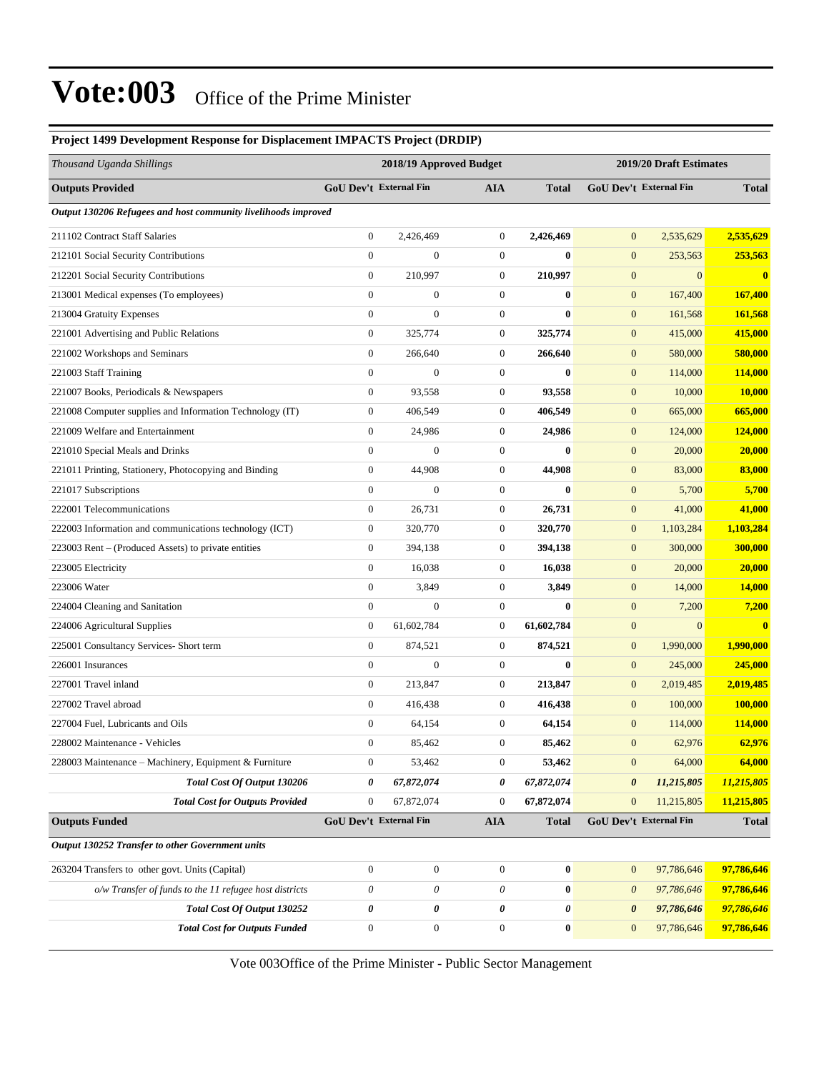# Vote:003 Office of the Prime Minister

### Project 1499 Development Response for Displacement IMPACTS Project (DRDIP)

| *Thousand Uganda Shillings* | 2018/19 Approved Budget | | | | 2019/20 Draft Estimates | | |
|---|---|---|---|---|---|---|---|
| **Outputs Provided** | **GoU Dev't** | **External Fin** | **AIA** | **Total** | **GoU Dev't** | **External Fin** | **Total** |
| ***Output 130206 Refugees and host community livelihoods improved*** | | | | | | | |
| 211102 Contract Staff Salaries | 0 | 2,426,469 | 0 | **2,426,469** | 0 | 2,535,629 | **2,535,629** |
| 212101 Social Security Contributions | 0 | 0 | 0 | **0** | 0 | 253,563 | **253,563** |
| 212201 Social Security Contributions | 0 | 210,997 | 0 | **210,997** | 0 | 0 | **0** |
| 213001 Medical expenses (To employees) | 0 | 0 | 0 | **0** | 0 | 167,400 | **167,400** |
| 213004 Gratuity Expenses | 0 | 0 | 0 | **0** | 0 | 161,568 | **161,568** |
| 221001 Advertising and Public Relations | 0 | 325,774 | 0 | **325,774** | 0 | 415,000 | **415,000** |
| 221002 Workshops and Seminars | 0 | 266,640 | 0 | **266,640** | 0 | 580,000 | **580,000** |
| 221003 Staff Training | 0 | 0 | 0 | **0** | 0 | 114,000 | **114,000** |
| 221007 Books, Periodicals & Newspapers | 0 | 93,558 | 0 | **93,558** | 0 | 10,000 | **10,000** |
| 221008 Computer supplies and Information Technology (IT) | 0 | 406,549 | 0 | **406,549** | 0 | 665,000 | **665,000** |
| 221009 Welfare and Entertainment | 0 | 24,986 | 0 | **24,986** | 0 | 124,000 | **124,000** |
| 221010 Special Meals and Drinks | 0 | 0 | 0 | **0** | 0 | 20,000 | **20,000** |
| 221011 Printing, Stationery, Photocopying and Binding | 0 | 44,908 | 0 | **44,908** | 0 | 83,000 | **83,000** |
| 221017 Subscriptions | 0 | 0 | 0 | **0** | 0 | 5,700 | **5,700** |
| 222001 Telecommunications | 0 | 26,731 | 0 | **26,731** | 0 | 41,000 | **41,000** |
| 222003 Information and communications technology (ICT) | 0 | 320,770 | 0 | **320,770** | 0 | 1,103,284 | **1,103,284** |
| 223003 Rent – (Produced Assets) to private entities | 0 | 394,138 | 0 | **394,138** | 0 | 300,000 | **300,000** |
| 223005 Electricity | 0 | 16,038 | 0 | **16,038** | 0 | 20,000 | **20,000** |
| 223006 Water | 0 | 3,849 | 0 | **3,849** | 0 | 14,000 | **14,000** |
| 224004 Cleaning and Sanitation | 0 | 0 | 0 | **0** | 0 | 7,200 | **7,200** |
| 224006 Agricultural Supplies | 0 | 61,602,784 | 0 | **61,602,784** | 0 | 0 | **0** |
| 225001 Consultancy Services- Short term | 0 | 874,521 | 0 | **874,521** | 0 | 1,990,000 | **1,990,000** |
| 226001 Insurances | 0 | 0 | 0 | **0** | 0 | 245,000 | **245,000** |
| 227001 Travel inland | 0 | 213,847 | 0 | **213,847** | 0 | 2,019,485 | **2,019,485** |
| 227002 Travel abroad | 0 | 416,438 | 0 | **416,438** | 0 | 100,000 | **100,000** |
| 227004 Fuel, Lubricants and Oils | 0 | 64,154 | 0 | **64,154** | 0 | 114,000 | **114,000** |
| 228002 Maintenance - Vehicles | 0 | 85,462 | 0 | **85,462** | 0 | 62,976 | **62,976** |
| 228003 Maintenance – Machinery, Equipment & Furniture | 0 | 53,462 | 0 | **53,462** | 0 | 64,000 | **64,000** |
| ***Total Cost Of Output 130206*** | ***0*** | ***67,872,074*** | ***0*** | ***67,872,074*** | ***0*** | ***11,215,805*** | ***11,215,805*** |
| ***Total Cost for Outputs Provided*** | 0 | 67,872,074 | 0 | **67,872,074** | 0 | 11,215,805 | **11,215,805** |
| **Outputs Funded** | **GoU Dev't** | **External Fin** | **AIA** | **Total** | **GoU Dev't** | **External Fin** | **Total** |
| ***Output 130252 Transfer to other Government units*** | | | | | | | |
| 263204 Transfers to other govt. Units (Capital) | 0 | 0 | 0 | **0** | 0 | 97,786,646 | **97,786,646** |
| *o/w Transfer of funds to the 11 refugee host districts* | *0* | *0* | *0* | **0** | *0* | *97,786,646* | **97,786,646** |
| ***Total Cost Of Output 130252*** | ***0*** | ***0*** | ***0*** | ***0*** | ***0*** | ***97,786,646*** | ***97,786,646*** |
| ***Total Cost for Outputs Funded*** | 0 | 0 | 0 | **0** | 0 | 97,786,646 | **97,786,646** |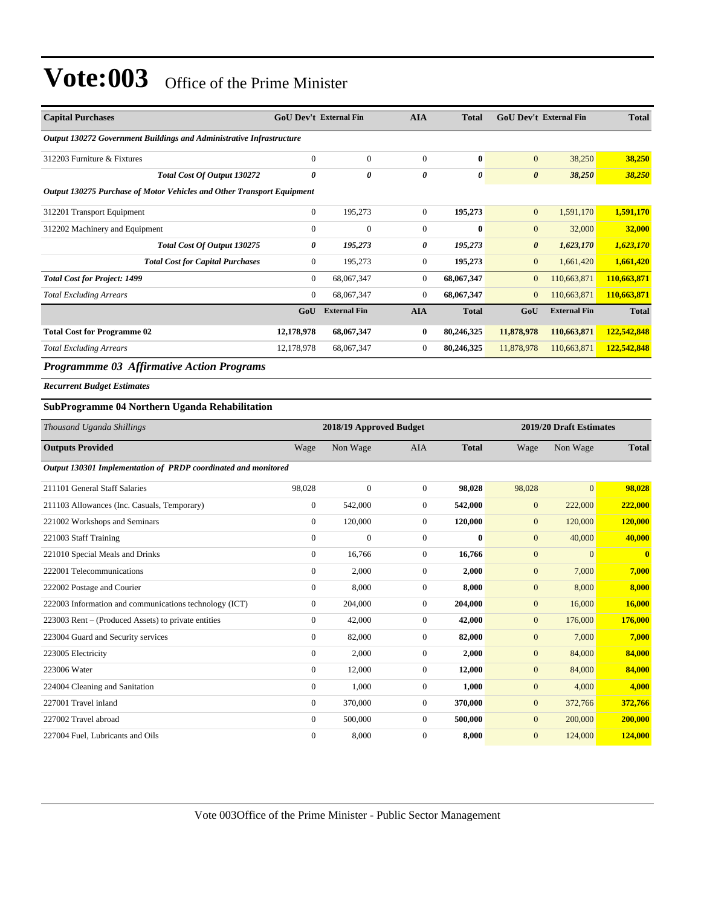# Vote:003 Office of the Prime Minister

| Capital Purchases | GoU Dev't | External Fin | AIA | Total | GoU Dev't | External Fin | Total |
|---|---|---|---|---|---|---|---|
| ***Output 130272 Government Buildings and Administrative Infrastructure*** | | | | | | | |
| 312203 Furniture & Fixtures | 0 | 0 | 0 | **0** | 0 | 38,250 | **38,250** |
| ***Total Cost Of Output 130272*** | ***0*** | ***0*** | ***0*** | ***0*** | ***0*** | ***38,250*** | ***38,250*** |
| ***Output 130275 Purchase of Motor Vehicles and Other Transport Equipment*** | | | | | | | |
| 312201 Transport Equipment | 0 | 195,273 | 0 | **195,273** | 0 | 1,591,170 | **1,591,170** |
| 312202 Machinery and Equipment | 0 | 0 | 0 | **0** | 0 | 32,000 | **32,000** |
| ***Total Cost Of Output 130275*** | ***0*** | ***195,273*** | ***0*** | ***195,273*** | ***0*** | ***1,623,170*** | ***1,623,170*** |
| ***Total Cost for Capital Purchases*** | 0 | 195,273 | 0 | **195,273** | 0 | 1,661,420 | **1,661,420** |
| ***Total Cost for Project: 1499*** | 0 | 68,067,347 | 0 | **68,067,347** | 0 | 110,663,871 | **110,663,871** |
| *Total Excluding Arrears* | 0 | 68,067,347 | 0 | **68,067,347** | 0 | 110,663,871 | **110,663,871** |
| | **GoU** | **External Fin** | **AIA** | **Total** | **GoU** | **External Fin** | **Total** |
| **Total Cost for Programme 02** | **12,178,978** | **68,067,347** | **0** | **80,246,325** | **11,878,978** | **110,663,871** | **122,542,848** |
| *Total Excluding Arrears* | 12,178,978 | 68,067,347 | 0 | **80,246,325** | 11,878,978 | 110,663,871 | **122,542,848** |

## *Programmme 03 Affirmative Action Programs*

***Recurrent Budget Estimates***

### SubProgramme 04 Northern Uganda Rehabilitation

| *Thousand Uganda Shillings* | 2018/19 Approved Budget | | | | 2019/20 Draft Estimates | | |
|---|---|---|---|---|---|---|---|
| **Outputs Provided** | Wage | Non Wage | AIA | **Total** | Wage | Non Wage | **Total** |
| ***Output 130301 Implementation of PRDP coordinated and monitored*** | | | | | | | |
| 211101 General Staff Salaries | 98,028 | 0 | 0 | **98,028** | 98,028 | 0 | **98,028** |
| 211103 Allowances (Inc. Casuals, Temporary) | 0 | 542,000 | 0 | **542,000** | 0 | 222,000 | **222,000** |
| 221002 Workshops and Seminars | 0 | 120,000 | 0 | **120,000** | 0 | 120,000 | **120,000** |
| 221003 Staff Training | 0 | 0 | 0 | **0** | 0 | 40,000 | **40,000** |
| 221010 Special Meals and Drinks | 0 | 16,766 | 0 | **16,766** | 0 | 0 | **0** |
| 222001 Telecommunications | 0 | 2,000 | 0 | **2,000** | 0 | 7,000 | **7,000** |
| 222002 Postage and Courier | 0 | 8,000 | 0 | **8,000** | 0 | 8,000 | **8,000** |
| 222003 Information and communications technology (ICT) | 0 | 204,000 | 0 | **204,000** | 0 | 16,000 | **16,000** |
| 223003 Rent – (Produced Assets) to private entities | 0 | 42,000 | 0 | **42,000** | 0 | 176,000 | **176,000** |
| 223004 Guard and Security services | 0 | 82,000 | 0 | **82,000** | 0 | 7,000 | **7,000** |
| 223005 Electricity | 0 | 2,000 | 0 | **2,000** | 0 | 84,000 | **84,000** |
| 223006 Water | 0 | 12,000 | 0 | **12,000** | 0 | 84,000 | **84,000** |
| 224004 Cleaning and Sanitation | 0 | 1,000 | 0 | **1,000** | 0 | 4,000 | **4,000** |
| 227001 Travel inland | 0 | 370,000 | 0 | **370,000** | 0 | 372,766 | **372,766** |
| 227002 Travel abroad | 0 | 500,000 | 0 | **500,000** | 0 | 200,000 | **200,000** |
| 227004 Fuel, Lubricants and Oils | 0 | 8,000 | 0 | **8,000** | 0 | 124,000 | **124,000** |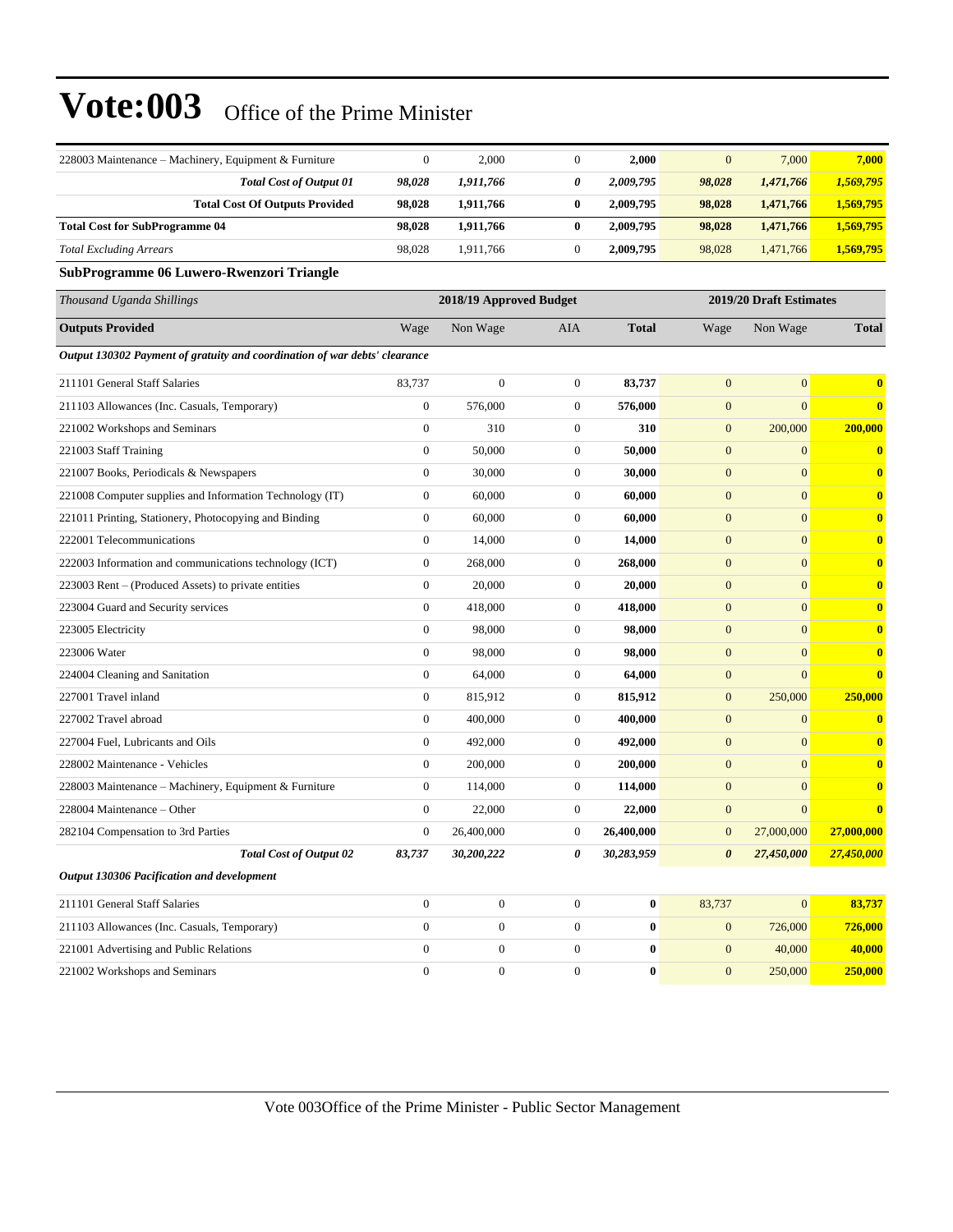# Vote:003 Office of the Prime Minister

| | | | | | | | |
|---|---|---|---|---|---|---|---|
| 228003 Maintenance – Machinery, Equipment & Furniture | 0 | 2,000 | 0 | **2,000** | 0 | 7,000 | **7,000** |
| ***Total Cost of Output 01*** | ***98,028*** | ***1,911,766*** | ***0*** | ***2,009,795*** | ***98,028*** | ***1,471,766*** | ***1,569,795*** |
| **Total Cost Of Outputs Provided** | **98,028** | **1,911,766** | **0** | **2,009,795** | **98,028** | **1,471,766** | **1,569,795** |
| **Total Cost for SubProgramme 04** | **98,028** | **1,911,766** | **0** | **2,009,795** | **98,028** | **1,471,766** | **1,569,795** |
| *Total Excluding Arrears* | 98,028 | 1,911,766 | 0 | **2,009,795** | 98,028 | 1,471,766 | **1,569,795** |

**SubProgramme 06 Luwero-Rwenzori Triangle**

| *Thousand Uganda Shillings* | 2018/19 Approved Budget | | | | 2019/20 Draft Estimates | | |
|---|---|---|---|---|---|---|---|
| **Outputs Provided** | Wage | Non Wage | AIA | **Total** | Wage | Non Wage | **Total** |
| ***Output 130302 Payment of gratuity and coordination of war debts' clearance*** | | | | | | | |
| 211101 General Staff Salaries | 83,737 | 0 | 0 | **83,737** | 0 | 0 | **0** |
| 211103 Allowances (Inc. Casuals, Temporary) | 0 | 576,000 | 0 | **576,000** | 0 | 0 | **0** |
| 221002 Workshops and Seminars | 0 | 310 | 0 | **310** | 0 | 200,000 | **200,000** |
| 221003 Staff Training | 0 | 50,000 | 0 | **50,000** | 0 | 0 | **0** |
| 221007 Books, Periodicals & Newspapers | 0 | 30,000 | 0 | **30,000** | 0 | 0 | **0** |
| 221008 Computer supplies and Information Technology (IT) | 0 | 60,000 | 0 | **60,000** | 0 | 0 | **0** |
| 221011 Printing, Stationery, Photocopying and Binding | 0 | 60,000 | 0 | **60,000** | 0 | 0 | **0** |
| 222001 Telecommunications | 0 | 14,000 | 0 | **14,000** | 0 | 0 | **0** |
| 222003 Information and communications technology (ICT) | 0 | 268,000 | 0 | **268,000** | 0 | 0 | **0** |
| 223003 Rent – (Produced Assets) to private entities | 0 | 20,000 | 0 | **20,000** | 0 | 0 | **0** |
| 223004 Guard and Security services | 0 | 418,000 | 0 | **418,000** | 0 | 0 | **0** |
| 223005 Electricity | 0 | 98,000 | 0 | **98,000** | 0 | 0 | **0** |
| 223006 Water | 0 | 98,000 | 0 | **98,000** | 0 | 0 | **0** |
| 224004 Cleaning and Sanitation | 0 | 64,000 | 0 | **64,000** | 0 | 0 | **0** |
| 227001 Travel inland | 0 | 815,912 | 0 | **815,912** | 0 | 250,000 | **250,000** |
| 227002 Travel abroad | 0 | 400,000 | 0 | **400,000** | 0 | 0 | **0** |
| 227004 Fuel, Lubricants and Oils | 0 | 492,000 | 0 | **492,000** | 0 | 0 | **0** |
| 228002 Maintenance - Vehicles | 0 | 200,000 | 0 | **200,000** | 0 | 0 | **0** |
| 228003 Maintenance – Machinery, Equipment & Furniture | 0 | 114,000 | 0 | **114,000** | 0 | 0 | **0** |
| 228004 Maintenance – Other | 0 | 22,000 | 0 | **22,000** | 0 | 0 | **0** |
| 282104 Compensation to 3rd Parties | 0 | 26,400,000 | 0 | **26,400,000** | 0 | 27,000,000 | **27,000,000** |
| ***Total Cost of Output 02*** | ***83,737*** | ***30,200,222*** | ***0*** | ***30,283,959*** | ***0*** | ***27,450,000*** | ***27,450,000*** |
| ***Output 130306 Pacification and development*** | | | | | | | |
| 211101 General Staff Salaries | 0 | 0 | 0 | **0** | 83,737 | 0 | **83,737** |
| 211103 Allowances (Inc. Casuals, Temporary) | 0 | 0 | 0 | **0** | 0 | 726,000 | **726,000** |
| 221001 Advertising and Public Relations | 0 | 0 | 0 | **0** | 0 | 40,000 | **40,000** |
| 221002 Workshops and Seminars | 0 | 0 | 0 | **0** | 0 | 250,000 | **250,000** |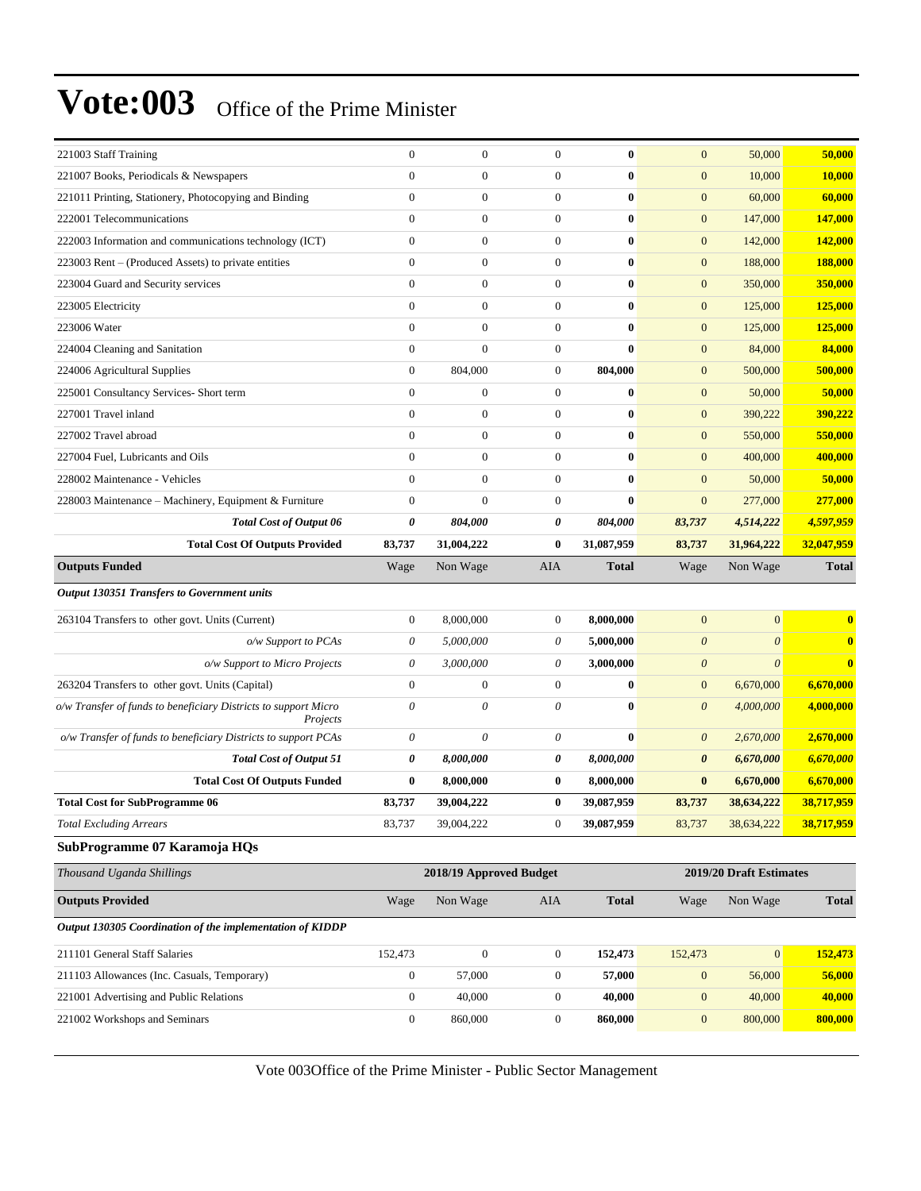# Vote:003 Office of the Prime Minister

| | | | | | | | |
|---|---|---|---|---|---|---|---|
| 221003 Staff Training | 0 | 0 | 0 | **0** | 0 | 50,000 | **50,000** |
| 221007 Books, Periodicals & Newspapers | 0 | 0 | 0 | **0** | 0 | 10,000 | **10,000** |
| 221011 Printing, Stationery, Photocopying and Binding | 0 | 0 | 0 | **0** | 0 | 60,000 | **60,000** |
| 222001 Telecommunications | 0 | 0 | 0 | **0** | 0 | 147,000 | **147,000** |
| 222003 Information and communications technology (ICT) | 0 | 0 | 0 | **0** | 0 | 142,000 | **142,000** |
| 223003 Rent – (Produced Assets) to private entities | 0 | 0 | 0 | **0** | 0 | 188,000 | **188,000** |
| 223004 Guard and Security services | 0 | 0 | 0 | **0** | 0 | 350,000 | **350,000** |
| 223005 Electricity | 0 | 0 | 0 | **0** | 0 | 125,000 | **125,000** |
| 223006 Water | 0 | 0 | 0 | **0** | 0 | 125,000 | **125,000** |
| 224004 Cleaning and Sanitation | 0 | 0 | 0 | **0** | 0 | 84,000 | **84,000** |
| 224006 Agricultural Supplies | 0 | 804,000 | 0 | **804,000** | 0 | 500,000 | **500,000** |
| 225001 Consultancy Services- Short term | 0 | 0 | 0 | **0** | 0 | 50,000 | **50,000** |
| 227001 Travel inland | 0 | 0 | 0 | **0** | 0 | 390,222 | **390,222** |
| 227002 Travel abroad | 0 | 0 | 0 | **0** | 0 | 550,000 | **550,000** |
| 227004 Fuel, Lubricants and Oils | 0 | 0 | 0 | **0** | 0 | 400,000 | **400,000** |
| 228002 Maintenance - Vehicles | 0 | 0 | 0 | **0** | 0 | 50,000 | **50,000** |
| 228003 Maintenance – Machinery, Equipment & Furniture | 0 | 0 | 0 | **0** | 0 | 277,000 | **277,000** |
| ***Total Cost of Output 06*** | ***0*** | ***804,000*** | ***0*** | ***804,000*** | ***83,737*** | ***4,514,222*** | ***4,597,959*** |
| **Total Cost Of Outputs Provided** | **83,737** | **31,004,222** | **0** | **31,087,959** | **83,737** | **31,964,222** | **32,047,959** |
| **Outputs Funded** | Wage | Non Wage | AIA | **Total** | Wage | Non Wage | **Total** |
| ***Output 130351 Transfers to Government units*** | | | | | | | |
| 263104 Transfers to other govt. Units (Current) | 0 | 8,000,000 | 0 | **8,000,000** | 0 | 0 | **0** |
| *o/w Support to PCAs* | *0* | *5,000,000* | *0* | **5,000,000** | *0* | *0* | **0** |
| *o/w Support to Micro Projects* | *0* | *3,000,000* | *0* | **3,000,000** | *0* | *0* | **0** |
| 263204 Transfers to other govt. Units (Capital) | 0 | 0 | 0 | **0** | 0 | 6,670,000 | **6,670,000** |
| *o/w Transfer of funds to beneficiary Districts to support Micro Projects* | *0* | *0* | *0* | **0** | *0* | *4,000,000* | **4,000,000** |
| *o/w Transfer of funds to beneficiary Districts to support PCAs* | *0* | *0* | *0* | **0** | *0* | *2,670,000* | **2,670,000** |
| ***Total Cost of Output 51*** | ***0*** | ***8,000,000*** | ***0*** | ***8,000,000*** | ***0*** | ***6,670,000*** | ***6,670,000*** |
| **Total Cost Of Outputs Funded** | **0** | **8,000,000** | **0** | **8,000,000** | **0** | **6,670,000** | **6,670,000** |
| **Total Cost for SubProgramme 06** | **83,737** | **39,004,222** | **0** | **39,087,959** | **83,737** | **38,634,222** | **38,717,959** |
| *Total Excluding Arrears* | 83,737 | 39,004,222 | 0 | **39,087,959** | 83,737 | 38,634,222 | **38,717,959** |

### SubProgramme 07 Karamoja HQs

| *Thousand Uganda Shillings* | 2018/19 Approved Budget | | | | 2019/20 Draft Estimates | | |
|---|---|---|---|---|---|---|---|
| **Outputs Provided** | Wage | Non Wage | AIA | **Total** | Wage | Non Wage | **Total** |
| ***Output 130305 Coordination of the implementation of KIDDP*** | | | | | | | |
| 211101 General Staff Salaries | 152,473 | 0 | 0 | **152,473** | 152,473 | 0 | **152,473** |
| 211103 Allowances (Inc. Casuals, Temporary) | 0 | 57,000 | 0 | **57,000** | 0 | 56,000 | **56,000** |
| 221001 Advertising and Public Relations | 0 | 40,000 | 0 | **40,000** | 0 | 40,000 | **40,000** |
| 221002 Workshops and Seminars | 0 | 860,000 | 0 | **860,000** | 0 | 800,000 | **800,000** |

Vote 003Office of the Prime Minister - Public Sector Management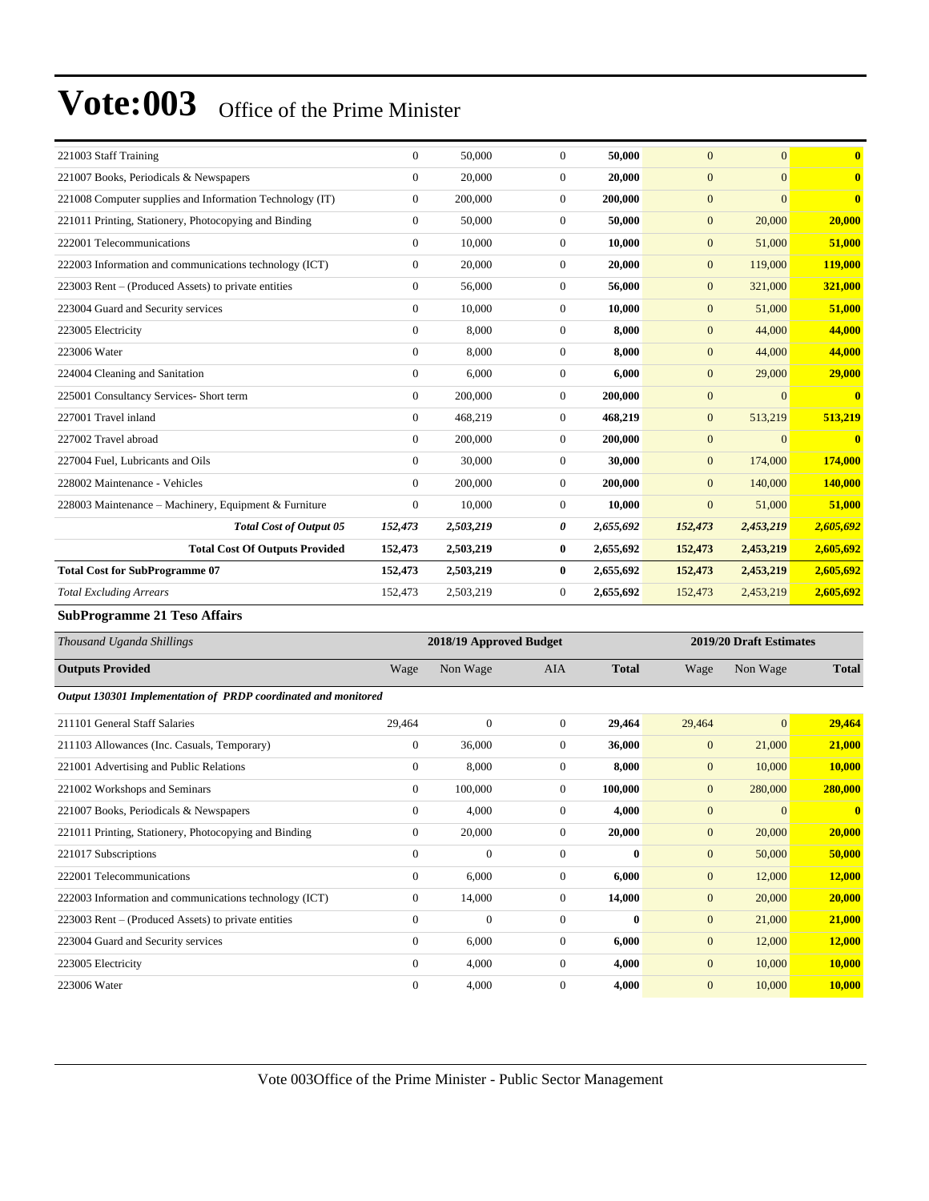| | | | | | | | |
|---|---|---|---|---|---|---|---|
| 221003 Staff Training | 0 | 50,000 | 0 | **50,000** | 0 | 0 | **0** |
| 221007 Books, Periodicals & Newspapers | 0 | 20,000 | 0 | **20,000** | 0 | 0 | **0** |
| 221008 Computer supplies and Information Technology (IT) | 0 | 200,000 | 0 | **200,000** | 0 | 0 | **0** |
| 221011 Printing, Stationery, Photocopying and Binding | 0 | 50,000 | 0 | **50,000** | 0 | 20,000 | **20,000** |
| 222001 Telecommunications | 0 | 10,000 | 0 | **10,000** | 0 | 51,000 | **51,000** |
| 222003 Information and communications technology (ICT) | 0 | 20,000 | 0 | **20,000** | 0 | 119,000 | **119,000** |
| 223003 Rent – (Produced Assets) to private entities | 0 | 56,000 | 0 | **56,000** | 0 | 321,000 | **321,000** |
| 223004 Guard and Security services | 0 | 10,000 | 0 | **10,000** | 0 | 51,000 | **51,000** |
| 223005 Electricity | 0 | 8,000 | 0 | **8,000** | 0 | 44,000 | **44,000** |
| 223006 Water | 0 | 8,000 | 0 | **8,000** | 0 | 44,000 | **44,000** |
| 224004 Cleaning and Sanitation | 0 | 6,000 | 0 | **6,000** | 0 | 29,000 | **29,000** |
| 225001 Consultancy Services- Short term | 0 | 200,000 | 0 | **200,000** | 0 | 0 | **0** |
| 227001 Travel inland | 0 | 468,219 | 0 | **468,219** | 0 | 513,219 | **513,219** |
| 227002 Travel abroad | 0 | 200,000 | 0 | **200,000** | 0 | 0 | **0** |
| 227004 Fuel, Lubricants and Oils | 0 | 30,000 | 0 | **30,000** | 0 | 174,000 | **174,000** |
| 228002 Maintenance - Vehicles | 0 | 200,000 | 0 | **200,000** | 0 | 140,000 | **140,000** |
| 228003 Maintenance – Machinery, Equipment & Furniture | 0 | 10,000 | 0 | **10,000** | 0 | 51,000 | **51,000** |
| ***Total Cost of Output 05*** | ***152,473*** | ***2,503,219*** | ***0*** | ***2,655,692*** | ***152,473*** | ***2,453,219*** | ***2,605,692*** |
| **Total Cost Of Outputs Provided** | **152,473** | **2,503,219** | **0** | **2,655,692** | **152,473** | **2,453,219** | **2,605,692** |
| **Total Cost for SubProgramme 07** | **152,473** | **2,503,219** | **0** | **2,655,692** | **152,473** | **2,453,219** | **2,605,692** |
| *Total Excluding Arrears* | 152,473 | 2,503,219 | 0 | **2,655,692** | 152,473 | 2,453,219 | **2,605,692** |

**SubProgramme 21 Teso Affairs**

| *Thousand Uganda Shillings* | 2018/19 Approved Budget | | | | 2019/20 Draft Estimates | | |
|---|---|---|---|---|---|---|---|
| **Outputs Provided** | Wage | Non Wage | AIA | **Total** | Wage | Non Wage | **Total** |
| ***Output 130301 Implementation of PRDP coordinated and monitored*** | | | | | | | |
| 211101 General Staff Salaries | 29,464 | 0 | 0 | **29,464** | 29,464 | 0 | **29,464** |
| 211103 Allowances (Inc. Casuals, Temporary) | 0 | 36,000 | 0 | **36,000** | 0 | 21,000 | **21,000** |
| 221001 Advertising and Public Relations | 0 | 8,000 | 0 | **8,000** | 0 | 10,000 | **10,000** |
| 221002 Workshops and Seminars | 0 | 100,000 | 0 | **100,000** | 0 | 280,000 | **280,000** |
| 221007 Books, Periodicals & Newspapers | 0 | 4,000 | 0 | **4,000** | 0 | 0 | **0** |
| 221011 Printing, Stationery, Photocopying and Binding | 0 | 20,000 | 0 | **20,000** | 0 | 20,000 | **20,000** |
| 221017 Subscriptions | 0 | 0 | 0 | **0** | 0 | 50,000 | **50,000** |
| 222001 Telecommunications | 0 | 6,000 | 0 | **6,000** | 0 | 12,000 | **12,000** |
| 222003 Information and communications technology (ICT) | 0 | 14,000 | 0 | **14,000** | 0 | 20,000 | **20,000** |
| 223003 Rent – (Produced Assets) to private entities | 0 | 0 | 0 | **0** | 0 | 21,000 | **21,000** |
| 223004 Guard and Security services | 0 | 6,000 | 0 | **6,000** | 0 | 12,000 | **12,000** |
| 223005 Electricity | 0 | 4,000 | 0 | **4,000** | 0 | 10,000 | **10,000** |
| 223006 Water | 0 | 4,000 | 0 | **4,000** | 0 | 10,000 | **10,000** |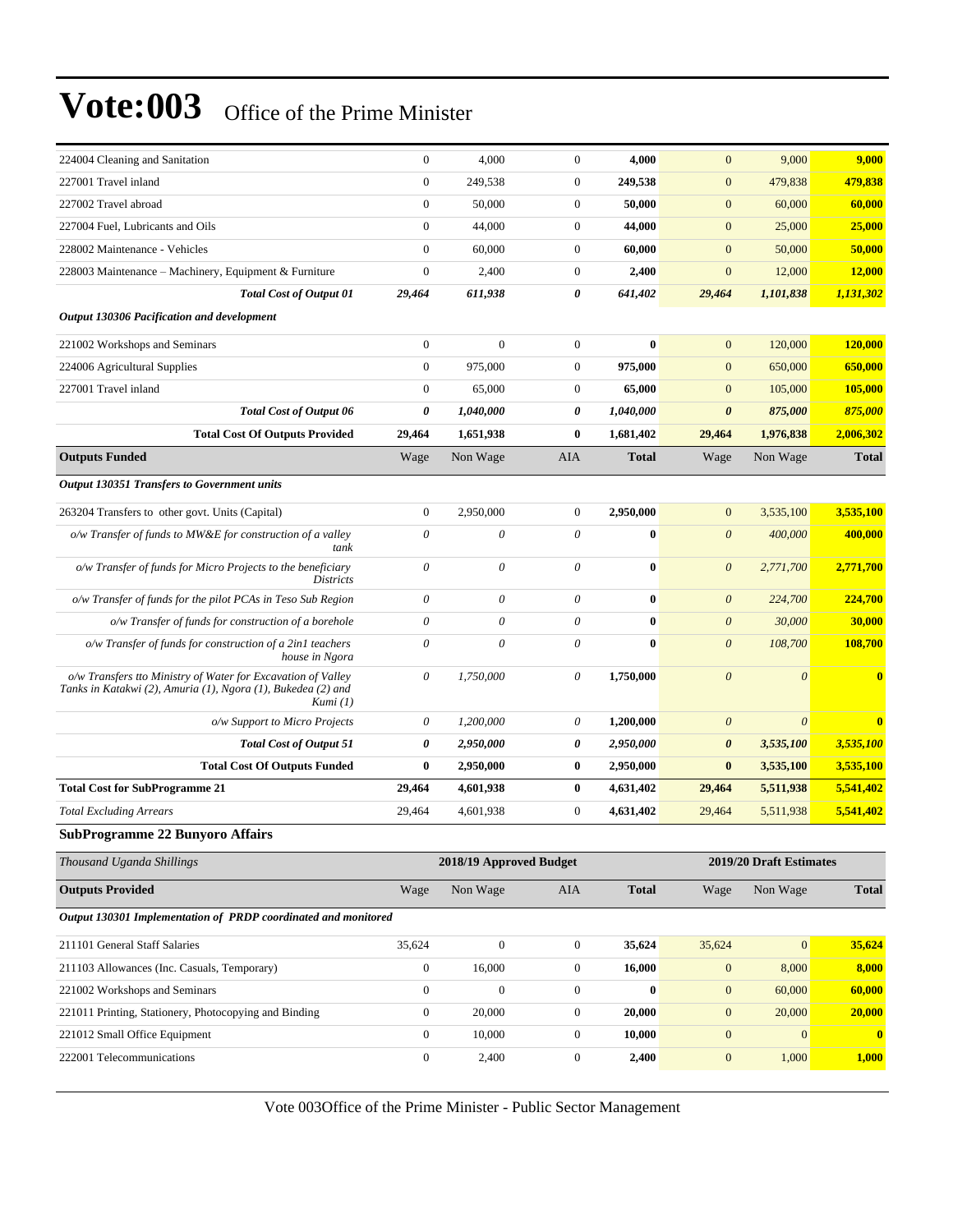| | Wage | Non Wage | AIA | Total | Wage | Non Wage | Total |
|---|---|---|---|---|---|---|---|
| 224004 Cleaning and Sanitation | 0 | 4,000 | 0 | **4,000** | 0 | 9,000 | **9,000** |
| 227001 Travel inland | 0 | 249,538 | 0 | **249,538** | 0 | 479,838 | **479,838** |
| 227002 Travel abroad | 0 | 50,000 | 0 | **50,000** | 0 | 60,000 | **60,000** |
| 227004 Fuel, Lubricants and Oils | 0 | 44,000 | 0 | **44,000** | 0 | 25,000 | **25,000** |
| 228002 Maintenance - Vehicles | 0 | 60,000 | 0 | **60,000** | 0 | 50,000 | **50,000** |
| 228003 Maintenance – Machinery, Equipment & Furniture | 0 | 2,400 | 0 | **2,400** | 0 | 12,000 | **12,000** |
| ***Total Cost of Output 01*** | ***29,464*** | ***611,938*** | ***0*** | ***641,402*** | ***29,464*** | ***1,101,838*** | ***1,131,302*** |
| ***Output 130306 Pacification and development*** | | | | | | | |
| 221002 Workshops and Seminars | 0 | 0 | 0 | **0** | 0 | 120,000 | **120,000** |
| 224006 Agricultural Supplies | 0 | 975,000 | 0 | **975,000** | 0 | 650,000 | **650,000** |
| 227001 Travel inland | 0 | 65,000 | 0 | **65,000** | 0 | 105,000 | **105,000** |
| ***Total Cost of Output 06*** | ***0*** | ***1,040,000*** | ***0*** | ***1,040,000*** | ***0*** | ***875,000*** | ***875,000*** |
| **Total Cost Of Outputs Provided** | **29,464** | **1,651,938** | **0** | **1,681,402** | **29,464** | **1,976,838** | **2,006,302** |
| **Outputs Funded** | Wage | Non Wage | AIA | **Total** | Wage | Non Wage | **Total** |
| ***Output 130351 Transfers to Government units*** | | | | | | | |
| 263204 Transfers to other govt. Units (Capital) | 0 | 2,950,000 | 0 | **2,950,000** | 0 | 3,535,100 | **3,535,100** |
| *o/w Transfer of funds to MW&E for construction of a valley tank* | *0* | *0* | *0* | **0** | *0* | *400,000* | **400,000** |
| *o/w Transfer of funds for Micro Projects to the beneficiary Districts* | *0* | *0* | *0* | **0** | *0* | *2,771,700* | **2,771,700** |
| *o/w Transfer of funds for the pilot PCAs in Teso Sub Region* | *0* | *0* | *0* | **0** | *0* | *224,700* | **224,700** |
| *o/w Transfer of funds for construction of a borehole* | *0* | *0* | *0* | **0** | *0* | *30,000* | **30,000** |
| *o/w Transfer of funds for construction of a 2in1 teachers house in Ngora* | *0* | *0* | *0* | **0** | *0* | *108,700* | **108,700** |
| *o/w Transfers tto Ministry of Water for Excavation of Valley Tanks in Katakwi (2), Amuria (1), Ngora (1), Bukedea (2) and Kumi (1)* | *0* | *1,750,000* | *0* | **1,750,000** | *0* | *0* | **0** |
| *o/w Support to Micro Projects* | *0* | *1,200,000* | *0* | **1,200,000** | *0* | *0* | **0** |
| ***Total Cost of Output 51*** | ***0*** | ***2,950,000*** | ***0*** | ***2,950,000*** | ***0*** | ***3,535,100*** | ***3,535,100*** |
| **Total Cost Of Outputs Funded** | **0** | **2,950,000** | **0** | **2,950,000** | **0** | **3,535,100** | **3,535,100** |
| **Total Cost for SubProgramme 21** | **29,464** | **4,601,938** | **0** | **4,631,402** | **29,464** | **5,511,938** | **5,541,402** |
| *Total Excluding Arrears* | 29,464 | 4,601,938 | 0 | **4,631,402** | 29,464 | 5,511,938 | **5,541,402** |

**SubProgramme 22 Bunyoro Affairs**

| *Thousand Uganda Shillings* | 2018/19 Approved Budget | | | | 2019/20 Draft Estimates | | |
|---|---|---|---|---|---|---|---|
| **Outputs Provided** | Wage | Non Wage | AIA | **Total** | Wage | Non Wage | **Total** |
| ***Output 130301 Implementation of PRDP coordinated and monitored*** | | | | | | | |
| 211101 General Staff Salaries | 35,624 | 0 | 0 | **35,624** | 35,624 | 0 | **35,624** |
| 211103 Allowances (Inc. Casuals, Temporary) | 0 | 16,000 | 0 | **16,000** | 0 | 8,000 | **8,000** |
| 221002 Workshops and Seminars | 0 | 0 | 0 | **0** | 0 | 60,000 | **60,000** |
| 221011 Printing, Stationery, Photocopying and Binding | 0 | 20,000 | 0 | **20,000** | 0 | 20,000 | **20,000** |
| 221012 Small Office Equipment | 0 | 10,000 | 0 | **10,000** | 0 | 0 | **0** |
| 222001 Telecommunications | 0 | 2,400 | 0 | **2,400** | 0 | 1,000 | **1,000** |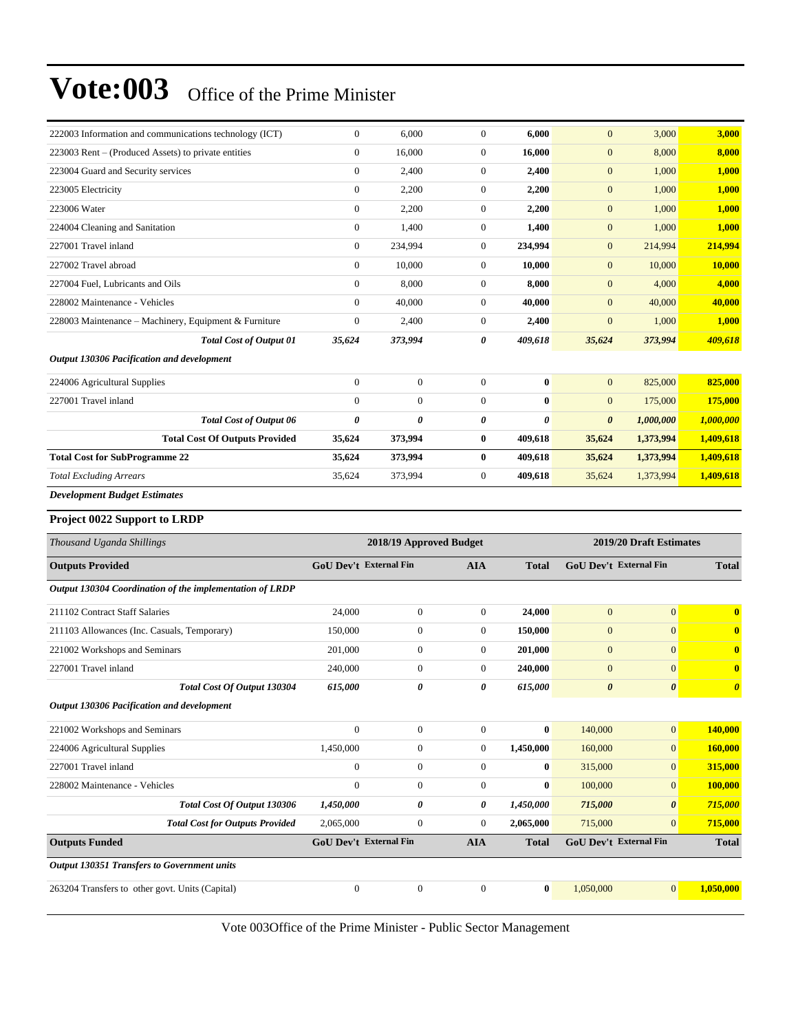| | | | | | | | |
|---|---|---|---|---|---|---|---|
| 222003 Information and communications technology (ICT) | 0 | 6,000 | 0 | **6,000** | 0 | 3,000 | **3,000** |
| 223003 Rent – (Produced Assets) to private entities | 0 | 16,000 | 0 | **16,000** | 0 | 8,000 | **8,000** |
| 223004 Guard and Security services | 0 | 2,400 | 0 | **2,400** | 0 | 1,000 | **1,000** |
| 223005 Electricity | 0 | 2,200 | 0 | **2,200** | 0 | 1,000 | **1,000** |
| 223006 Water | 0 | 2,200 | 0 | **2,200** | 0 | 1,000 | **1,000** |
| 224004 Cleaning and Sanitation | 0 | 1,400 | 0 | **1,400** | 0 | 1,000 | **1,000** |
| 227001 Travel inland | 0 | 234,994 | 0 | **234,994** | 0 | 214,994 | **214,994** |
| 227002 Travel abroad | 0 | 10,000 | 0 | **10,000** | 0 | 10,000 | **10,000** |
| 227004 Fuel, Lubricants and Oils | 0 | 8,000 | 0 | **8,000** | 0 | 4,000 | **4,000** |
| 228002 Maintenance - Vehicles | 0 | 40,000 | 0 | **40,000** | 0 | 40,000 | **40,000** |
| 228003 Maintenance – Machinery, Equipment & Furniture | 0 | 2,400 | 0 | **2,400** | 0 | 1,000 | **1,000** |
| ***Total Cost of Output 01*** | ***35,624*** | ***373,994*** | ***0*** | ***409,618*** | ***35,624*** | ***373,994*** | ***409,618*** |
| ***Output 130306 Pacification and development*** | | | | | | | |
| 224006 Agricultural Supplies | 0 | 0 | 0 | **0** | 0 | 825,000 | **825,000** |
| 227001 Travel inland | 0 | 0 | 0 | **0** | 0 | 175,000 | **175,000** |
| ***Total Cost of Output 06*** | ***0*** | ***0*** | ***0*** | ***0*** | ***0*** | ***1,000,000*** | ***1,000,000*** |
| **Total Cost Of Outputs Provided** | **35,624** | **373,994** | **0** | **409,618** | **35,624** | **1,373,994** | **1,409,618** |
| **Total Cost for SubProgramme 22** | **35,624** | **373,994** | **0** | **409,618** | **35,624** | **1,373,994** | **1,409,618** |
| *Total Excluding Arrears* | 35,624 | 373,994 | 0 | **409,618** | 35,624 | 1,373,994 | **1,409,618** |

***Development Budget Estimates***

**Project 0022 Support to LRDP**

| *Thousand Uganda Shillings* | 2018/19 Approved Budget | | | | 2019/20 Draft Estimates | | |
|---|---|---|---|---|---|---|---|
| **Outputs Provided** | **GoU Dev't** | **External Fin** | **AIA** | **Total** | **GoU Dev't** | **External Fin** | **Total** |
| ***Output 130304 Coordination of the implementation of LRDP*** | | | | | | | |
| 211102 Contract Staff Salaries | 24,000 | 0 | 0 | **24,000** | 0 | 0 | **0** |
| 211103 Allowances (Inc. Casuals, Temporary) | 150,000 | 0 | 0 | **150,000** | 0 | 0 | **0** |
| 221002 Workshops and Seminars | 201,000 | 0 | 0 | **201,000** | 0 | 0 | **0** |
| 227001 Travel inland | 240,000 | 0 | 0 | **240,000** | 0 | 0 | **0** |
| ***Total Cost Of Output 130304*** | ***615,000*** | ***0*** | ***0*** | ***615,000*** | ***0*** | ***0*** | ***0*** |
| ***Output 130306 Pacification and development*** | | | | | | | |
| 221002 Workshops and Seminars | 0 | 0 | 0 | **0** | 140,000 | 0 | **140,000** |
| 224006 Agricultural Supplies | 1,450,000 | 0 | 0 | **1,450,000** | 160,000 | 0 | **160,000** |
| 227001 Travel inland | 0 | 0 | 0 | **0** | 315,000 | 0 | **315,000** |
| 228002 Maintenance - Vehicles | 0 | 0 | 0 | **0** | 100,000 | 0 | **100,000** |
| ***Total Cost Of Output 130306*** | ***1,450,000*** | ***0*** | ***0*** | ***1,450,000*** | ***715,000*** | ***0*** | ***715,000*** |
| ***Total Cost for Outputs Provided*** | 2,065,000 | 0 | 0 | **2,065,000** | 715,000 | 0 | **715,000** |
| **Outputs Funded** | **GoU Dev't** | **External Fin** | **AIA** | **Total** | **GoU Dev't** | **External Fin** | **Total** |
| ***Output 130351 Transfers to Government units*** | | | | | | | |
| 263204 Transfers to other govt. Units (Capital) | 0 | 0 | 0 | **0** | 1,050,000 | 0 | **1,050,000** |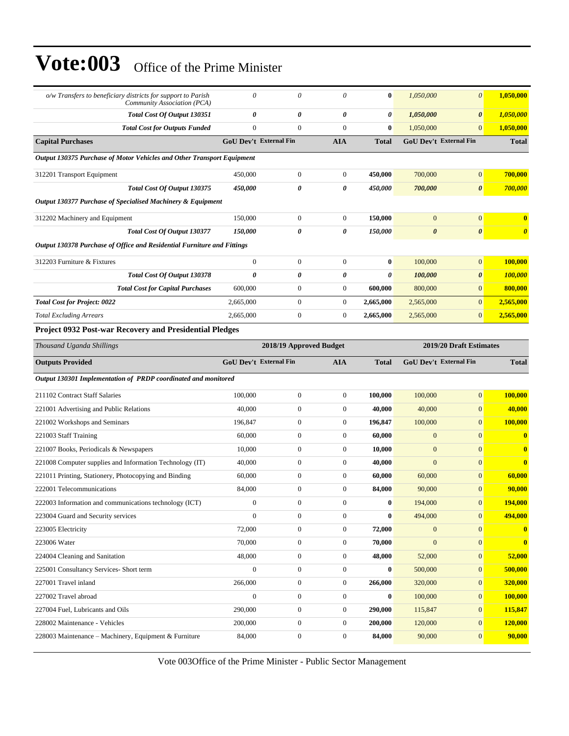# Vote:003 Office of the Prime Minister

| | | | | | | | |
|---|---|---|---|---|---|---|---|
| *o/w Transfers to beneficiary districts for support to Parish Community Association (PCA)* | *0* | *0* | *0* | **0** | *1,050,000* | *0* | **1,050,000** |
| ***Total Cost Of Output 130351*** | ***0*** | ***0*** | ***0*** | ***0*** | ***1,050,000*** | ***0*** | ***1,050,000*** |
| ***Total Cost for Outputs Funded*** | 0 | 0 | 0 | **0** | 1,050,000 | 0 | **1,050,000** |
| **Capital Purchases** | **GoU Dev't** | **External Fin** | **AIA** | **Total** | **GoU Dev't** | **External Fin** | **Total** |
| ***Output 130375 Purchase of Motor Vehicles and Other Transport Equipment*** | | | | | | | |
| 312201 Transport Equipment | 450,000 | 0 | 0 | **450,000** | 700,000 | 0 | **700,000** |
| ***Total Cost Of Output 130375*** | ***450,000*** | ***0*** | ***0*** | ***450,000*** | ***700,000*** | ***0*** | ***700,000*** |
| ***Output 130377 Purchase of Specialised Machinery & Equipment*** | | | | | | | |
| 312202 Machinery and Equipment | 150,000 | 0 | 0 | **150,000** | 0 | 0 | **0** |
| ***Total Cost Of Output 130377*** | ***150,000*** | ***0*** | ***0*** | ***150,000*** | ***0*** | ***0*** | ***0*** |
| ***Output 130378 Purchase of Office and Residential Furniture and Fittings*** | | | | | | | |
| 312203 Furniture & Fixtures | 0 | 0 | 0 | **0** | 100,000 | 0 | **100,000** |
| ***Total Cost Of Output 130378*** | ***0*** | ***0*** | ***0*** | ***0*** | ***100,000*** | ***0*** | ***100,000*** |
| ***Total Cost for Capital Purchases*** | 600,000 | 0 | 0 | **600,000** | 800,000 | 0 | **800,000** |
| ***Total Cost for Project: 0022*** | 2,665,000 | 0 | 0 | **2,665,000** | 2,565,000 | 0 | **2,565,000** |
| *Total Excluding Arrears* | 2,665,000 | 0 | 0 | **2,665,000** | 2,565,000 | 0 | **2,565,000** |

**Project 0932 Post-war Recovery and Presidential Pledges**

| *Thousand Uganda Shillings* | **2018/19 Approved Budget** | | | | **2019/20 Draft Estimates** | | |
|---|---|---|---|---|---|---|---|
| **Outputs Provided** | **GoU Dev't** | **External Fin** | **AIA** | **Total** | **GoU Dev't** | **External Fin** | **Total** |
| ***Output 130301 Implementation of PRDP coordinated and monitored*** | | | | | | | |
| 211102 Contract Staff Salaries | 100,000 | 0 | 0 | **100,000** | 100,000 | 0 | **100,000** |
| 221001 Advertising and Public Relations | 40,000 | 0 | 0 | **40,000** | 40,000 | 0 | **40,000** |
| 221002 Workshops and Seminars | 196,847 | 0 | 0 | **196,847** | 100,000 | 0 | **100,000** |
| 221003 Staff Training | 60,000 | 0 | 0 | **60,000** | 0 | 0 | **0** |
| 221007 Books, Periodicals & Newspapers | 10,000 | 0 | 0 | **10,000** | 0 | 0 | **0** |
| 221008 Computer supplies and Information Technology (IT) | 40,000 | 0 | 0 | **40,000** | 0 | 0 | **0** |
| 221011 Printing, Stationery, Photocopying and Binding | 60,000 | 0 | 0 | **60,000** | 60,000 | 0 | **60,000** |
| 222001 Telecommunications | 84,000 | 0 | 0 | **84,000** | 90,000 | 0 | **90,000** |
| 222003 Information and communications technology (ICT) | 0 | 0 | 0 | **0** | 194,000 | 0 | **194,000** |
| 223004 Guard and Security services | 0 | 0 | 0 | **0** | 494,000 | 0 | **494,000** |
| 223005 Electricity | 72,000 | 0 | 0 | **72,000** | 0 | 0 | **0** |
| 223006 Water | 70,000 | 0 | 0 | **70,000** | 0 | 0 | **0** |
| 224004 Cleaning and Sanitation | 48,000 | 0 | 0 | **48,000** | 52,000 | 0 | **52,000** |
| 225001 Consultancy Services- Short term | 0 | 0 | 0 | **0** | 500,000 | 0 | **500,000** |
| 227001 Travel inland | 266,000 | 0 | 0 | **266,000** | 320,000 | 0 | **320,000** |
| 227002 Travel abroad | 0 | 0 | 0 | **0** | 100,000 | 0 | **100,000** |
| 227004 Fuel, Lubricants and Oils | 290,000 | 0 | 0 | **290,000** | 115,847 | 0 | **115,847** |
| 228002 Maintenance - Vehicles | 200,000 | 0 | 0 | **200,000** | 120,000 | 0 | **120,000** |
| 228003 Maintenance – Machinery, Equipment & Furniture | 84,000 | 0 | 0 | **84,000** | 90,000 | 0 | **90,000** |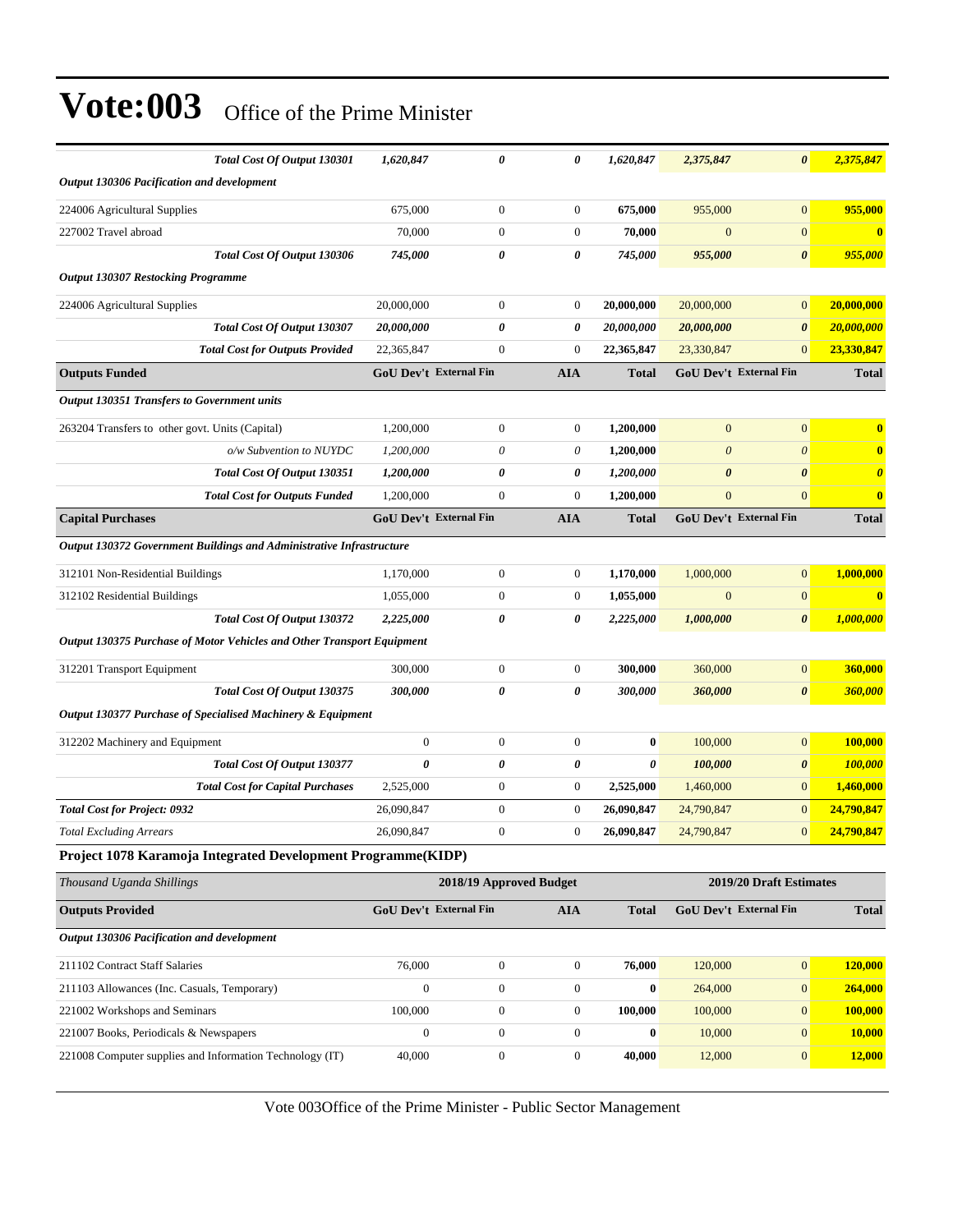# Vote:003 Office of the Prime Minister

| | | | | | | | |
|---|---|---|---|---|---|---|---|
| ***Total Cost Of Output 130301*** | ***1,620,847*** | ***0*** | ***0*** | ***1,620,847*** | ***2,375,847*** | ***0*** | ***2,375,847*** |
| ***Output 130306 Pacification and development*** | | | | | | | |
| 224006 Agricultural Supplies | 675,000 | 0 | 0 | **675,000** | 955,000 | 0 | **955,000** |
| 227002 Travel abroad | 70,000 | 0 | 0 | **70,000** | 0 | 0 | **0** |
| ***Total Cost Of Output 130306*** | ***745,000*** | ***0*** | ***0*** | ***745,000*** | ***955,000*** | ***0*** | ***955,000*** |
| ***Output 130307 Restocking Programme*** | | | | | | | |
| 224006 Agricultural Supplies | 20,000,000 | 0 | 0 | **20,000,000** | 20,000,000 | 0 | **20,000,000** |
| ***Total Cost Of Output 130307*** | ***20,000,000*** | ***0*** | ***0*** | ***20,000,000*** | ***20,000,000*** | ***0*** | ***20,000,000*** |
| ***Total Cost for Outputs Provided*** | 22,365,847 | 0 | 0 | 22,365,847 | 23,330,847 | 0 | 23,330,847 |
| **Outputs Funded** | **GoU Dev't** | **External Fin** | **AIA** | **Total** | **GoU Dev't** | **External Fin** | **Total** |
| ***Output 130351 Transfers to Government units*** | | | | | | | |
| 263204 Transfers to other govt. Units (Capital) | 1,200,000 | 0 | 0 | **1,200,000** | 0 | 0 | **0** |
| *o/w Subvention to NUYDC* | *1,200,000* | *0* | *0* | **1,200,000** | *0* | *0* | **0** |
| ***Total Cost Of Output 130351*** | ***1,200,000*** | ***0*** | ***0*** | ***1,200,000*** | ***0*** | ***0*** | ***0*** |
| ***Total Cost for Outputs Funded*** | 1,200,000 | 0 | 0 | **1,200,000** | 0 | 0 | **0** |
| **Capital Purchases** | **GoU Dev't** | **External Fin** | **AIA** | **Total** | **GoU Dev't** | **External Fin** | **Total** |
| ***Output 130372 Government Buildings and Administrative Infrastructure*** | | | | | | | |
| 312101 Non-Residential Buildings | 1,170,000 | 0 | 0 | **1,170,000** | 1,000,000 | 0 | **1,000,000** |
| 312102 Residential Buildings | 1,055,000 | 0 | 0 | **1,055,000** | 0 | 0 | **0** |
| ***Total Cost Of Output 130372*** | ***2,225,000*** | ***0*** | ***0*** | ***2,225,000*** | ***1,000,000*** | ***0*** | ***1,000,000*** |
| ***Output 130375 Purchase of Motor Vehicles and Other Transport Equipment*** | | | | | | | |
| 312201 Transport Equipment | 300,000 | 0 | 0 | **300,000** | 360,000 | 0 | **360,000** |
| ***Total Cost Of Output 130375*** | ***300,000*** | ***0*** | ***0*** | ***300,000*** | ***360,000*** | ***0*** | ***360,000*** |
| ***Output 130377 Purchase of Specialised Machinery & Equipment*** | | | | | | | |
| 312202 Machinery and Equipment | 0 | 0 | 0 | **0** | 100,000 | 0 | **100,000** |
| ***Total Cost Of Output 130377*** | ***0*** | ***0*** | ***0*** | ***0*** | ***100,000*** | ***0*** | ***100,000*** |
| ***Total Cost for Capital Purchases*** | 2,525,000 | 0 | 0 | **2,525,000** | 1,460,000 | 0 | **1,460,000** |
| ***Total Cost for Project: 0932*** | 26,090,847 | 0 | 0 | **26,090,847** | 24,790,847 | 0 | **24,790,847** |
| *Total Excluding Arrears* | 26,090,847 | 0 | 0 | **26,090,847** | 24,790,847 | 0 | **24,790,847** |

### Project 1078 Karamoja Integrated Development Programme(KIDP)

| *Thousand Uganda Shillings* | 2018/19 Approved Budget | | | | 2019/20 Draft Estimates | | |
|---|---|---|---|---|---|---|---|
| **Outputs Provided** | **GoU Dev't** | **External Fin** | **AIA** | **Total** | **GoU Dev't** | **External Fin** | **Total** |
| ***Output 130306 Pacification and development*** | | | | | | | |
| 211102 Contract Staff Salaries | 76,000 | 0 | 0 | **76,000** | 120,000 | 0 | **120,000** |
| 211103 Allowances (Inc. Casuals, Temporary) | 0 | 0 | 0 | **0** | 264,000 | 0 | **264,000** |
| 221002 Workshops and Seminars | 100,000 | 0 | 0 | **100,000** | 100,000 | 0 | **100,000** |
| 221007 Books, Periodicals & Newspapers | 0 | 0 | 0 | **0** | 10,000 | 0 | **10,000** |
| 221008 Computer supplies and Information Technology (IT) | 40,000 | 0 | 0 | **40,000** | 12,000 | 0 | **12,000** |

Vote 003Office of the Prime Minister - Public Sector Management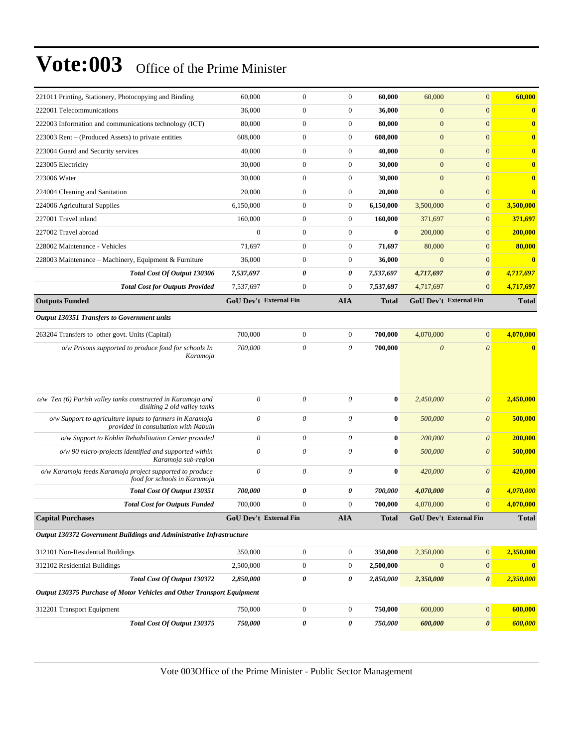# Vote:003 Office of the Prime Minister

| | | | | | | | |
|---|---|---|---|---|---|---|---|
| 221011 Printing, Stationery, Photocopying and Binding | 60,000 | 0 | 0 | **60,000** | 60,000 | 0 | **60,000** |
| 222001 Telecommunications | 36,000 | 0 | 0 | **36,000** | 0 | 0 | **0** |
| 222003 Information and communications technology (ICT) | 80,000 | 0 | 0 | **80,000** | 0 | 0 | **0** |
| 223003 Rent – (Produced Assets) to private entities | 608,000 | 0 | 0 | **608,000** | 0 | 0 | **0** |
| 223004 Guard and Security services | 40,000 | 0 | 0 | **40,000** | 0 | 0 | **0** |
| 223005 Electricity | 30,000 | 0 | 0 | **30,000** | 0 | 0 | **0** |
| 223006 Water | 30,000 | 0 | 0 | **30,000** | 0 | 0 | **0** |
| 224004 Cleaning and Sanitation | 20,000 | 0 | 0 | **20,000** | 0 | 0 | **0** |
| 224006 Agricultural Supplies | 6,150,000 | 0 | 0 | **6,150,000** | 3,500,000 | 0 | **3,500,000** |
| 227001 Travel inland | 160,000 | 0 | 0 | **160,000** | 371,697 | 0 | **371,697** |
| 227002 Travel abroad | 0 | 0 | 0 | **0** | 200,000 | 0 | **200,000** |
| 228002 Maintenance - Vehicles | 71,697 | 0 | 0 | **71,697** | 80,000 | 0 | **80,000** |
| 228003 Maintenance – Machinery, Equipment & Furniture | 36,000 | 0 | 0 | **36,000** | 0 | 0 | **0** |
| ***Total Cost Of Output 130306*** | ***7,537,697*** | ***0*** | ***0*** | ***7,537,697*** | ***4,717,697*** | ***0*** | ***4,717,697*** |
| ***Total Cost for Outputs Provided*** | 7,537,697 | 0 | 0 | **7,537,697** | 4,717,697 | 0 | **4,717,697** |
| **Outputs Funded** | **GoU Dev't** | **External Fin** | **AIA** | **Total** | **GoU Dev't** | **External Fin** | **Total** |
| ***Output 130351 Transfers to Government units*** | | | | | | | |
| 263204 Transfers to other govt. Units (Capital) | 700,000 | 0 | 0 | **700,000** | 4,070,000 | 0 | **4,070,000** |
| *o/w Prisons supported to produce food for schools In Karamoja* | *700,000* | *0* | *0* | **700,000** | *0* | *0* | **0** |
| *o/w Ten (6) Parish valley tanks constructed in Karamoja and disilting 2 old valley tanks* | *0* | *0* | *0* | **0** | *2,450,000* | *0* | **2,450,000** |
| *o/w Support to agriculture inputs to farmers in Karamoja provided in consultation with Nabuin* | *0* | *0* | *0* | **0** | *500,000* | *0* | **500,000** |
| *o/w Support to Koblin Rehabilitation Center provided* | *0* | *0* | *0* | **0** | *200,000* | *0* | **200,000** |
| *o/w 90 micro-projects identified and supported within Karamoja sub-region* | *0* | *0* | *0* | **0** | *500,000* | *0* | **500,000** |
| *o/w Karamoja feeds Karamoja project supported to produce food for schools in Karamoja* | *0* | *0* | *0* | **0** | *420,000* | *0* | **420,000** |
| ***Total Cost Of Output 130351*** | ***700,000*** | ***0*** | ***0*** | ***700,000*** | ***4,070,000*** | ***0*** | ***4,070,000*** |
| ***Total Cost for Outputs Funded*** | 700,000 | 0 | 0 | **700,000** | 4,070,000 | 0 | **4,070,000** |
| **Capital Purchases** | **GoU Dev't** | **External Fin** | **AIA** | **Total** | **GoU Dev't** | **External Fin** | **Total** |
| ***Output 130372 Government Buildings and Administrative Infrastructure*** | | | | | | | |
| 312101 Non-Residential Buildings | 350,000 | 0 | 0 | **350,000** | 2,350,000 | 0 | **2,350,000** |
| 312102 Residential Buildings | 2,500,000 | 0 | 0 | **2,500,000** | 0 | 0 | **0** |
| ***Total Cost Of Output 130372*** | ***2,850,000*** | ***0*** | ***0*** | ***2,850,000*** | ***2,350,000*** | ***0*** | ***2,350,000*** |
| ***Output 130375 Purchase of Motor Vehicles and Other Transport Equipment*** | | | | | | | |
| 312201 Transport Equipment | 750,000 | 0 | 0 | **750,000** | 600,000 | 0 | **600,000** |
| ***Total Cost Of Output 130375*** | ***750,000*** | ***0*** | ***0*** | ***750,000*** | ***600,000*** | ***0*** | ***600,000*** |

Vote 003Office of the Prime Minister - Public Sector Management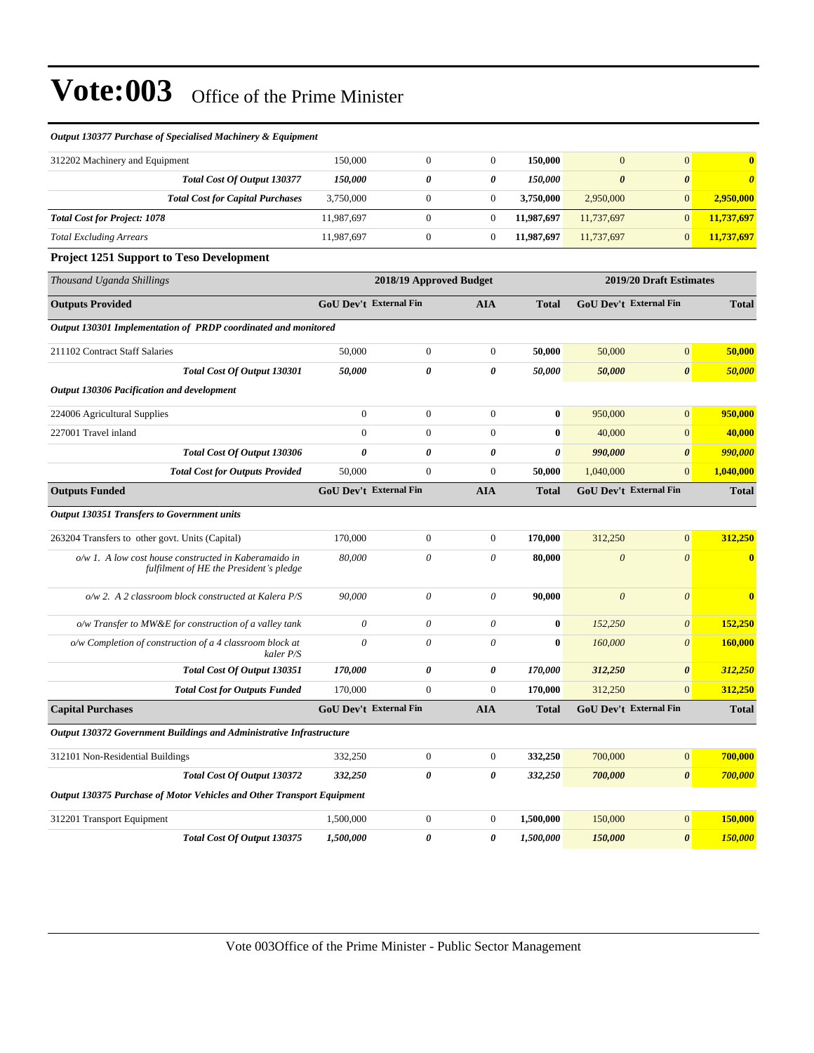# Vote:003 Office of the Prime Minister

| *Output 130377 Purchase of Specialised Machinery & Equipment* | | | | | | | |
|---|---|---|---|---|---|---|---|
| 312202 Machinery and Equipment | 150,000 | 0 | 0 | **150,000** | 0 | 0 | **0** |
| ***Total Cost Of Output 130377*** | ***150,000*** | ***0*** | ***0*** | ***150,000*** | ***0*** | ***0*** | ***0*** |
| ***Total Cost for Capital Purchases*** | 3,750,000 | 0 | 0 | **3,750,000** | 2,950,000 | 0 | **2,950,000** |
| ***Total Cost for Project: 1078*** | 11,987,697 | 0 | 0 | **11,987,697** | 11,737,697 | 0 | **11,737,697** |
| *Total Excluding Arrears* | 11,987,697 | 0 | 0 | **11,987,697** | 11,737,697 | 0 | **11,737,697** |

**Project 1251 Support to Teso Development**

| *Thousand Uganda Shillings* | 2018/19 Approved Budget | | | | 2019/20 Draft Estimates | | |
|---|---|---|---|---|---|---|---|
| **Outputs Provided** | **GoU Dev't** | **External Fin** | **AIA** | **Total** | **GoU Dev't** | **External Fin** | **Total** |
| ***Output 130301 Implementation of PRDP coordinated and monitored*** | | | | | | | |
| 211102 Contract Staff Salaries | 50,000 | 0 | 0 | **50,000** | 50,000 | 0 | **50,000** |
| ***Total Cost Of Output 130301*** | ***50,000*** | ***0*** | ***0*** | ***50,000*** | ***50,000*** | ***0*** | ***50,000*** |
| ***Output 130306 Pacification and development*** | | | | | | | |
| 224006 Agricultural Supplies | 0 | 0 | 0 | **0** | 950,000 | 0 | **950,000** |
| 227001 Travel inland | 0 | 0 | 0 | **0** | 40,000 | 0 | **40,000** |
| ***Total Cost Of Output 130306*** | ***0*** | ***0*** | ***0*** | ***0*** | ***990,000*** | ***0*** | ***990,000*** |
| ***Total Cost for Outputs Provided*** | 50,000 | 0 | 0 | **50,000** | 1,040,000 | 0 | **1,040,000** |
| **Outputs Funded** | **GoU Dev't** | **External Fin** | **AIA** | **Total** | **GoU Dev't** | **External Fin** | **Total** |
| ***Output 130351 Transfers to Government units*** | | | | | | | |
| 263204 Transfers to other govt. Units (Capital) | 170,000 | 0 | 0 | **170,000** | 312,250 | 0 | **312,250** |
| *o/w 1. A low cost house constructed in Kaberamaido in fulfilment of HE the President's pledge* | *80,000* | *0* | *0* | **80,000** | *0* | *0* | **0** |
| *o/w 2. A 2 classroom block constructed at Kalera P/S* | *90,000* | *0* | *0* | **90,000** | *0* | *0* | **0** |
| *o/w Transfer to MW&E for construction of a valley tank* | *0* | *0* | *0* | **0** | *152,250* | *0* | **152,250** |
| *o/w Completion of construction of a 4 classroom block at kaler P/S* | *0* | *0* | *0* | **0** | *160,000* | *0* | **160,000** |
| ***Total Cost Of Output 130351*** | ***170,000*** | ***0*** | ***0*** | ***170,000*** | ***312,250*** | ***0*** | ***312,250*** |
| ***Total Cost for Outputs Funded*** | 170,000 | 0 | 0 | **170,000** | 312,250 | 0 | **312,250** |
| **Capital Purchases** | **GoU Dev't** | **External Fin** | **AIA** | **Total** | **GoU Dev't** | **External Fin** | **Total** |
| ***Output 130372 Government Buildings and Administrative Infrastructure*** | | | | | | | |
| 312101 Non-Residential Buildings | 332,250 | 0 | 0 | **332,250** | 700,000 | 0 | **700,000** |
| ***Total Cost Of Output 130372*** | ***332,250*** | ***0*** | ***0*** | ***332,250*** | ***700,000*** | ***0*** | ***700,000*** |
| ***Output 130375 Purchase of Motor Vehicles and Other Transport Equipment*** | | | | | | | |
| 312201 Transport Equipment | 1,500,000 | 0 | 0 | **1,500,000** | 150,000 | 0 | **150,000** |
| ***Total Cost Of Output 130375*** | ***1,500,000*** | ***0*** | ***0*** | ***1,500,000*** | ***150,000*** | ***0*** | ***150,000*** |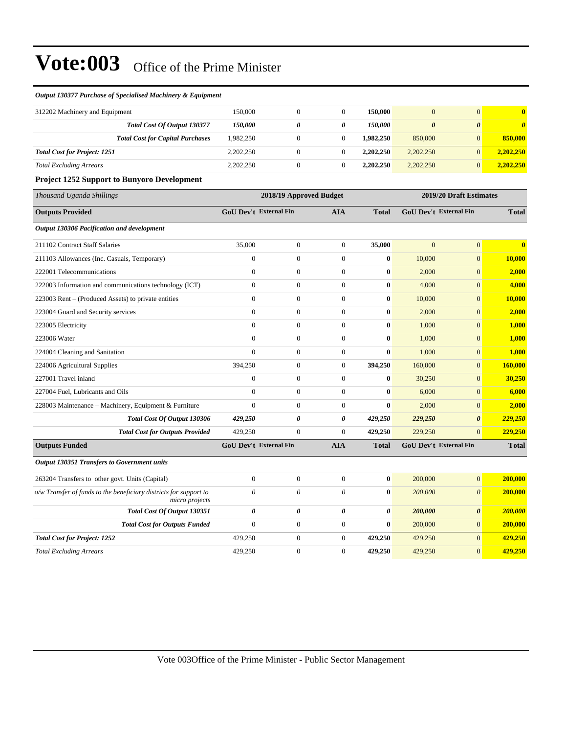# Vote:003 Office of the Prime Minister

*Output 130377 Purchase of Specialised Machinery & Equipment*

| | | | | | | | |
|---|---|---|---|---|---|---|---|
| 312202 Machinery and Equipment | 150,000 | 0 | 0 | **150,000** | 0 | 0 | **0** |
| ***Total Cost Of Output 130377*** | ***150,000*** | ***0*** | ***0*** | ***150,000*** | ***0*** | ***0*** | ***0*** |
| ***Total Cost for Capital Purchases*** | 1,982,250 | 0 | 0 | **1,982,250** | 850,000 | 0 | **850,000** |
| ***Total Cost for Project: 1251*** | 2,202,250 | 0 | 0 | **2,202,250** | 2,202,250 | 0 | **2,202,250** |
| *Total Excluding Arrears* | 2,202,250 | 0 | 0 | **2,202,250** | 2,202,250 | 0 | **2,202,250** |

**Project 1252 Support to Bunyoro Development**

| *Thousand Uganda Shillings* | 2018/19 Approved Budget | | | | 2019/20 Draft Estimates | | |
|---|---|---|---|---|---|---|---|
| **Outputs Provided** | **GoU Dev't** | **External Fin** | **AIA** | **Total** | **GoU Dev't** | **External Fin** | **Total** |
| ***Output 130306 Pacification and development*** | | | | | | | |
| 211102 Contract Staff Salaries | 35,000 | 0 | 0 | **35,000** | 0 | 0 | **0** |
| 211103 Allowances (Inc. Casuals, Temporary) | 0 | 0 | 0 | **0** | 10,000 | 0 | **10,000** |
| 222001 Telecommunications | 0 | 0 | 0 | **0** | 2,000 | 0 | **2,000** |
| 222003 Information and communications technology (ICT) | 0 | 0 | 0 | **0** | 4,000 | 0 | **4,000** |
| 223003 Rent – (Produced Assets) to private entities | 0 | 0 | 0 | **0** | 10,000 | 0 | **10,000** |
| 223004 Guard and Security services | 0 | 0 | 0 | **0** | 2,000 | 0 | **2,000** |
| 223005 Electricity | 0 | 0 | 0 | **0** | 1,000 | 0 | **1,000** |
| 223006 Water | 0 | 0 | 0 | **0** | 1,000 | 0 | **1,000** |
| 224004 Cleaning and Sanitation | 0 | 0 | 0 | **0** | 1,000 | 0 | **1,000** |
| 224006 Agricultural Supplies | 394,250 | 0 | 0 | **394,250** | 160,000 | 0 | **160,000** |
| 227001 Travel inland | 0 | 0 | 0 | **0** | 30,250 | 0 | **30,250** |
| 227004 Fuel, Lubricants and Oils | 0 | 0 | 0 | **0** | 6,000 | 0 | **6,000** |
| 228003 Maintenance – Machinery, Equipment & Furniture | 0 | 0 | 0 | **0** | 2,000 | 0 | **2,000** |
| ***Total Cost Of Output 130306*** | ***429,250*** | ***0*** | ***0*** | ***429,250*** | ***229,250*** | ***0*** | ***229,250*** |
| ***Total Cost for Outputs Provided*** | 429,250 | 0 | 0 | **429,250** | 229,250 | 0 | **229,250** |
| **Outputs Funded** | **GoU Dev't** | **External Fin** | **AIA** | **Total** | **GoU Dev't** | **External Fin** | **Total** |
| ***Output 130351 Transfers to Government units*** | | | | | | | |
| 263204 Transfers to other govt. Units (Capital) | 0 | 0 | 0 | **0** | 200,000 | 0 | **200,000** |
| *o/w Transfer of funds to the beneficiary districts for support to micro projects* | *0* | *0* | *0* | **0** | *200,000* | *0* | **200,000** |
| ***Total Cost Of Output 130351*** | ***0*** | ***0*** | ***0*** | ***0*** | ***200,000*** | ***0*** | ***200,000*** |
| ***Total Cost for Outputs Funded*** | 0 | 0 | 0 | **0** | 200,000 | 0 | **200,000** |
| ***Total Cost for Project: 1252*** | 429,250 | 0 | 0 | **429,250** | 429,250 | 0 | **429,250** |
| *Total Excluding Arrears* | 429,250 | 0 | 0 | **429,250** | 429,250 | 0 | **429,250** |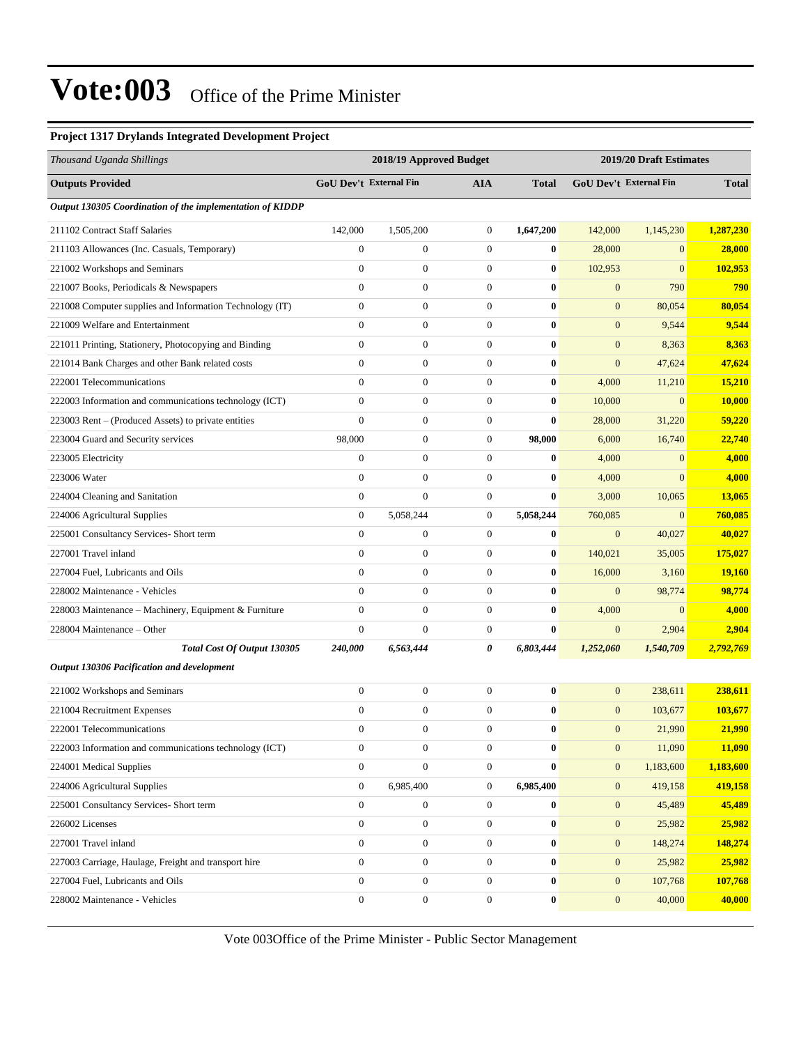# Vote:003 Office of the Prime Minister

### Project 1317 Drylands Integrated Development Project

| *Thousand Uganda Shillings* | 2018/19 Approved Budget | | | | 2019/20 Draft Estimates | | |
|---|---|---|---|---|---|---|---|
| **Outputs Provided** | **GoU Dev't** | **External Fin** | **AIA** | **Total** | **GoU Dev't** | **External Fin** | **Total** |
| ***Output 130305 Coordination of the implementation of KIDDP*** | | | | | | | |
| 211102 Contract Staff Salaries | 142,000 | 1,505,200 | 0 | **1,647,200** | 142,000 | 1,145,230 | **1,287,230** |
| 211103 Allowances (Inc. Casuals, Temporary) | 0 | 0 | 0 | **0** | 28,000 | 0 | **28,000** |
| 221002 Workshops and Seminars | 0 | 0 | 0 | **0** | 102,953 | 0 | **102,953** |
| 221007 Books, Periodicals & Newspapers | 0 | 0 | 0 | **0** | 0 | 790 | **790** |
| 221008 Computer supplies and Information Technology (IT) | 0 | 0 | 0 | **0** | 0 | 80,054 | **80,054** |
| 221009 Welfare and Entertainment | 0 | 0 | 0 | **0** | 0 | 9,544 | **9,544** |
| 221011 Printing, Stationery, Photocopying and Binding | 0 | 0 | 0 | **0** | 0 | 8,363 | **8,363** |
| 221014 Bank Charges and other Bank related costs | 0 | 0 | 0 | **0** | 0 | 47,624 | **47,624** |
| 222001 Telecommunications | 0 | 0 | 0 | **0** | 4,000 | 11,210 | **15,210** |
| 222003 Information and communications technology (ICT) | 0 | 0 | 0 | **0** | 10,000 | 0 | **10,000** |
| 223003 Rent – (Produced Assets) to private entities | 0 | 0 | 0 | **0** | 28,000 | 31,220 | **59,220** |
| 223004 Guard and Security services | 98,000 | 0 | 0 | **98,000** | 6,000 | 16,740 | **22,740** |
| 223005 Electricity | 0 | 0 | 0 | **0** | 4,000 | 0 | **4,000** |
| 223006 Water | 0 | 0 | 0 | **0** | 4,000 | 0 | **4,000** |
| 224004 Cleaning and Sanitation | 0 | 0 | 0 | **0** | 3,000 | 10,065 | **13,065** |
| 224006 Agricultural Supplies | 0 | 5,058,244 | 0 | **5,058,244** | 760,085 | 0 | **760,085** |
| 225001 Consultancy Services- Short term | 0 | 0 | 0 | **0** | 0 | 40,027 | **40,027** |
| 227001 Travel inland | 0 | 0 | 0 | **0** | 140,021 | 35,005 | **175,027** |
| 227004 Fuel, Lubricants and Oils | 0 | 0 | 0 | **0** | 16,000 | 3,160 | **19,160** |
| 228002 Maintenance - Vehicles | 0 | 0 | 0 | **0** | 0 | 98,774 | **98,774** |
| 228003 Maintenance – Machinery, Equipment & Furniture | 0 | 0 | 0 | **0** | 4,000 | 0 | **4,000** |
| 228004 Maintenance – Other | 0 | 0 | 0 | **0** | 0 | 2,904 | **2,904** |
| ***Total Cost Of Output 130305*** | ***240,000*** | ***6,563,444*** | ***0*** | ***6,803,444*** | ***1,252,060*** | ***1,540,709*** | ***2,792,769*** |
| ***Output 130306 Pacification and development*** | | | | | | | |
| 221002 Workshops and Seminars | 0 | 0 | 0 | **0** | 0 | 238,611 | **238,611** |
| 221004 Recruitment Expenses | 0 | 0 | 0 | **0** | 0 | 103,677 | **103,677** |
| 222001 Telecommunications | 0 | 0 | 0 | **0** | 0 | 21,990 | **21,990** |
| 222003 Information and communications technology (ICT) | 0 | 0 | 0 | **0** | 0 | 11,090 | **11,090** |
| 224001 Medical Supplies | 0 | 0 | 0 | **0** | 0 | 1,183,600 | **1,183,600** |
| 224006 Agricultural Supplies | 0 | 6,985,400 | 0 | **6,985,400** | 0 | 419,158 | **419,158** |
| 225001 Consultancy Services- Short term | 0 | 0 | 0 | **0** | 0 | 45,489 | **45,489** |
| 226002 Licenses | 0 | 0 | 0 | **0** | 0 | 25,982 | **25,982** |
| 227001 Travel inland | 0 | 0 | 0 | **0** | 0 | 148,274 | **148,274** |
| 227003 Carriage, Haulage, Freight and transport hire | 0 | 0 | 0 | **0** | 0 | 25,982 | **25,982** |
| 227004 Fuel, Lubricants and Oils | 0 | 0 | 0 | **0** | 0 | 107,768 | **107,768** |
| 228002 Maintenance - Vehicles | 0 | 0 | 0 | **0** | 0 | 40,000 | **40,000** |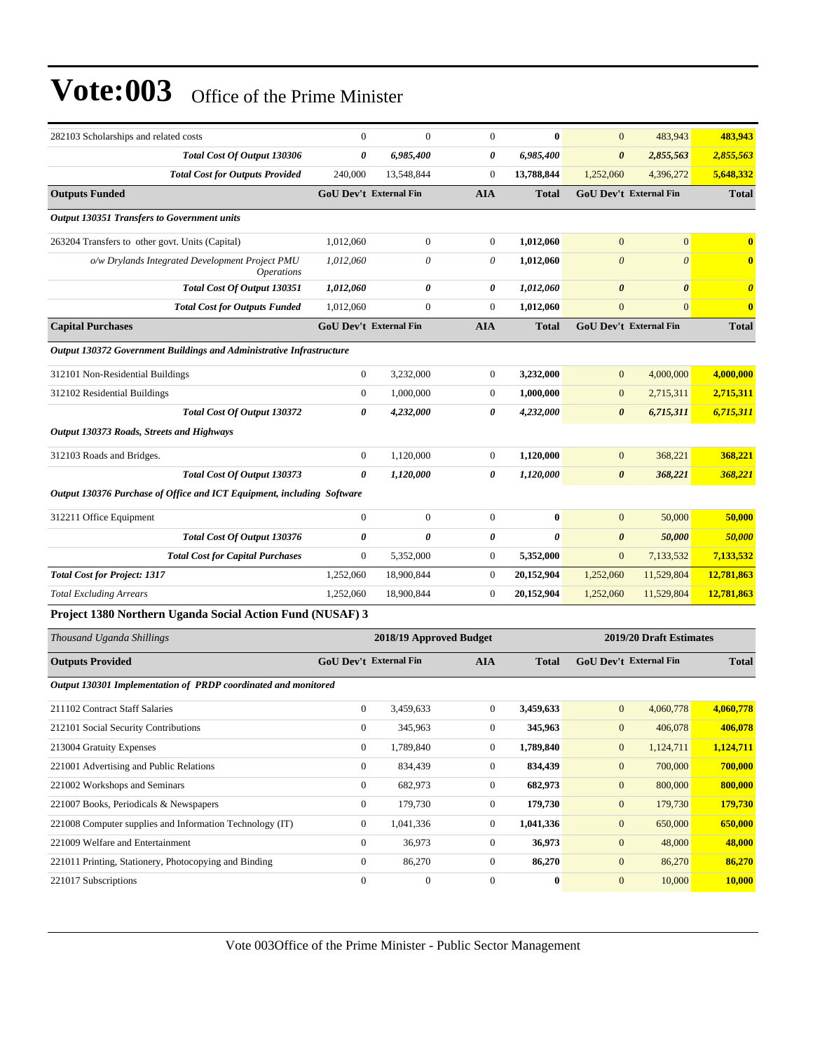# Vote:003 Office of the Prime Minister

| | | | | | | | |
|---|---|---|---|---|---|---|---|
| 282103 Scholarships and related costs | 0 | 0 | 0 | **0** | 0 | 483,943 | **483,943** |
| ***Total Cost Of Output 130306*** | ***0*** | ***6,985,400*** | ***0*** | ***6,985,400*** | ***0*** | ***2,855,563*** | ***2,855,563*** |
| ***Total Cost for Outputs Provided*** | 240,000 | 13,548,844 | 0 | **13,788,844** | 1,252,060 | 4,396,272 | **5,648,332** |
| **Outputs Funded** | **GoU Dev't** | **External Fin** | **AIA** | **Total** | **GoU Dev't** | **External Fin** | **Total** |
| ***Output 130351 Transfers to Government units*** | | | | | | | |
| 263204 Transfers to other govt. Units (Capital) | 1,012,060 | 0 | 0 | **1,012,060** | 0 | 0 | **0** |
| *o/w Drylands Integrated Development Project PMU Operations* | *1,012,060* | *0* | *0* | **1,012,060** | *0* | *0* | **0** |
| ***Total Cost Of Output 130351*** | ***1,012,060*** | ***0*** | ***0*** | ***1,012,060*** | ***0*** | ***0*** | ***0*** |
| ***Total Cost for Outputs Funded*** | 1,012,060 | 0 | 0 | **1,012,060** | 0 | 0 | **0** |
| **Capital Purchases** | **GoU Dev't** | **External Fin** | **AIA** | **Total** | **GoU Dev't** | **External Fin** | **Total** |
| ***Output 130372 Government Buildings and Administrative Infrastructure*** | | | | | | | |
| 312101 Non-Residential Buildings | 0 | 3,232,000 | 0 | **3,232,000** | 0 | 4,000,000 | **4,000,000** |
| 312102 Residential Buildings | 0 | 1,000,000 | 0 | **1,000,000** | 0 | 2,715,311 | **2,715,311** |
| ***Total Cost Of Output 130372*** | ***0*** | ***4,232,000*** | ***0*** | ***4,232,000*** | ***0*** | ***6,715,311*** | ***6,715,311*** |
| ***Output 130373 Roads, Streets and Highways*** | | | | | | | |
| 312103 Roads and Bridges. | 0 | 1,120,000 | 0 | **1,120,000** | 0 | 368,221 | **368,221** |
| ***Total Cost Of Output 130373*** | ***0*** | ***1,120,000*** | ***0*** | ***1,120,000*** | ***0*** | ***368,221*** | ***368,221*** |
| ***Output 130376 Purchase of Office and ICT Equipment, including Software*** | | | | | | | |
| 312211 Office Equipment | 0 | 0 | 0 | **0** | 0 | 50,000 | **50,000** |
| ***Total Cost Of Output 130376*** | ***0*** | ***0*** | ***0*** | ***0*** | ***0*** | ***50,000*** | ***50,000*** |
| ***Total Cost for Capital Purchases*** | 0 | 5,352,000 | 0 | **5,352,000** | 0 | 7,133,532 | **7,133,532** |
| ***Total Cost for Project: 1317*** | 1,252,060 | 18,900,844 | 0 | **20,152,904** | 1,252,060 | 11,529,804 | **12,781,863** |
| *Total Excluding Arrears* | 1,252,060 | 18,900,844 | 0 | **20,152,904** | 1,252,060 | 11,529,804 | **12,781,863** |

### Project 1380 Northern Uganda Social Action Fund (NUSAF) 3

| *Thousand Uganda Shillings* | 2018/19 Approved Budget | | | | 2019/20 Draft Estimates | | |
|---|---|---|---|---|---|---|---|
| **Outputs Provided** | **GoU Dev't** | **External Fin** | **AIA** | **Total** | **GoU Dev't** | **External Fin** | **Total** |
| ***Output 130301 Implementation of PRDP coordinated and monitored*** | | | | | | | |
| 211102 Contract Staff Salaries | 0 | 3,459,633 | 0 | **3,459,633** | 0 | 4,060,778 | **4,060,778** |
| 212101 Social Security Contributions | 0 | 345,963 | 0 | **345,963** | 0 | 406,078 | **406,078** |
| 213004 Gratuity Expenses | 0 | 1,789,840 | 0 | **1,789,840** | 0 | 1,124,711 | **1,124,711** |
| 221001 Advertising and Public Relations | 0 | 834,439 | 0 | **834,439** | 0 | 700,000 | **700,000** |
| 221002 Workshops and Seminars | 0 | 682,973 | 0 | **682,973** | 0 | 800,000 | **800,000** |
| 221007 Books, Periodicals & Newspapers | 0 | 179,730 | 0 | **179,730** | 0 | 179,730 | **179,730** |
| 221008 Computer supplies and Information Technology (IT) | 0 | 1,041,336 | 0 | **1,041,336** | 0 | 650,000 | **650,000** |
| 221009 Welfare and Entertainment | 0 | 36,973 | 0 | **36,973** | 0 | 48,000 | **48,000** |
| 221011 Printing, Stationery, Photocopying and Binding | 0 | 86,270 | 0 | **86,270** | 0 | 86,270 | **86,270** |
| 221017 Subscriptions | 0 | 0 | 0 | **0** | 0 | 10,000 | **10,000** |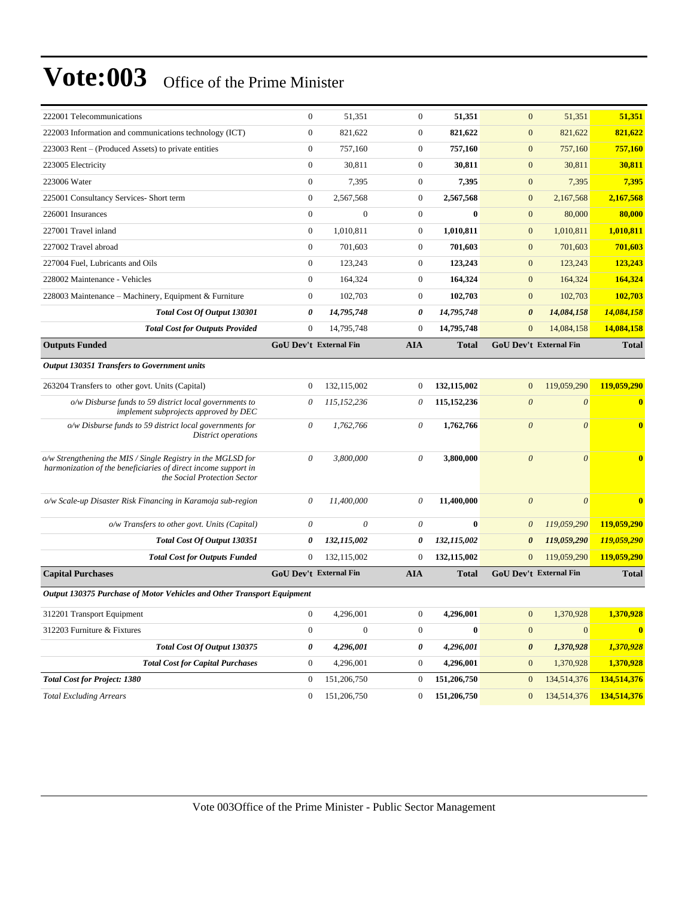# Vote:003 Office of the Prime Minister

| | | | | | | | |
|---|---|---|---|---|---|---|---|
| 222001 Telecommunications | 0 | 51,351 | 0 | **51,351** | 0 | 51,351 | **51,351** |
| 222003 Information and communications technology (ICT) | 0 | 821,622 | 0 | **821,622** | 0 | 821,622 | **821,622** |
| 223003 Rent – (Produced Assets) to private entities | 0 | 757,160 | 0 | **757,160** | 0 | 757,160 | **757,160** |
| 223005 Electricity | 0 | 30,811 | 0 | **30,811** | 0 | 30,811 | **30,811** |
| 223006 Water | 0 | 7,395 | 0 | **7,395** | 0 | 7,395 | **7,395** |
| 225001 Consultancy Services- Short term | 0 | 2,567,568 | 0 | **2,567,568** | 0 | 2,167,568 | **2,167,568** |
| 226001 Insurances | 0 | 0 | 0 | **0** | 0 | 80,000 | **80,000** |
| 227001 Travel inland | 0 | 1,010,811 | 0 | **1,010,811** | 0 | 1,010,811 | **1,010,811** |
| 227002 Travel abroad | 0 | 701,603 | 0 | **701,603** | 0 | 701,603 | **701,603** |
| 227004 Fuel, Lubricants and Oils | 0 | 123,243 | 0 | **123,243** | 0 | 123,243 | **123,243** |
| 228002 Maintenance - Vehicles | 0 | 164,324 | 0 | **164,324** | 0 | 164,324 | **164,324** |
| 228003 Maintenance – Machinery, Equipment & Furniture | 0 | 102,703 | 0 | **102,703** | 0 | 102,703 | **102,703** |
| ***Total Cost Of Output 130301*** | ***0*** | ***14,795,748*** | ***0*** | ***14,795,748*** | ***0*** | ***14,084,158*** | ***14,084,158*** |
| ***Total Cost for Outputs Provided*** | 0 | 14,795,748 | 0 | **14,795,748** | 0 | 14,084,158 | **14,084,158** |
| **Outputs Funded** | **GoU Dev't** | **External Fin** | **AIA** | **Total** | **GoU Dev't** | **External Fin** | **Total** |
| ***Output 130351 Transfers to Government units*** | | | | | | | |
| 263204 Transfers to other govt. Units (Capital) | 0 | 132,115,002 | 0 | **132,115,002** | 0 | 119,059,290 | **119,059,290** |
| *o/w Disburse funds to 59 district local governments to implement subprojects approved by DEC* | *0* | *115,152,236* | *0* | **115,152,236** | *0* | *0* | **0** |
| *o/w Disburse funds to 59 district local governments for District operations* | *0* | *1,762,766* | *0* | **1,762,766** | *0* | *0* | **0** |
| *o/w Strengthening the MIS / Single Registry in the MGLSD for harmonization of the beneficiaries of direct income support in the Social Protection Sector* | *0* | *3,800,000* | *0* | **3,800,000** | *0* | *0* | **0** |
| *o/w Scale-up Disaster Risk Financing in Karamoja sub-region* | *0* | *11,400,000* | *0* | **11,400,000** | *0* | *0* | **0** |
| *o/w Transfers to other govt. Units (Capital)* | *0* | *0* | *0* | **0** | *0* | *119,059,290* | **119,059,290** |
| ***Total Cost Of Output 130351*** | ***0*** | ***132,115,002*** | ***0*** | ***132,115,002*** | ***0*** | ***119,059,290*** | ***119,059,290*** |
| ***Total Cost for Outputs Funded*** | 0 | 132,115,002 | 0 | **132,115,002** | 0 | 119,059,290 | **119,059,290** |
| **Capital Purchases** | **GoU Dev't** | **External Fin** | **AIA** | **Total** | **GoU Dev't** | **External Fin** | **Total** |
| ***Output 130375 Purchase of Motor Vehicles and Other Transport Equipment*** | | | | | | | |
| 312201 Transport Equipment | 0 | 4,296,001 | 0 | **4,296,001** | 0 | 1,370,928 | **1,370,928** |
| 312203 Furniture & Fixtures | 0 | 0 | 0 | **0** | 0 | 0 | **0** |
| ***Total Cost Of Output 130375*** | ***0*** | ***4,296,001*** | ***0*** | ***4,296,001*** | ***0*** | ***1,370,928*** | ***1,370,928*** |
| ***Total Cost for Capital Purchases*** | 0 | 4,296,001 | 0 | **4,296,001** | 0 | 1,370,928 | **1,370,928** |
| ***Total Cost for Project: 1380*** | 0 | 151,206,750 | 0 | **151,206,750** | 0 | 134,514,376 | **134,514,376** |
| *Total Excluding Arrears* | 0 | 151,206,750 | 0 | **151,206,750** | 0 | 134,514,376 | **134,514,376** |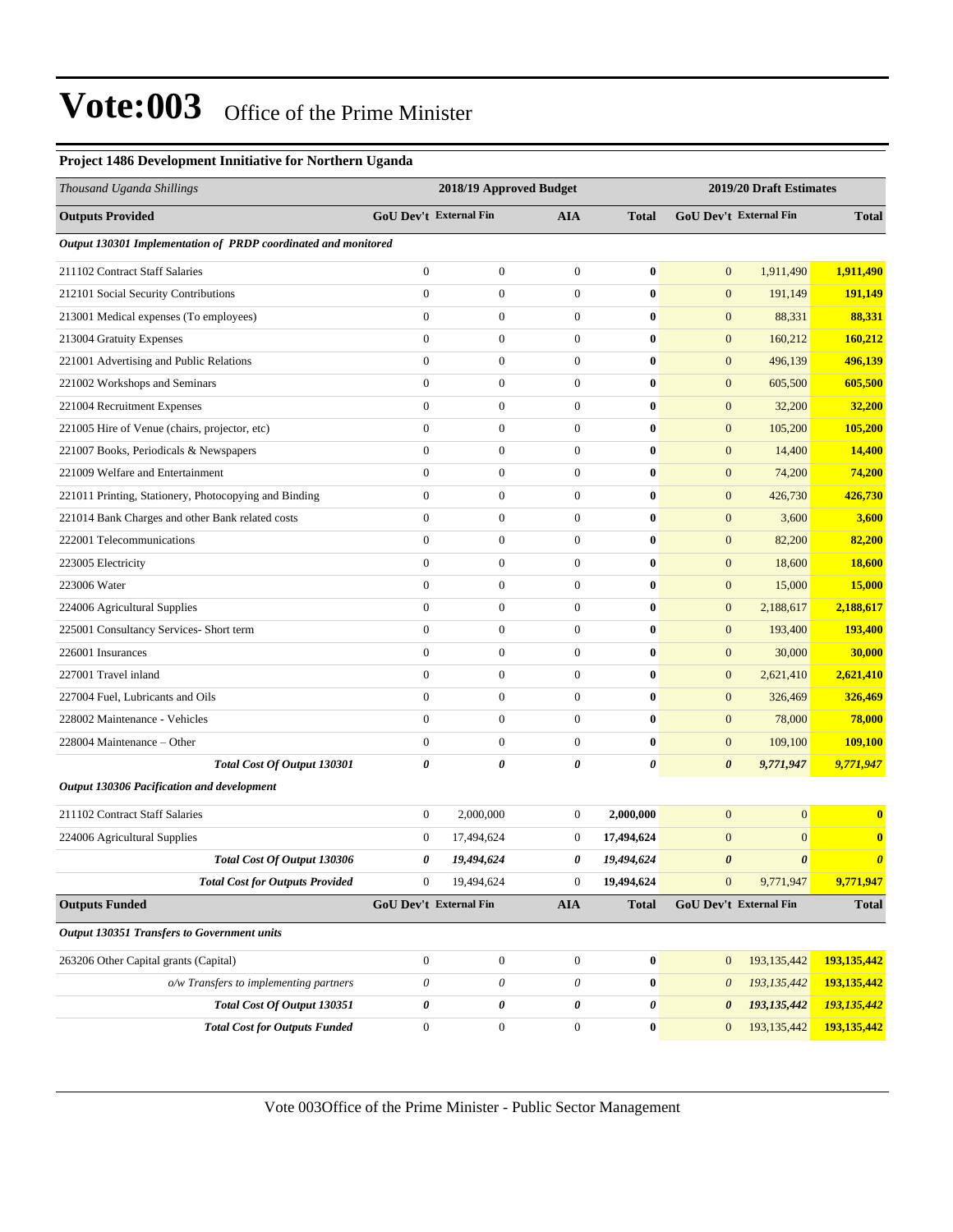# Vote:003 Office of the Prime Minister

**Project 1486 Development Innitiative for Northern Uganda**

| *Thousand Uganda Shillings* | 2018/19 Approved Budget | | | | 2019/20 Draft Estimates | | |
|---|---|---|---|---|---|---|---|
| **Outputs Provided** | **GoU Dev't** | **External Fin** | **AIA** | **Total** | **GoU Dev't** | **External Fin** | **Total** |
| ***Output 130301 Implementation of PRDP coordinated and monitored*** | | | | | | | |
| 211102 Contract Staff Salaries | 0 | 0 | 0 | **0** | 0 | 1,911,490 | **1,911,490** |
| 212101 Social Security Contributions | 0 | 0 | 0 | **0** | 0 | 191,149 | **191,149** |
| 213001 Medical expenses (To employees) | 0 | 0 | 0 | **0** | 0 | 88,331 | **88,331** |
| 213004 Gratuity Expenses | 0 | 0 | 0 | **0** | 0 | 160,212 | **160,212** |
| 221001 Advertising and Public Relations | 0 | 0 | 0 | **0** | 0 | 496,139 | **496,139** |
| 221002 Workshops and Seminars | 0 | 0 | 0 | **0** | 0 | 605,500 | **605,500** |
| 221004 Recruitment Expenses | 0 | 0 | 0 | **0** | 0 | 32,200 | **32,200** |
| 221005 Hire of Venue (chairs, projector, etc) | 0 | 0 | 0 | **0** | 0 | 105,200 | **105,200** |
| 221007 Books, Periodicals & Newspapers | 0 | 0 | 0 | **0** | 0 | 14,400 | **14,400** |
| 221009 Welfare and Entertainment | 0 | 0 | 0 | **0** | 0 | 74,200 | **74,200** |
| 221011 Printing, Stationery, Photocopying and Binding | 0 | 0 | 0 | **0** | 0 | 426,730 | **426,730** |
| 221014 Bank Charges and other Bank related costs | 0 | 0 | 0 | **0** | 0 | 3,600 | **3,600** |
| 222001 Telecommunications | 0 | 0 | 0 | **0** | 0 | 82,200 | **82,200** |
| 223005 Electricity | 0 | 0 | 0 | **0** | 0 | 18,600 | **18,600** |
| 223006 Water | 0 | 0 | 0 | **0** | 0 | 15,000 | **15,000** |
| 224006 Agricultural Supplies | 0 | 0 | 0 | **0** | 0 | 2,188,617 | **2,188,617** |
| 225001 Consultancy Services- Short term | 0 | 0 | 0 | **0** | 0 | 193,400 | **193,400** |
| 226001 Insurances | 0 | 0 | 0 | **0** | 0 | 30,000 | **30,000** |
| 227001 Travel inland | 0 | 0 | 0 | **0** | 0 | 2,621,410 | **2,621,410** |
| 227004 Fuel, Lubricants and Oils | 0 | 0 | 0 | **0** | 0 | 326,469 | **326,469** |
| 228002 Maintenance - Vehicles | 0 | 0 | 0 | **0** | 0 | 78,000 | **78,000** |
| 228004 Maintenance – Other | 0 | 0 | 0 | **0** | 0 | 109,100 | **109,100** |
| ***Total Cost Of Output 130301*** | ***0*** | ***0*** | ***0*** | ***0*** | ***0*** | ***9,771,947*** | ***9,771,947*** |
| ***Output 130306 Pacification and development*** | | | | | | | |
| 211102 Contract Staff Salaries | 0 | 2,000,000 | 0 | **2,000,000** | 0 | 0 | **0** |
| 224006 Agricultural Supplies | 0 | 17,494,624 | 0 | **17,494,624** | 0 | 0 | **0** |
| ***Total Cost Of Output 130306*** | ***0*** | ***19,494,624*** | ***0*** | ***19,494,624*** | ***0*** | ***0*** | ***0*** |
| ***Total Cost for Outputs Provided*** | 0 | 19,494,624 | 0 | **19,494,624** | 0 | 9,771,947 | **9,771,947** |
| **Outputs Funded** | **GoU Dev't** | **External Fin** | **AIA** | **Total** | **GoU Dev't** | **External Fin** | **Total** |
| ***Output 130351 Transfers to Government units*** | | | | | | | |
| 263206 Other Capital grants (Capital) | 0 | 0 | 0 | **0** | 0 | 193,135,442 | **193,135,442** |
| *o/w Transfers to implementing partners* | *0* | *0* | *0* | **0** | *0* | *193,135,442* | **193,135,442** |
| ***Total Cost Of Output 130351*** | ***0*** | ***0*** | ***0*** | ***0*** | ***0*** | ***193,135,442*** | ***193,135,442*** |
| ***Total Cost for Outputs Funded*** | 0 | 0 | 0 | **0** | 0 | 193,135,442 | **193,135,442** |

Vote 003Office of the Prime Minister - Public Sector Management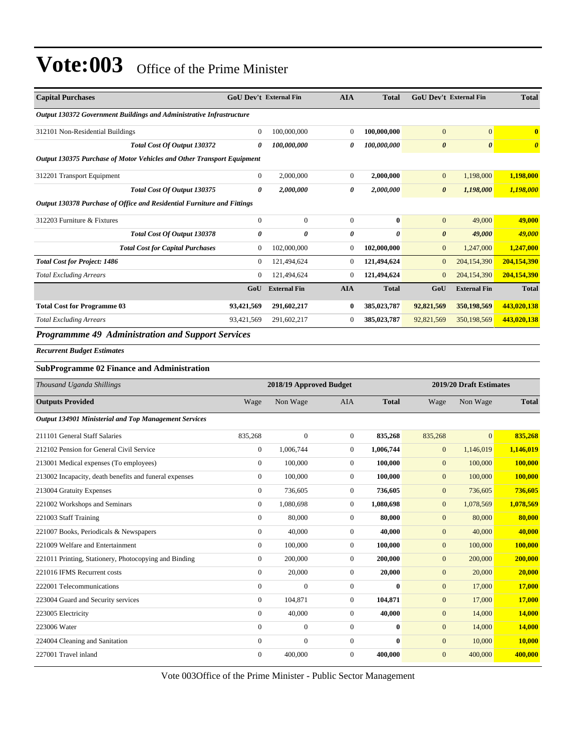# Vote:003 Office of the Prime Minister

| Capital Purchases | GoU Dev't | External Fin | AIA | Total | GoU Dev't | External Fin | Total |
|---|---|---|---|---|---|---|---|
| ***Output 130372 Government Buildings and Administrative Infrastructure*** | | | | | | | |
| 312101 Non-Residential Buildings | 0 | 100,000,000 | 0 | **100,000,000** | 0 | 0 | **0** |
| ***Total Cost Of Output 130372*** | ***0*** | ***100,000,000*** | ***0*** | ***100,000,000*** | ***0*** | ***0*** | ***0*** |
| ***Output 130375 Purchase of Motor Vehicles and Other Transport Equipment*** | | | | | | | |
| 312201 Transport Equipment | 0 | 2,000,000 | 0 | **2,000,000** | 0 | 1,198,000 | **1,198,000** |
| ***Total Cost Of Output 130375*** | ***0*** | ***2,000,000*** | ***0*** | ***2,000,000*** | ***0*** | ***1,198,000*** | ***1,198,000*** |
| ***Output 130378 Purchase of Office and Residential Furniture and Fittings*** | | | | | | | |
| 312203 Furniture & Fixtures | 0 | 0 | 0 | **0** | 0 | 49,000 | **49,000** |
| ***Total Cost Of Output 130378*** | ***0*** | ***0*** | ***0*** | ***0*** | ***0*** | ***49,000*** | ***49,000*** |
| ***Total Cost for Capital Purchases*** | 0 | 102,000,000 | 0 | **102,000,000** | 0 | 1,247,000 | **1,247,000** |
| ***Total Cost for Project: 1486*** | 0 | 121,494,624 | 0 | **121,494,624** | 0 | 204,154,390 | **204,154,390** |
| *Total Excluding Arrears* | 0 | 121,494,624 | 0 | **121,494,624** | 0 | 204,154,390 | **204,154,390** |
| | **GoU** | **External Fin** | **AIA** | **Total** | **GoU** | **External Fin** | **Total** |
| **Total Cost for Programme 03** | **93,421,569** | **291,602,217** | **0** | **385,023,787** | **92,821,569** | **350,198,569** | **443,020,138** |
| *Total Excluding Arrears* | 93,421,569 | 291,602,217 | 0 | **385,023,787** | 92,821,569 | 350,198,569 | **443,020,138** |

## *Programmme 49 Administration and Support Services*

***Recurrent Budget Estimates***

### SubProgramme 02 Finance and Administration

| *Thousand Uganda Shillings* | 2018/19 Approved Budget | | | | 2019/20 Draft Estimates | | |
|---|---|---|---|---|---|---|---|
| **Outputs Provided** | Wage | Non Wage | AIA | **Total** | Wage | Non Wage | **Total** |
| ***Output 134901 Ministerial and Top Management Services*** | | | | | | | |
| 211101 General Staff Salaries | 835,268 | 0 | 0 | **835,268** | 835,268 | 0 | **835,268** |
| 212102 Pension for General Civil Service | 0 | 1,006,744 | 0 | **1,006,744** | 0 | 1,146,019 | **1,146,019** |
| 213001 Medical expenses (To employees) | 0 | 100,000 | 0 | **100,000** | 0 | 100,000 | **100,000** |
| 213002 Incapacity, death benefits and funeral expenses | 0 | 100,000 | 0 | **100,000** | 0 | 100,000 | **100,000** |
| 213004 Gratuity Expenses | 0 | 736,605 | 0 | **736,605** | 0 | 736,605 | **736,605** |
| 221002 Workshops and Seminars | 0 | 1,080,698 | 0 | **1,080,698** | 0 | 1,078,569 | **1,078,569** |
| 221003 Staff Training | 0 | 80,000 | 0 | **80,000** | 0 | 80,000 | **80,000** |
| 221007 Books, Periodicals & Newspapers | 0 | 40,000 | 0 | **40,000** | 0 | 40,000 | **40,000** |
| 221009 Welfare and Entertainment | 0 | 100,000 | 0 | **100,000** | 0 | 100,000 | **100,000** |
| 221011 Printing, Stationery, Photocopying and Binding | 0 | 200,000 | 0 | **200,000** | 0 | 200,000 | **200,000** |
| 221016 IFMS Recurrent costs | 0 | 20,000 | 0 | **20,000** | 0 | 20,000 | **20,000** |
| 222001 Telecommunications | 0 | 0 | 0 | **0** | 0 | 17,000 | **17,000** |
| 223004 Guard and Security services | 0 | 104,871 | 0 | **104,871** | 0 | 17,000 | **17,000** |
| 223005 Electricity | 0 | 40,000 | 0 | **40,000** | 0 | 14,000 | **14,000** |
| 223006 Water | 0 | 0 | 0 | **0** | 0 | 14,000 | **14,000** |
| 224004 Cleaning and Sanitation | 0 | 0 | 0 | **0** | 0 | 10,000 | **10,000** |
| 227001 Travel inland | 0 | 400,000 | 0 | **400,000** | 0 | 400,000 | **400,000** |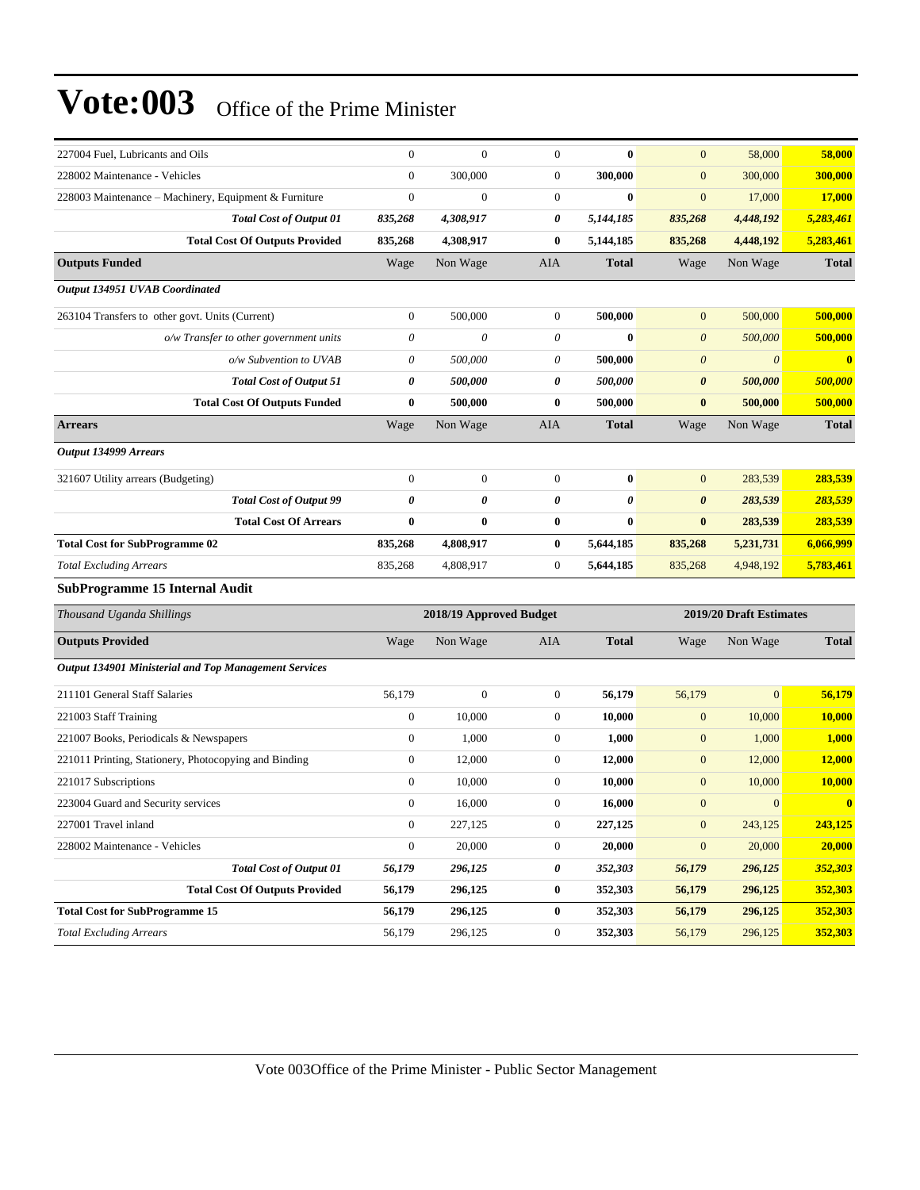# Vote:003 Office of the Prime Minister

| | | | | | | | |
|---|---|---|---|---|---|---|---|
| 227004 Fuel, Lubricants and Oils | 0 | 0 | 0 | **0** | 0 | 58,000 | **58,000** |
| 228002 Maintenance - Vehicles | 0 | 300,000 | 0 | **300,000** | 0 | 300,000 | **300,000** |
| 228003 Maintenance – Machinery, Equipment & Furniture | 0 | 0 | 0 | **0** | 0 | 17,000 | **17,000** |
| ***Total Cost of Output 01*** | ***835,268*** | ***4,308,917*** | ***0*** | ***5,144,185*** | ***835,268*** | ***4,448,192*** | ***5,283,461*** |
| **Total Cost Of Outputs Provided** | **835,268** | **4,308,917** | **0** | **5,144,185** | **835,268** | **4,448,192** | **5,283,461** |
| **Outputs Funded** | Wage | Non Wage | AIA | **Total** | Wage | Non Wage | **Total** |
| ***Output 134951 UVAB Coordinated*** | | | | | | | |
| 263104 Transfers to other govt. Units (Current) | 0 | 500,000 | 0 | **500,000** | 0 | 500,000 | **500,000** |
| *o/w Transfer to other government units* | *0* | *0* | *0* | **0** | *0* | *500,000* | **500,000** |
| *o/w Subvention to UVAB* | *0* | *500,000* | *0* | **500,000** | *0* | *0* | **0** |
| ***Total Cost of Output 51*** | ***0*** | ***500,000*** | ***0*** | ***500,000*** | ***0*** | ***500,000*** | ***500,000*** |
| **Total Cost Of Outputs Funded** | **0** | **500,000** | **0** | **500,000** | **0** | **500,000** | **500,000** |
| **Arrears** | Wage | Non Wage | AIA | **Total** | Wage | Non Wage | **Total** |
| ***Output 134999 Arrears*** | | | | | | | |
| 321607 Utility arrears (Budgeting) | 0 | 0 | 0 | **0** | 0 | 283,539 | **283,539** |
| ***Total Cost of Output 99*** | ***0*** | ***0*** | ***0*** | ***0*** | ***0*** | ***283,539*** | ***283,539*** |
| **Total Cost Of Arrears** | **0** | **0** | **0** | **0** | **0** | **283,539** | **283,539** |
| **Total Cost for SubProgramme 02** | **835,268** | **4,808,917** | **0** | **5,644,185** | **835,268** | **5,231,731** | **6,066,999** |
| *Total Excluding Arrears* | 835,268 | 4,808,917 | 0 | **5,644,185** | 835,268 | 4,948,192 | **5,783,461** |

### SubProgramme 15 Internal Audit

| *Thousand Uganda Shillings* | 2018/19 Approved Budget | | | | 2019/20 Draft Estimates | | |
|---|---|---|---|---|---|---|---|
| **Outputs Provided** | Wage | Non Wage | AIA | **Total** | Wage | Non Wage | **Total** |
| ***Output 134901 Ministerial and Top Management Services*** | | | | | | | |
| 211101 General Staff Salaries | 56,179 | 0 | 0 | **56,179** | 56,179 | 0 | **56,179** |
| 221003 Staff Training | 0 | 10,000 | 0 | **10,000** | 0 | 10,000 | **10,000** |
| 221007 Books, Periodicals & Newspapers | 0 | 1,000 | 0 | **1,000** | 0 | 1,000 | **1,000** |
| 221011 Printing, Stationery, Photocopying and Binding | 0 | 12,000 | 0 | **12,000** | 0 | 12,000 | **12,000** |
| 221017 Subscriptions | 0 | 10,000 | 0 | **10,000** | 0 | 10,000 | **10,000** |
| 223004 Guard and Security services | 0 | 16,000 | 0 | **16,000** | 0 | 0 | **0** |
| 227001 Travel inland | 0 | 227,125 | 0 | **227,125** | 0 | 243,125 | **243,125** |
| 228002 Maintenance - Vehicles | 0 | 20,000 | 0 | **20,000** | 0 | 20,000 | **20,000** |
| ***Total Cost of Output 01*** | ***56,179*** | ***296,125*** | ***0*** | ***352,303*** | ***56,179*** | ***296,125*** | ***352,303*** |
| **Total Cost Of Outputs Provided** | **56,179** | **296,125** | **0** | **352,303** | **56,179** | **296,125** | **352,303** |
| **Total Cost for SubProgramme 15** | **56,179** | **296,125** | **0** | **352,303** | **56,179** | **296,125** | **352,303** |
| *Total Excluding Arrears* | 56,179 | 296,125 | 0 | **352,303** | 56,179 | 296,125 | **352,303** |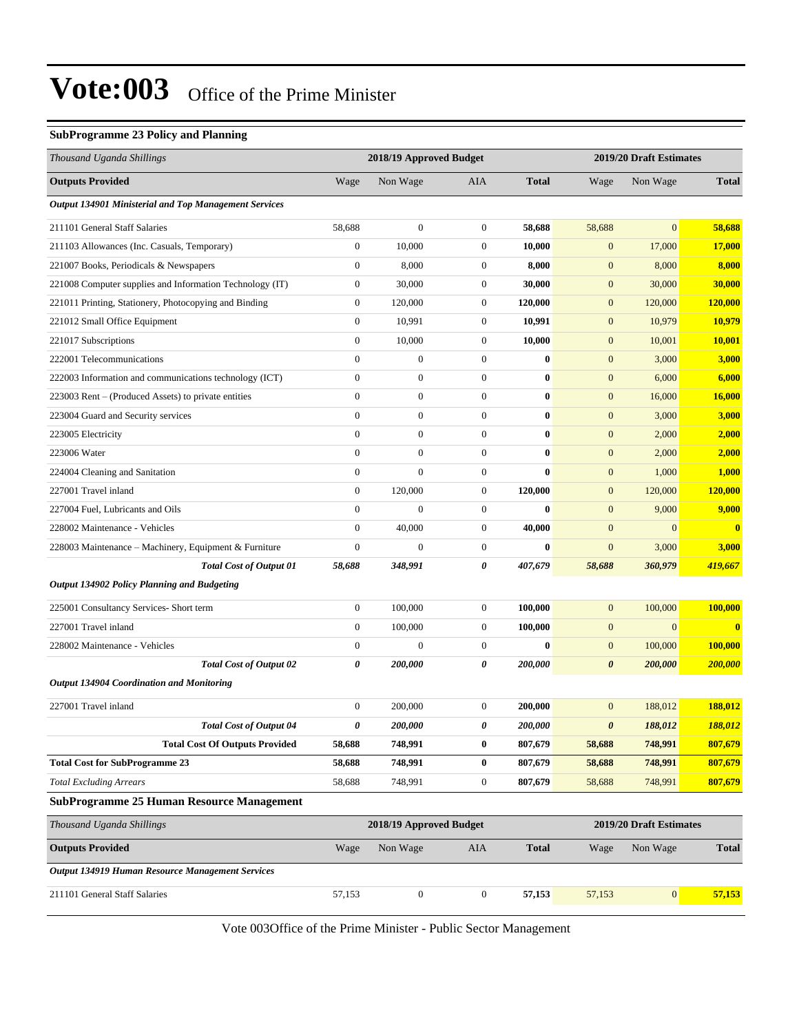# Vote:003 Office of the Prime Minister

### SubProgramme 23 Policy and Planning

| Thousand Uganda Shillings | 2018/19 Approved Budget | | | | 2019/20 Draft Estimates | | |
|---|---|---|---|---|---|---|---|
| **Outputs Provided** | Wage | Non Wage | AIA | **Total** | Wage | Non Wage | **Total** |
| ***Output 134901 Ministerial and Top Management Services*** | | | | | | | |
| 211101 General Staff Salaries | 58,688 | 0 | 0 | **58,688** | 58,688 | 0 | **58,688** |
| 211103 Allowances (Inc. Casuals, Temporary) | 0 | 10,000 | 0 | **10,000** | 0 | 17,000 | **17,000** |
| 221007 Books, Periodicals & Newspapers | 0 | 8,000 | 0 | **8,000** | 0 | 8,000 | **8,000** |
| 221008 Computer supplies and Information Technology (IT) | 0 | 30,000 | 0 | **30,000** | 0 | 30,000 | **30,000** |
| 221011 Printing, Stationery, Photocopying and Binding | 0 | 120,000 | 0 | **120,000** | 0 | 120,000 | **120,000** |
| 221012 Small Office Equipment | 0 | 10,991 | 0 | **10,991** | 0 | 10,979 | **10,979** |
| 221017 Subscriptions | 0 | 10,000 | 0 | **10,000** | 0 | 10,001 | **10,001** |
| 222001 Telecommunications | 0 | 0 | 0 | **0** | 0 | 3,000 | **3,000** |
| 222003 Information and communications technology (ICT) | 0 | 0 | 0 | **0** | 0 | 6,000 | **6,000** |
| 223003 Rent – (Produced Assets) to private entities | 0 | 0 | 0 | **0** | 0 | 16,000 | **16,000** |
| 223004 Guard and Security services | 0 | 0 | 0 | **0** | 0 | 3,000 | **3,000** |
| 223005 Electricity | 0 | 0 | 0 | **0** | 0 | 2,000 | **2,000** |
| 223006 Water | 0 | 0 | 0 | **0** | 0 | 2,000 | **2,000** |
| 224004 Cleaning and Sanitation | 0 | 0 | 0 | **0** | 0 | 1,000 | **1,000** |
| 227001 Travel inland | 0 | 120,000 | 0 | **120,000** | 0 | 120,000 | **120,000** |
| 227004 Fuel, Lubricants and Oils | 0 | 0 | 0 | **0** | 0 | 9,000 | **9,000** |
| 228002 Maintenance - Vehicles | 0 | 40,000 | 0 | **40,000** | 0 | 0 | **0** |
| 228003 Maintenance – Machinery, Equipment & Furniture | 0 | 0 | 0 | **0** | 0 | 3,000 | **3,000** |
| ***Total Cost of Output 01*** | ***58,688*** | ***348,991*** | ***0*** | ***407,679*** | ***58,688*** | ***360,979*** | ***419,667*** |
| ***Output 134902 Policy Planning and Budgeting*** | | | | | | | |
| 225001 Consultancy Services- Short term | 0 | 100,000 | 0 | **100,000** | 0 | 100,000 | **100,000** |
| 227001 Travel inland | 0 | 100,000 | 0 | **100,000** | 0 | 0 | **0** |
| 228002 Maintenance - Vehicles | 0 | 0 | 0 | **0** | 0 | 100,000 | **100,000** |
| ***Total Cost of Output 02*** | ***0*** | ***200,000*** | ***0*** | ***200,000*** | ***0*** | ***200,000*** | ***200,000*** |
| ***Output 134904 Coordination and Monitoring*** | | | | | | | |
| 227001 Travel inland | 0 | 200,000 | 0 | **200,000** | 0 | 188,012 | **188,012** |
| ***Total Cost of Output 04*** | ***0*** | ***200,000*** | ***0*** | ***200,000*** | ***0*** | ***188,012*** | ***188,012*** |
| **Total Cost Of Outputs Provided** | **58,688** | **748,991** | **0** | **807,679** | **58,688** | **748,991** | **807,679** |
| **Total Cost for SubProgramme 23** | **58,688** | **748,991** | **0** | **807,679** | **58,688** | **748,991** | **807,679** |
| *Total Excluding Arrears* | 58,688 | 748,991 | 0 | **807,679** | 58,688 | 748,991 | **807,679** |

### SubProgramme 25 Human Resource Management

| Thousand Uganda Shillings | 2018/19 Approved Budget | | | | 2019/20 Draft Estimates | | |
|---|---|---|---|---|---|---|---|
| **Outputs Provided** | Wage | Non Wage | AIA | **Total** | Wage | Non Wage | **Total** |
| ***Output 134919 Human Resource Management Services*** | | | | | | | |
| 211101 General Staff Salaries | 57,153 | 0 | 0 | **57,153** | 57,153 | 0 | **57,153** |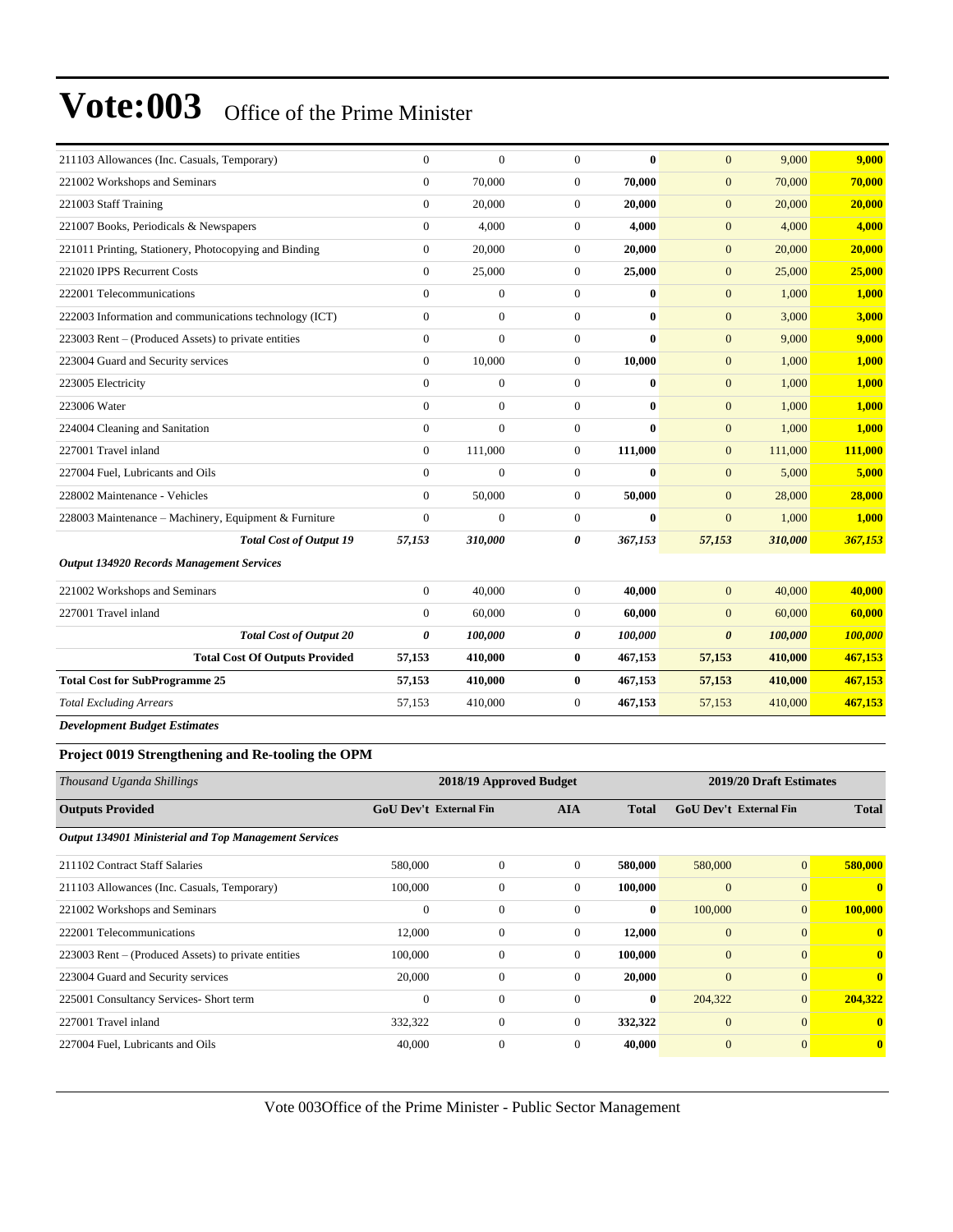# Vote:003 Office of the Prime Minister

| | | | | | | | |
|---|---|---|---|---|---|---|---|
| 211103 Allowances (Inc. Casuals, Temporary) | 0 | 0 | 0 | **0** | 0 | 9,000 | **9,000** |
| 221002 Workshops and Seminars | 0 | 70,000 | 0 | **70,000** | 0 | 70,000 | **70,000** |
| 221003 Staff Training | 0 | 20,000 | 0 | **20,000** | 0 | 20,000 | **20,000** |
| 221007 Books, Periodicals & Newspapers | 0 | 4,000 | 0 | **4,000** | 0 | 4,000 | **4,000** |
| 221011 Printing, Stationery, Photocopying and Binding | 0 | 20,000 | 0 | **20,000** | 0 | 20,000 | **20,000** |
| 221020 IPPS Recurrent Costs | 0 | 25,000 | 0 | **25,000** | 0 | 25,000 | **25,000** |
| 222001 Telecommunications | 0 | 0 | 0 | **0** | 0 | 1,000 | **1,000** |
| 222003 Information and communications technology (ICT) | 0 | 0 | 0 | **0** | 0 | 3,000 | **3,000** |
| 223003 Rent – (Produced Assets) to private entities | 0 | 0 | 0 | **0** | 0 | 9,000 | **9,000** |
| 223004 Guard and Security services | 0 | 10,000 | 0 | **10,000** | 0 | 1,000 | **1,000** |
| 223005 Electricity | 0 | 0 | 0 | **0** | 0 | 1,000 | **1,000** |
| 223006 Water | 0 | 0 | 0 | **0** | 0 | 1,000 | **1,000** |
| 224004 Cleaning and Sanitation | 0 | 0 | 0 | **0** | 0 | 1,000 | **1,000** |
| 227001 Travel inland | 0 | 111,000 | 0 | **111,000** | 0 | 111,000 | **111,000** |
| 227004 Fuel, Lubricants and Oils | 0 | 0 | 0 | **0** | 0 | 5,000 | **5,000** |
| 228002 Maintenance - Vehicles | 0 | 50,000 | 0 | **50,000** | 0 | 28,000 | **28,000** |
| 228003 Maintenance – Machinery, Equipment & Furniture | 0 | 0 | 0 | **0** | 0 | 1,000 | **1,000** |
| ***Total Cost of Output 19*** | ***57,153*** | ***310,000*** | ***0*** | ***367,153*** | ***57,153*** | ***310,000*** | ***367,153*** |
| ***Output 134920 Records Management Services*** | | | | | | | |
| 221002 Workshops and Seminars | 0 | 40,000 | 0 | **40,000** | 0 | 40,000 | **40,000** |
| 227001 Travel inland | 0 | 60,000 | 0 | **60,000** | 0 | 60,000 | **60,000** |
| ***Total Cost of Output 20*** | ***0*** | ***100,000*** | ***0*** | ***100,000*** | ***0*** | ***100,000*** | ***100,000*** |
| **Total Cost Of Outputs Provided** | **57,153** | **410,000** | **0** | **467,153** | **57,153** | **410,000** | **467,153** |
| **Total Cost for SubProgramme 25** | **57,153** | **410,000** | **0** | **467,153** | **57,153** | **410,000** | **467,153** |
| *Total Excluding Arrears* | 57,153 | 410,000 | 0 | **467,153** | 57,153 | 410,000 | **467,153** |

***Development Budget Estimates***

**Project 0019 Strengthening and Re-tooling the OPM**

| *Thousand Uganda Shillings* | 2018/19 Approved Budget | | | | 2019/20 Draft Estimates | | |
|---|---|---|---|---|---|---|---|
| **Outputs Provided** | **GoU Dev't** | **External Fin** | **AIA** | **Total** | **GoU Dev't** | **External Fin** | **Total** |
| ***Output 134901 Ministerial and Top Management Services*** | | | | | | | |
| 211102 Contract Staff Salaries | 580,000 | 0 | 0 | **580,000** | 580,000 | 0 | **580,000** |
| 211103 Allowances (Inc. Casuals, Temporary) | 100,000 | 0 | 0 | **100,000** | 0 | 0 | **0** |
| 221002 Workshops and Seminars | 0 | 0 | 0 | **0** | 100,000 | 0 | **100,000** |
| 222001 Telecommunications | 12,000 | 0 | 0 | **12,000** | 0 | 0 | **0** |
| 223003 Rent – (Produced Assets) to private entities | 100,000 | 0 | 0 | **100,000** | 0 | 0 | **0** |
| 223004 Guard and Security services | 20,000 | 0 | 0 | **20,000** | 0 | 0 | **0** |
| 225001 Consultancy Services- Short term | 0 | 0 | 0 | **0** | 204,322 | 0 | **204,322** |
| 227001 Travel inland | 332,322 | 0 | 0 | **332,322** | 0 | 0 | **0** |
| 227004 Fuel, Lubricants and Oils | 40,000 | 0 | 0 | **40,000** | 0 | 0 | **0** |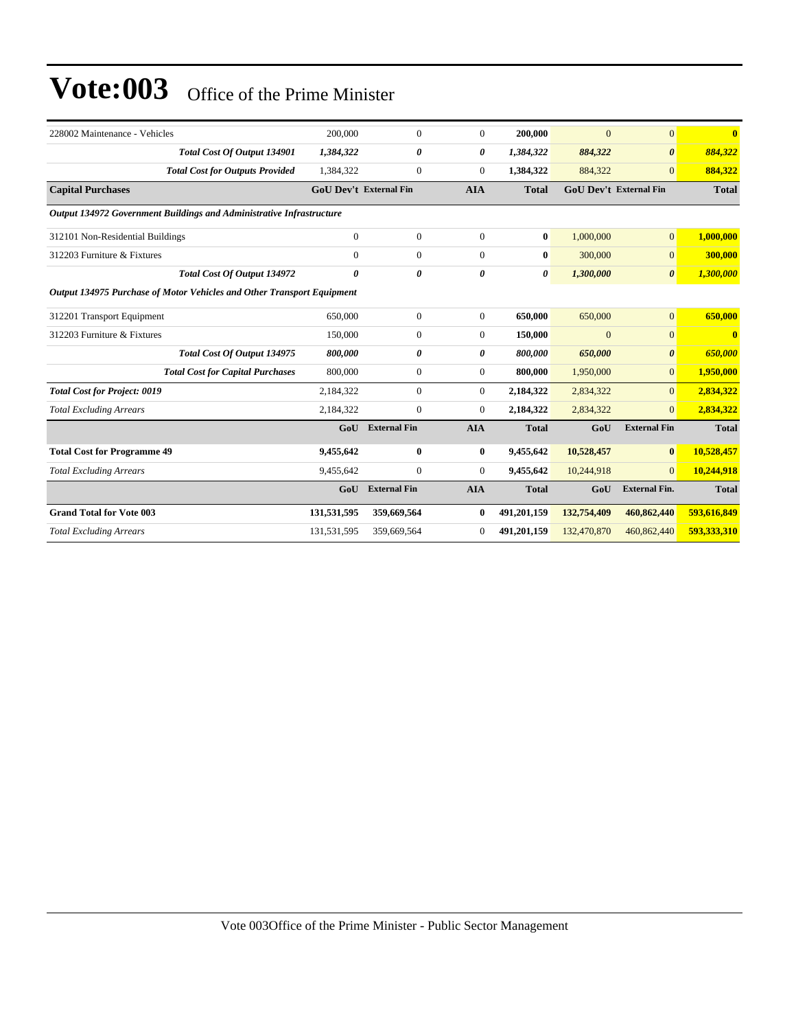# Vote:003 Office of the Prime Minister

| | | | | | | | |
|---|---|---|---|---|---|---|---|
| 228002 Maintenance - Vehicles | 200,000 | 0 | 0 | **200,000** | 0 | 0 | **0** |
| ***Total Cost Of Output 134901*** | ***1,384,322*** | ***0*** | ***0*** | ***1,384,322*** | ***884,322*** | ***0*** | ***884,322*** |
| ***Total Cost for Outputs Provided*** | 1,384,322 | 0 | 0 | **1,384,322** | 884,322 | 0 | **884,322** |
| **Capital Purchases** | **GoU Dev't** | **External Fin** | **AIA** | **Total** | **GoU Dev't** | **External Fin** | **Total** |
| ***Output 134972 Government Buildings and Administrative Infrastructure*** | | | | | | | |
| 312101 Non-Residential Buildings | 0 | 0 | 0 | **0** | 1,000,000 | 0 | **1,000,000** |
| 312203 Furniture & Fixtures | 0 | 0 | 0 | **0** | 300,000 | 0 | **300,000** |
| ***Total Cost Of Output 134972*** | ***0*** | ***0*** | ***0*** | ***0*** | ***1,300,000*** | ***0*** | ***1,300,000*** |
| ***Output 134975 Purchase of Motor Vehicles and Other Transport Equipment*** | | | | | | | |
| 312201 Transport Equipment | 650,000 | 0 | 0 | **650,000** | 650,000 | 0 | **650,000** |
| 312203 Furniture & Fixtures | 150,000 | 0 | 0 | **150,000** | 0 | 0 | **0** |
| ***Total Cost Of Output 134975*** | ***800,000*** | ***0*** | ***0*** | ***800,000*** | ***650,000*** | ***0*** | ***650,000*** |
| ***Total Cost for Capital Purchases*** | 800,000 | 0 | 0 | **800,000** | 1,950,000 | 0 | **1,950,000** |
| ***Total Cost for Project: 0019*** | 2,184,322 | 0 | 0 | **2,184,322** | 2,834,322 | 0 | **2,834,322** |
| *Total Excluding Arrears* | 2,184,322 | 0 | 0 | **2,184,322** | 2,834,322 | 0 | **2,834,322** |
| | **GoU** | **External Fin** | **AIA** | **Total** | **GoU** | **External Fin** | **Total** |
| **Total Cost for Programme 49** | **9,455,642** | **0** | **0** | **9,455,642** | **10,528,457** | **0** | **10,528,457** |
| *Total Excluding Arrears* | 9,455,642 | 0 | 0 | **9,455,642** | 10,244,918 | 0 | **10,244,918** |
| | **GoU** | **External Fin** | **AIA** | **Total** | **GoU** | **External Fin.** | **Total** |
| **Grand Total for Vote 003** | **131,531,595** | **359,669,564** | **0** | **491,201,159** | **132,754,409** | **460,862,440** | **593,616,849** |
| *Total Excluding Arrears* | 131,531,595 | 359,669,564 | 0 | **491,201,159** | 132,470,870 | 460,862,440 | **593,333,310** |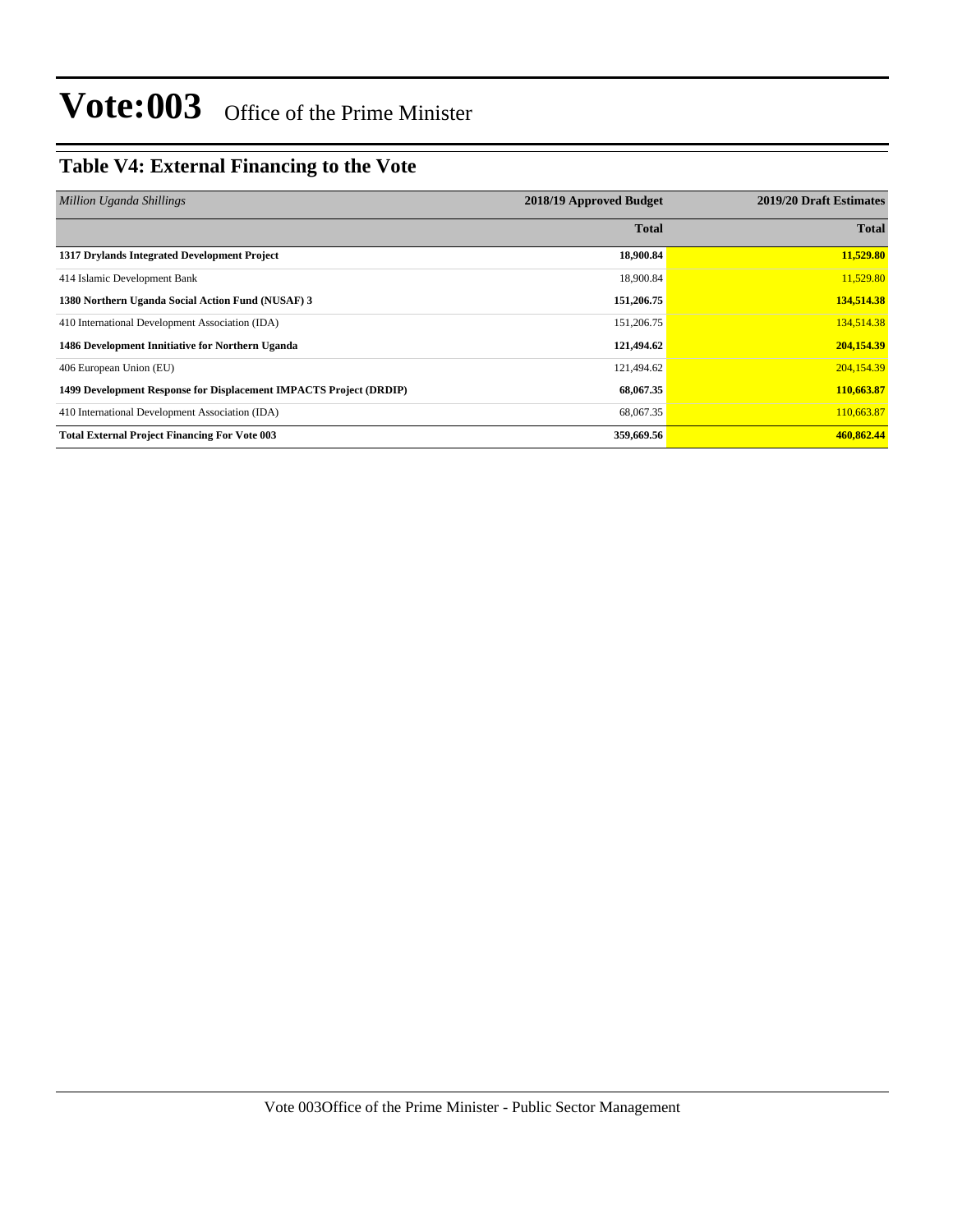# Vote:003 Office of the Prime Minister

## Table V4: External Financing to the Vote

| *Million Uganda Shillings* | 2018/19 Approved Budget | 2019/20 Draft Estimates |
|---|---|---|
| | **Total** | **Total** |
| **1317 Drylands Integrated Development Project** | **18,900.84** | **11,529.80** |
| 414 Islamic Development Bank | 18,900.84 | 11,529.80 |
| **1380 Northern Uganda Social Action Fund (NUSAF) 3** | **151,206.75** | **134,514.38** |
| 410 International Development Association (IDA) | 151,206.75 | 134,514.38 |
| **1486 Development Innitiative for Northern Uganda** | **121,494.62** | **204,154.39** |
| 406 European Union (EU) | 121,494.62 | 204,154.39 |
| **1499 Development Response for Displacement IMPACTS Project (DRDIP)** | **68,067.35** | **110,663.87** |
| 410 International Development Association (IDA) | 68,067.35 | 110,663.87 |
| **Total External Project Financing For Vote 003** | **359,669.56** | **460,862.44** |